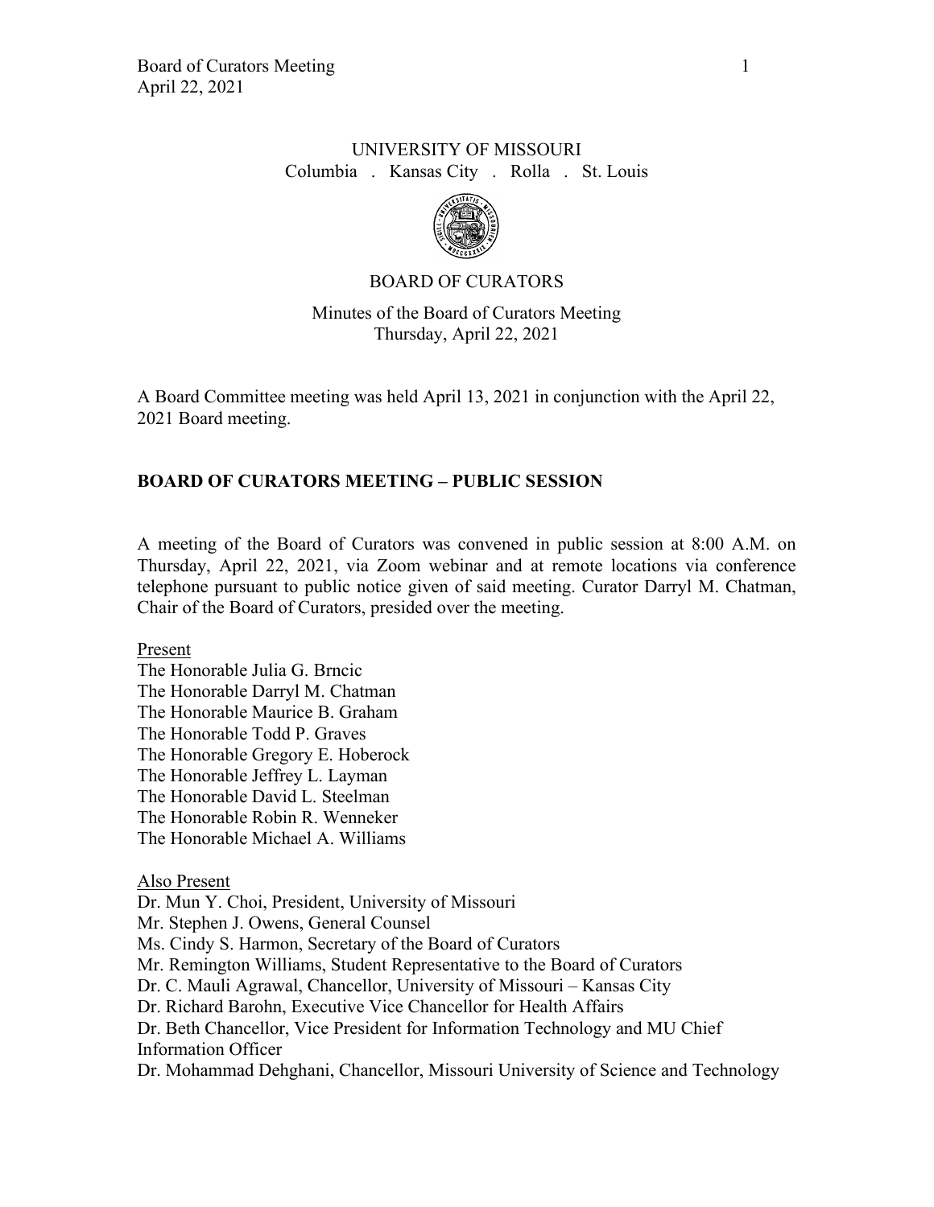UNIVERSITY OF MISSOURI
Columbia . Kansas City . Rolla . St. Louis

BOARD OF CURATORS

Minutes of the Board of Curators Meeting
Thursday, April 22, 2021

A Board Committee meeting was held April 13, 2021 in conjunction with the April 22, 2021 Board meeting.

**BOARD OF CURATORS MEETING – PUBLIC SESSION**

A meeting of the Board of Curators was convened in public session at 8:00 A.M. on Thursday, April 22, 2021, via Zoom webinar and at remote locations via conference telephone pursuant to public notice given of said meeting. Curator Darryl M. Chatman, Chair of the Board of Curators, presided over the meeting.

Present
The Honorable Julia G. Brncic
The Honorable Darryl M. Chatman
The Honorable Maurice B. Graham
The Honorable Todd P. Graves
The Honorable Gregory E. Hoberock
The Honorable Jeffrey L. Layman
The Honorable David L. Steelman
The Honorable Robin R. Wenneker
The Honorable Michael A. Williams

Also Present
Dr. Mun Y. Choi, President, University of Missouri
Mr. Stephen J. Owens, General Counsel
Ms. Cindy S. Harmon, Secretary of the Board of Curators
Mr. Remington Williams, Student Representative to the Board of Curators
Dr. C. Mauli Agrawal, Chancellor, University of Missouri – Kansas City
Dr. Richard Barohn, Executive Vice Chancellor for Health Affairs
Dr. Beth Chancellor, Vice President for Information Technology and MU Chief Information Officer
Dr. Mohammad Dehghani, Chancellor, Missouri University of Science and Technology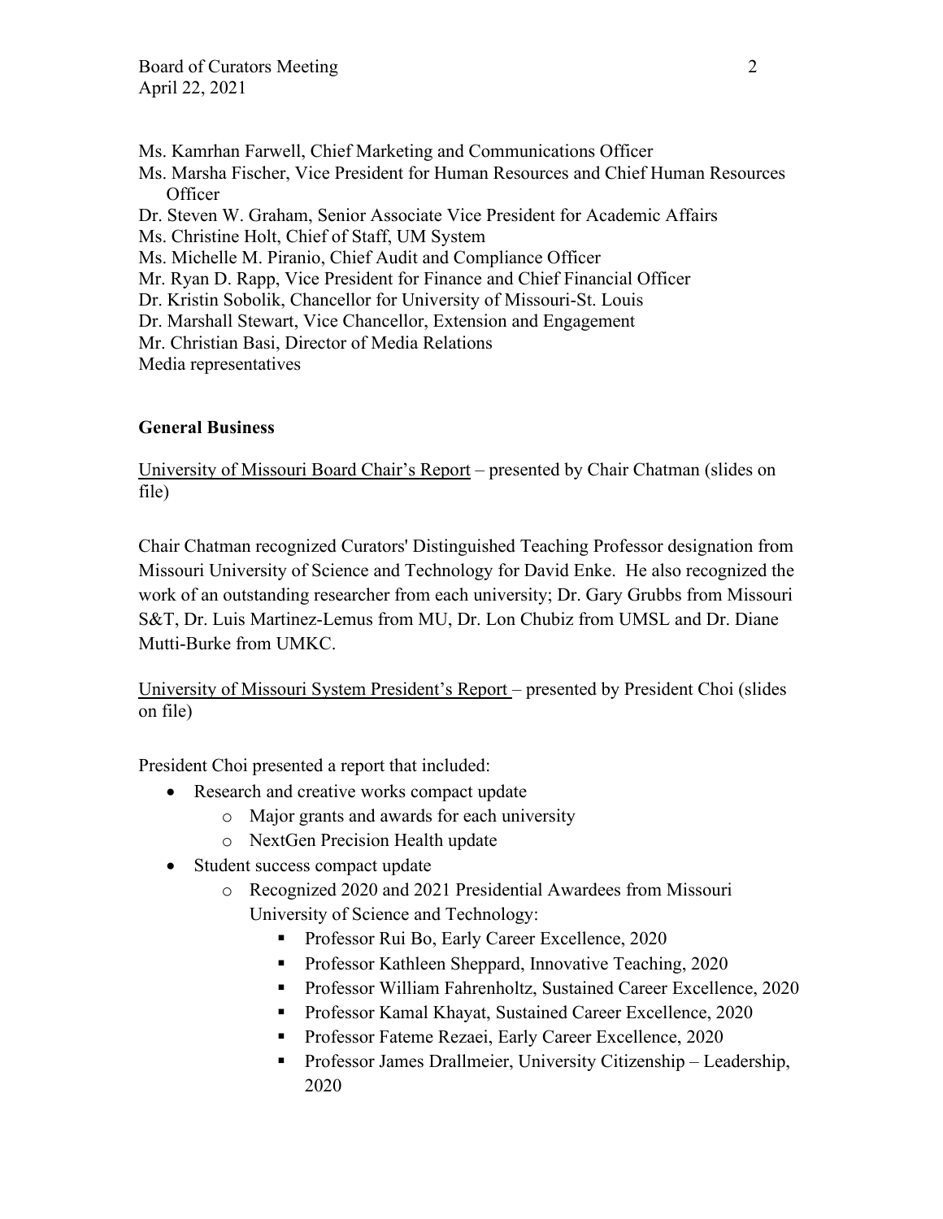Ms. Kamrhan Farwell, Chief Marketing and Communications Officer
Ms. Marsha Fischer, Vice President for Human Resources and Chief Human Resources Officer
Dr. Steven W. Graham, Senior Associate Vice President for Academic Affairs
Ms. Christine Holt, Chief of Staff, UM System
Ms. Michelle M. Piranio, Chief Audit and Compliance Officer
Mr. Ryan D. Rapp, Vice President for Finance and Chief Financial Officer
Dr. Kristin Sobolik, Chancellor for University of Missouri-St. Louis
Dr. Marshall Stewart, Vice Chancellor, Extension and Engagement
Mr. Christian Basi, Director of Media Relations
Media representatives

**General Business**

University of Missouri Board Chair's Report – presented by Chair Chatman (slides on file)

Chair Chatman recognized Curators' Distinguished Teaching Professor designation from Missouri University of Science and Technology for David Enke. He also recognized the work of an outstanding researcher from each university; Dr. Gary Grubbs from Missouri S&T, Dr. Luis Martinez-Lemus from MU, Dr. Lon Chubiz from UMSL and Dr. Diane Mutti-Burke from UMKC.

University of Missouri System President's Report – presented by President Choi (slides on file)

President Choi presented a report that included:

- Research and creative works compact update
  - Major grants and awards for each university
  - NextGen Precision Health update
- Student success compact update
  - Recognized 2020 and 2021 Presidential Awardees from Missouri University of Science and Technology:
    - Professor Rui Bo, Early Career Excellence, 2020
    - Professor Kathleen Sheppard, Innovative Teaching, 2020
    - Professor William Fahrenholtz, Sustained Career Excellence, 2020
    - Professor Kamal Khayat, Sustained Career Excellence, 2020
    - Professor Fateme Rezaei, Early Career Excellence, 2020
    - Professor James Drallmeier, University Citizenship – Leadership, 2020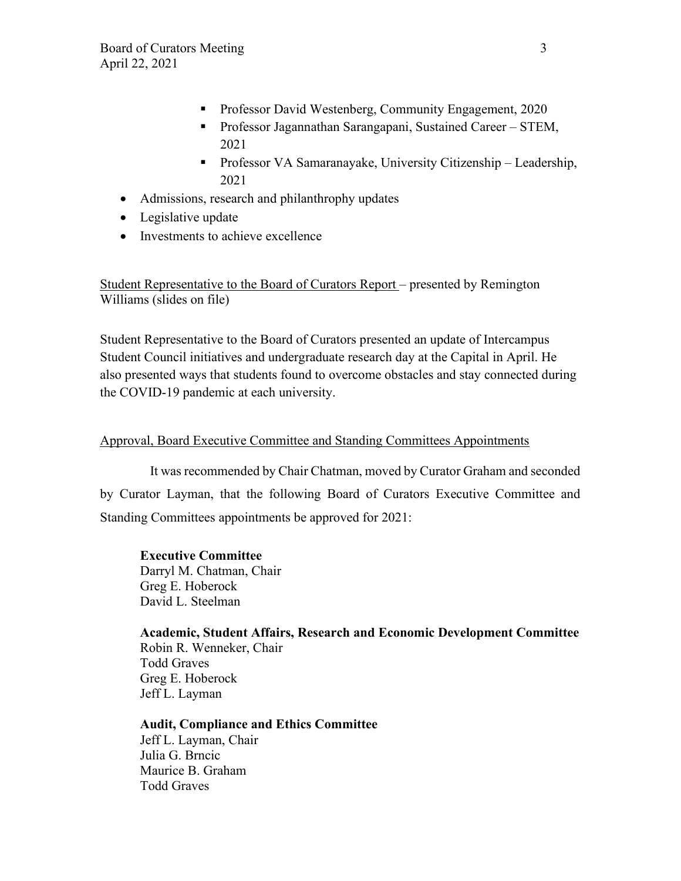- Professor David Westenberg, Community Engagement, 2020
    - Professor Jagannathan Sarangapani, Sustained Career – STEM, 2021
    - Professor VA Samaranayake, University Citizenship – Leadership, 2021
- Admissions, research and philanthropy updates
- Legislative update
- Investments to achieve excellence

Student Representative to the Board of Curators Report – presented by Remington Williams (slides on file)

Student Representative to the Board of Curators presented an update of Intercampus Student Council initiatives and undergraduate research day at the Capital in April. He also presented ways that students found to overcome obstacles and stay connected during the COVID-19 pandemic at each university.

Approval, Board Executive Committee and Standing Committees Appointments

It was recommended by Chair Chatman, moved by Curator Graham and seconded by Curator Layman, that the following Board of Curators Executive Committee and Standing Committees appointments be approved for 2021:

**Executive Committee**
Darryl M. Chatman, Chair
Greg E. Hoberock
David L. Steelman

**Academic, Student Affairs, Research and Economic Development Committee**
Robin R. Wenneker, Chair
Todd Graves
Greg E. Hoberock
Jeff L. Layman

**Audit, Compliance and Ethics Committee**
Jeff L. Layman, Chair
Julia G. Brncic
Maurice B. Graham
Todd Graves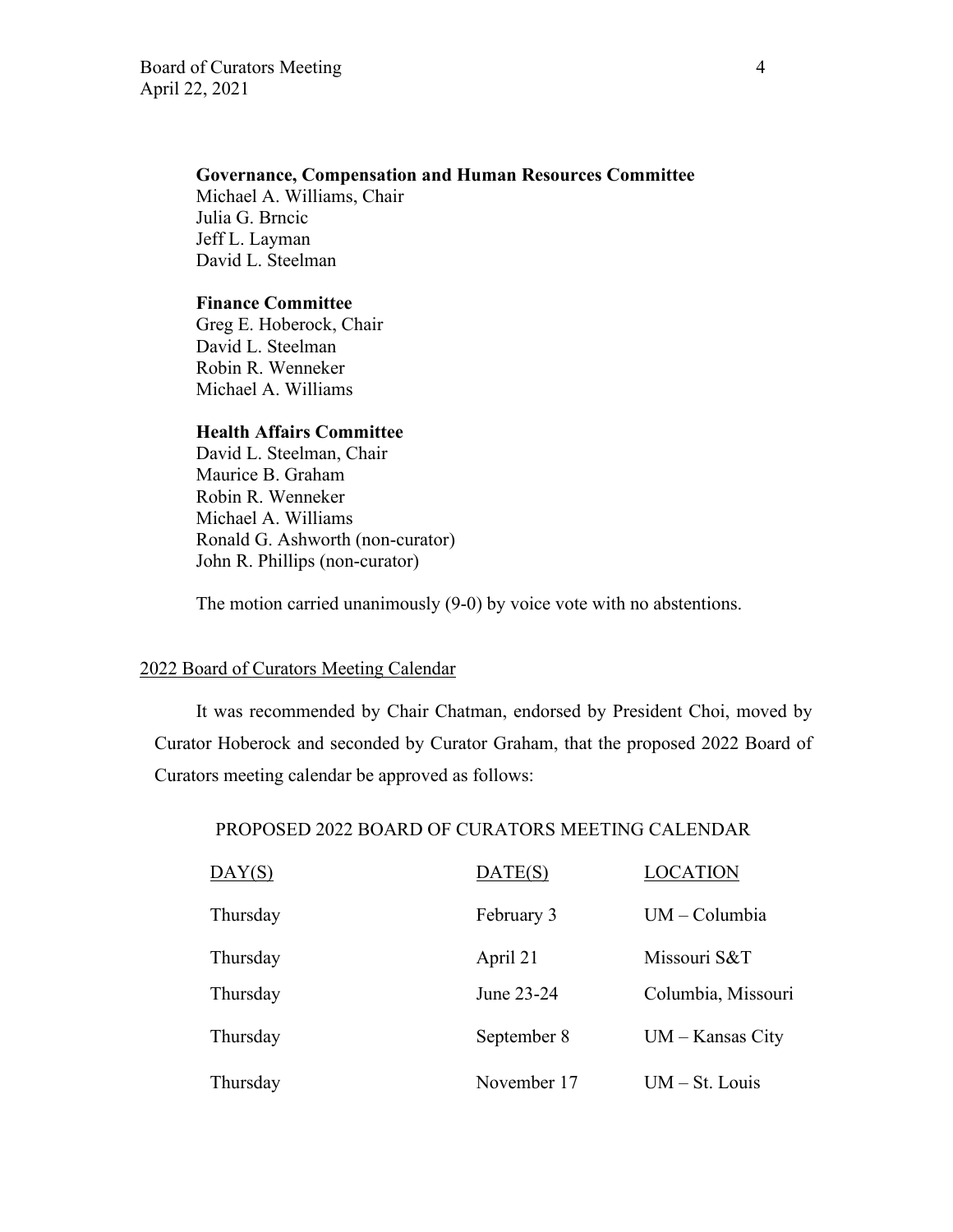**Governance, Compensation and Human Resources Committee**
Michael A. Williams, Chair
Julia G. Brncic
Jeff L. Layman
David L. Steelman

**Finance Committee**
Greg E. Hoberock, Chair
David L. Steelman
Robin R. Wenneker
Michael A. Williams

**Health Affairs Committee**
David L. Steelman, Chair
Maurice B. Graham
Robin R. Wenneker
Michael A. Williams
Ronald G. Ashworth (non-curator)
John R. Phillips (non-curator)

The motion carried unanimously (9-0) by voice vote with no abstentions.

<u>2022 Board of Curators Meeting Calendar</u>

It was recommended by Chair Chatman, endorsed by President Choi, moved by Curator Hoberock and seconded by Curator Graham, that the proposed 2022 Board of Curators meeting calendar be approved as follows:

PROPOSED 2022 BOARD OF CURATORS MEETING CALENDAR

| DAY(S) | DATE(S) | LOCATION |
|---|---|---|
| Thursday | February 3 | UM – Columbia |
| Thursday | April 21 | Missouri S&T |
| Thursday | June 23-24 | Columbia, Missouri |
| Thursday | September 8 | UM – Kansas City |
| Thursday | November 17 | UM – St. Louis |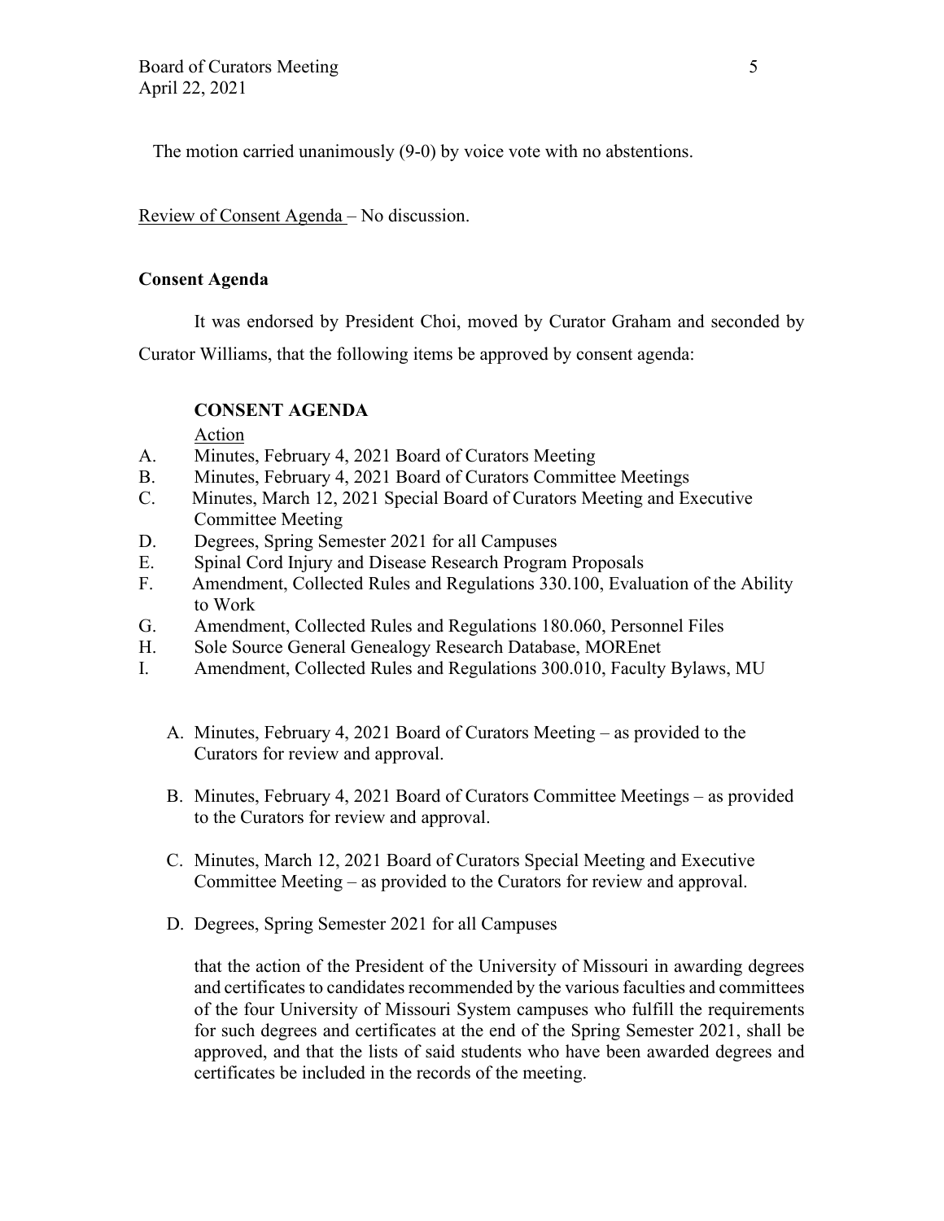The motion carried unanimously (9-0) by voice vote with no abstentions.

Review of Consent Agenda – No discussion.

**Consent Agenda**

It was endorsed by President Choi, moved by Curator Graham and seconded by Curator Williams, that the following items be approved by consent agenda:

**CONSENT AGENDA**

Action

A. Minutes, February 4, 2021 Board of Curators Meeting
B. Minutes, February 4, 2021 Board of Curators Committee Meetings
C. Minutes, March 12, 2021 Special Board of Curators Meeting and Executive Committee Meeting
D. Degrees, Spring Semester 2021 for all Campuses
E. Spinal Cord Injury and Disease Research Program Proposals
F. Amendment, Collected Rules and Regulations 330.100, Evaluation of the Ability to Work
G. Amendment, Collected Rules and Regulations 180.060, Personnel Files
H. Sole Source General Genealogy Research Database, MOREnet
I. Amendment, Collected Rules and Regulations 300.010, Faculty Bylaws, MU

A. Minutes, February 4, 2021 Board of Curators Meeting – as provided to the Curators for review and approval.

B. Minutes, February 4, 2021 Board of Curators Committee Meetings – as provided to the Curators for review and approval.

C. Minutes, March 12, 2021 Board of Curators Special Meeting and Executive Committee Meeting – as provided to the Curators for review and approval.

D. Degrees, Spring Semester 2021 for all Campuses

that the action of the President of the University of Missouri in awarding degrees and certificates to candidates recommended by the various faculties and committees of the four University of Missouri System campuses who fulfill the requirements for such degrees and certificates at the end of the Spring Semester 2021, shall be approved, and that the lists of said students who have been awarded degrees and certificates be included in the records of the meeting.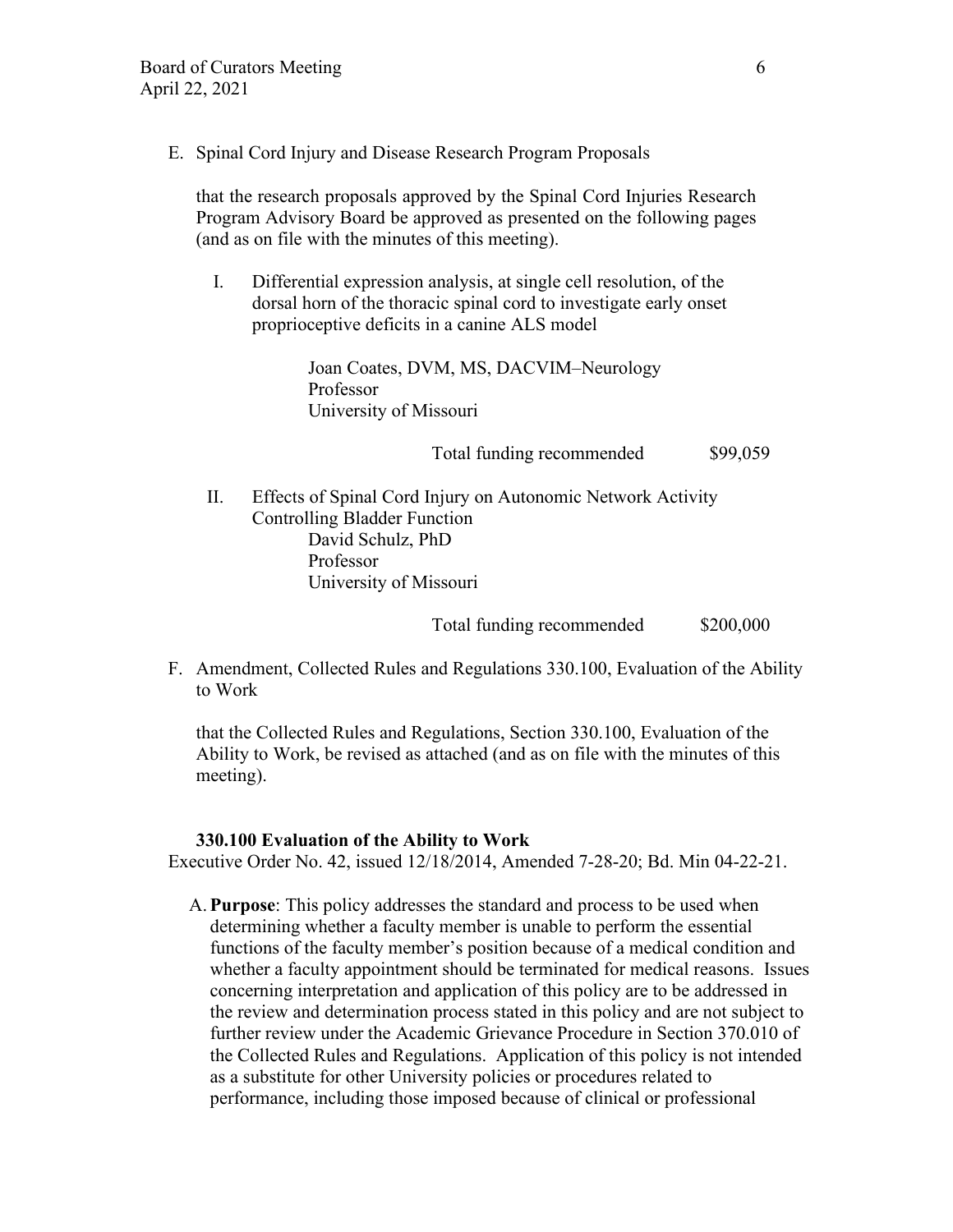E. Spinal Cord Injury and Disease Research Program Proposals

that the research proposals approved by the Spinal Cord Injuries Research Program Advisory Board be approved as presented on the following pages (and as on file with the minutes of this meeting).

I. Differential expression analysis, at single cell resolution, of the dorsal horn of the thoracic spinal cord to investigate early onset proprioceptive deficits in a canine ALS model

Joan Coates, DVM, MS, DACVIM–Neurology
Professor
University of Missouri

Total funding recommended $99,059

II. Effects of Spinal Cord Injury on Autonomic Network Activity Controlling Bladder Function

David Schulz, PhD
Professor
University of Missouri

Total funding recommended $200,000

F. Amendment, Collected Rules and Regulations 330.100, Evaluation of the Ability to Work

that the Collected Rules and Regulations, Section 330.100, Evaluation of the Ability to Work, be revised as attached (and as on file with the minutes of this meeting).

**330.100 Evaluation of the Ability to Work**

Executive Order No. 42, issued 12/18/2014, Amended 7-28-20; Bd. Min 04-22-21.

A. **Purpose**: This policy addresses the standard and process to be used when determining whether a faculty member is unable to perform the essential functions of the faculty member's position because of a medical condition and whether a faculty appointment should be terminated for medical reasons. Issues concerning interpretation and application of this policy are to be addressed in the review and determination process stated in this policy and are not subject to further review under the Academic Grievance Procedure in Section 370.010 of the Collected Rules and Regulations. Application of this policy is not intended as a substitute for other University policies or procedures related to performance, including those imposed because of clinical or professional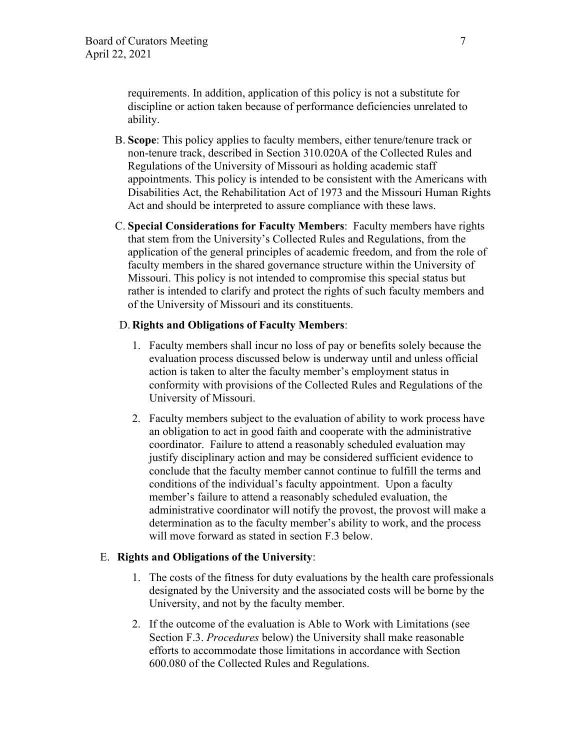requirements. In addition, application of this policy is not a substitute for discipline or action taken because of performance deficiencies unrelated to ability.

B. **Scope**: This policy applies to faculty members, either tenure/tenure track or non-tenure track, described in Section 310.020A of the Collected Rules and Regulations of the University of Missouri as holding academic staff appointments. This policy is intended to be consistent with the Americans with Disabilities Act, the Rehabilitation Act of 1973 and the Missouri Human Rights Act and should be interpreted to assure compliance with these laws.

C. **Special Considerations for Faculty Members**: Faculty members have rights that stem from the University's Collected Rules and Regulations, from the application of the general principles of academic freedom, and from the role of faculty members in the shared governance structure within the University of Missouri. This policy is not intended to compromise this special status but rather is intended to clarify and protect the rights of such faculty members and of the University of Missouri and its constituents.

D. **Rights and Obligations of Faculty Members**:

1. Faculty members shall incur no loss of pay or benefits solely because the evaluation process discussed below is underway until and unless official action is taken to alter the faculty member's employment status in conformity with provisions of the Collected Rules and Regulations of the University of Missouri.
2. Faculty members subject to the evaluation of ability to work process have an obligation to act in good faith and cooperate with the administrative coordinator. Failure to attend a reasonably scheduled evaluation may justify disciplinary action and may be considered sufficient evidence to conclude that the faculty member cannot continue to fulfill the terms and conditions of the individual's faculty appointment. Upon a faculty member's failure to attend a reasonably scheduled evaluation, the administrative coordinator will notify the provost, the provost will make a determination as to the faculty member's ability to work, and the process will move forward as stated in section F.3 below.

E. **Rights and Obligations of the University**:

1. The costs of the fitness for duty evaluations by the health care professionals designated by the University and the associated costs will be borne by the University, and not by the faculty member.
2. If the outcome of the evaluation is Able to Work with Limitations (see Section F.3. *Procedures* below) the University shall make reasonable efforts to accommodate those limitations in accordance with Section 600.080 of the Collected Rules and Regulations.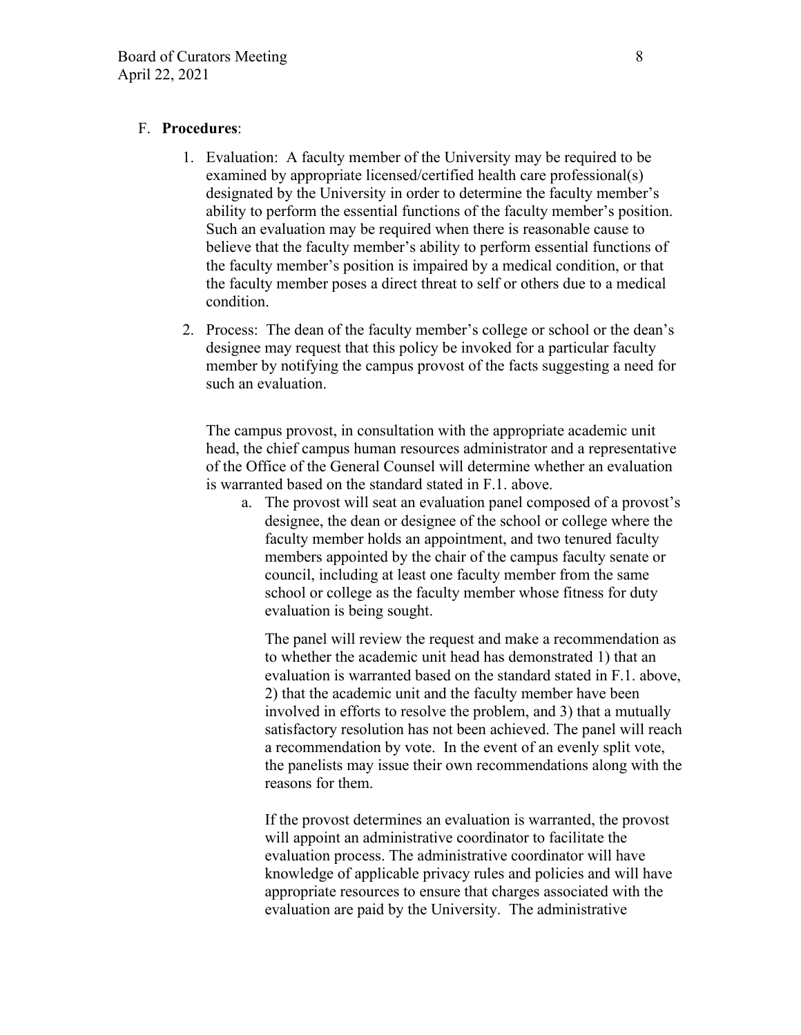F. **Procedures**:

1. Evaluation: A faculty member of the University may be required to be examined by appropriate licensed/certified health care professional(s) designated by the University in order to determine the faculty member's ability to perform the essential functions of the faculty member's position. Such an evaluation may be required when there is reasonable cause to believe that the faculty member's ability to perform essential functions of the faculty member's position is impaired by a medical condition, or that the faculty member poses a direct threat to self or others due to a medical condition.

2. Process: The dean of the faculty member's college or school or the dean's designee may request that this policy be invoked for a particular faculty member by notifying the campus provost of the facts suggesting a need for such an evaluation.

   The campus provost, in consultation with the appropriate academic unit head, the chief campus human resources administrator and a representative of the Office of the General Counsel will determine whether an evaluation is warranted based on the standard stated in F.1. above.

   a. The provost will seat an evaluation panel composed of a provost's designee, the dean or designee of the school or college where the faculty member holds an appointment, and two tenured faculty members appointed by the chair of the campus faculty senate or council, including at least one faculty member from the same school or college as the faculty member whose fitness for duty evaluation is being sought.

      The panel will review the request and make a recommendation as to whether the academic unit head has demonstrated 1) that an evaluation is warranted based on the standard stated in F.1. above, 2) that the academic unit and the faculty member have been involved in efforts to resolve the problem, and 3) that a mutually satisfactory resolution has not been achieved. The panel will reach a recommendation by vote. In the event of an evenly split vote, the panelists may issue their own recommendations along with the reasons for them.

      If the provost determines an evaluation is warranted, the provost will appoint an administrative coordinator to facilitate the evaluation process. The administrative coordinator will have knowledge of applicable privacy rules and policies and will have appropriate resources to ensure that charges associated with the evaluation are paid by the University. The administrative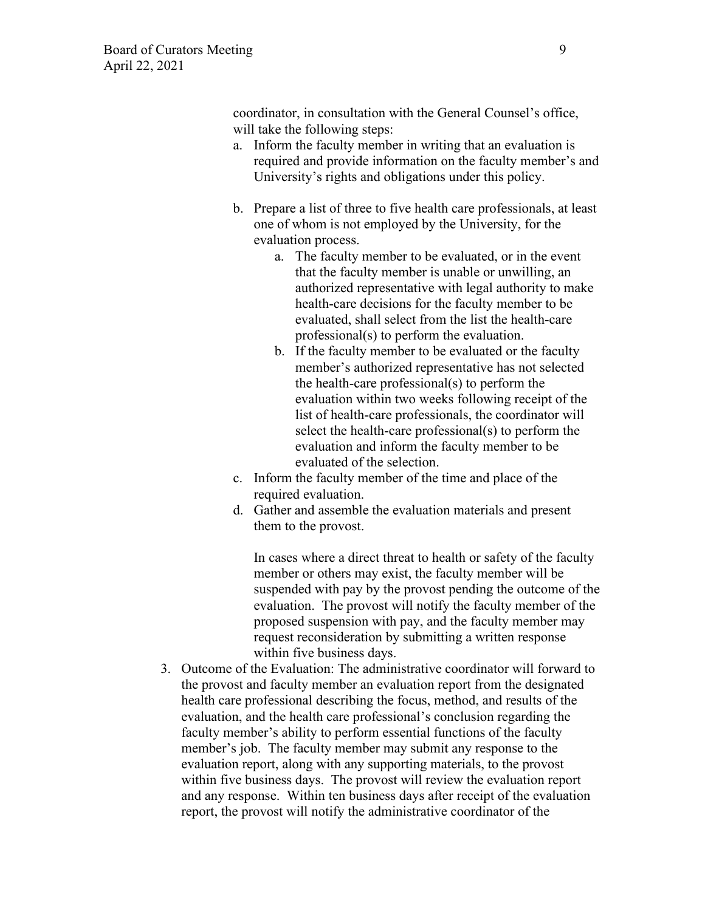coordinator, in consultation with the General Counsel's office, will take the following steps:

a. Inform the faculty member in writing that an evaluation is required and provide information on the faculty member's and University's rights and obligations under this policy.

b. Prepare a list of three to five health care professionals, at least one of whom is not employed by the University, for the evaluation process.
    a. The faculty member to be evaluated, or in the event that the faculty member is unable or unwilling, an authorized representative with legal authority to make health-care decisions for the faculty member to be evaluated, shall select from the list the health-care professional(s) to perform the evaluation.
    b. If the faculty member to be evaluated or the faculty member's authorized representative has not selected the health-care professional(s) to perform the evaluation within two weeks following receipt of the list of health-care professionals, the coordinator will select the health-care professional(s) to perform the evaluation and inform the faculty member to be evaluated of the selection.

c. Inform the faculty member of the time and place of the required evaluation.

d. Gather and assemble the evaluation materials and present them to the provost.

   In cases where a direct threat to health or safety of the faculty member or others may exist, the faculty member will be suspended with pay by the provost pending the outcome of the evaluation. The provost will notify the faculty member of the proposed suspension with pay, and the faculty member may request reconsideration by submitting a written response within five business days.

3. Outcome of the Evaluation: The administrative coordinator will forward to the provost and faculty member an evaluation report from the designated health care professional describing the focus, method, and results of the evaluation, and the health care professional's conclusion regarding the faculty member's ability to perform essential functions of the faculty member's job. The faculty member may submit any response to the evaluation report, along with any supporting materials, to the provost within five business days. The provost will review the evaluation report and any response. Within ten business days after receipt of the evaluation report, the provost will notify the administrative coordinator of the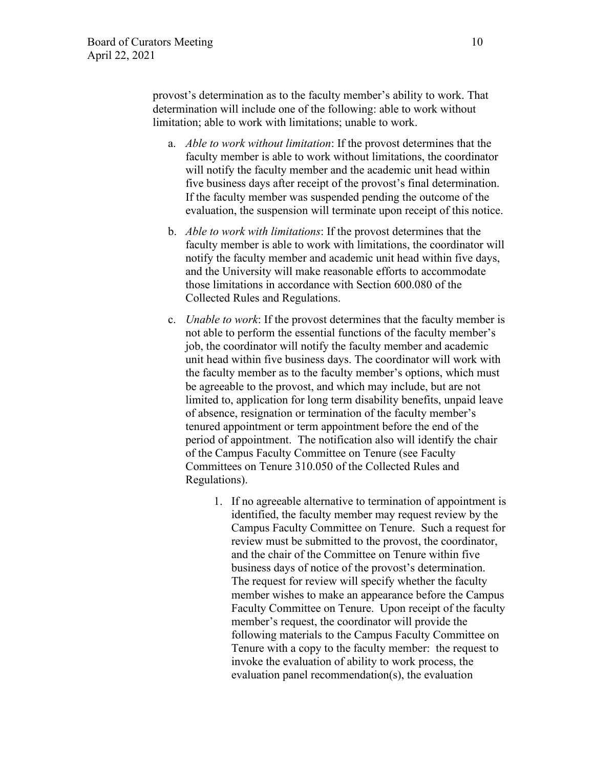provost's determination as to the faculty member's ability to work. That determination will include one of the following: able to work without limitation; able to work with limitations; unable to work.

a. *Able to work without limitation*: If the provost determines that the faculty member is able to work without limitations, the coordinator will notify the faculty member and the academic unit head within five business days after receipt of the provost's final determination. If the faculty member was suspended pending the outcome of the evaluation, the suspension will terminate upon receipt of this notice.

b. *Able to work with limitations*: If the provost determines that the faculty member is able to work with limitations, the coordinator will notify the faculty member and academic unit head within five days, and the University will make reasonable efforts to accommodate those limitations in accordance with Section 600.080 of the Collected Rules and Regulations.

c. *Unable to work*: If the provost determines that the faculty member is not able to perform the essential functions of the faculty member's job, the coordinator will notify the faculty member and academic unit head within five business days. The coordinator will work with the faculty member as to the faculty member's options, which must be agreeable to the provost, and which may include, but are not limited to, application for long term disability benefits, unpaid leave of absence, resignation or termination of the faculty member's tenured appointment or term appointment before the end of the period of appointment. The notification also will identify the chair of the Campus Faculty Committee on Tenure (see Faculty Committees on Tenure 310.050 of the Collected Rules and Regulations).

    1. If no agreeable alternative to termination of appointment is identified, the faculty member may request review by the Campus Faculty Committee on Tenure. Such a request for review must be submitted to the provost, the coordinator, and the chair of the Committee on Tenure within five business days of notice of the provost's determination. The request for review will specify whether the faculty member wishes to make an appearance before the Campus Faculty Committee on Tenure. Upon receipt of the faculty member's request, the coordinator will provide the following materials to the Campus Faculty Committee on Tenure with a copy to the faculty member: the request to invoke the evaluation of ability to work process, the evaluation panel recommendation(s), the evaluation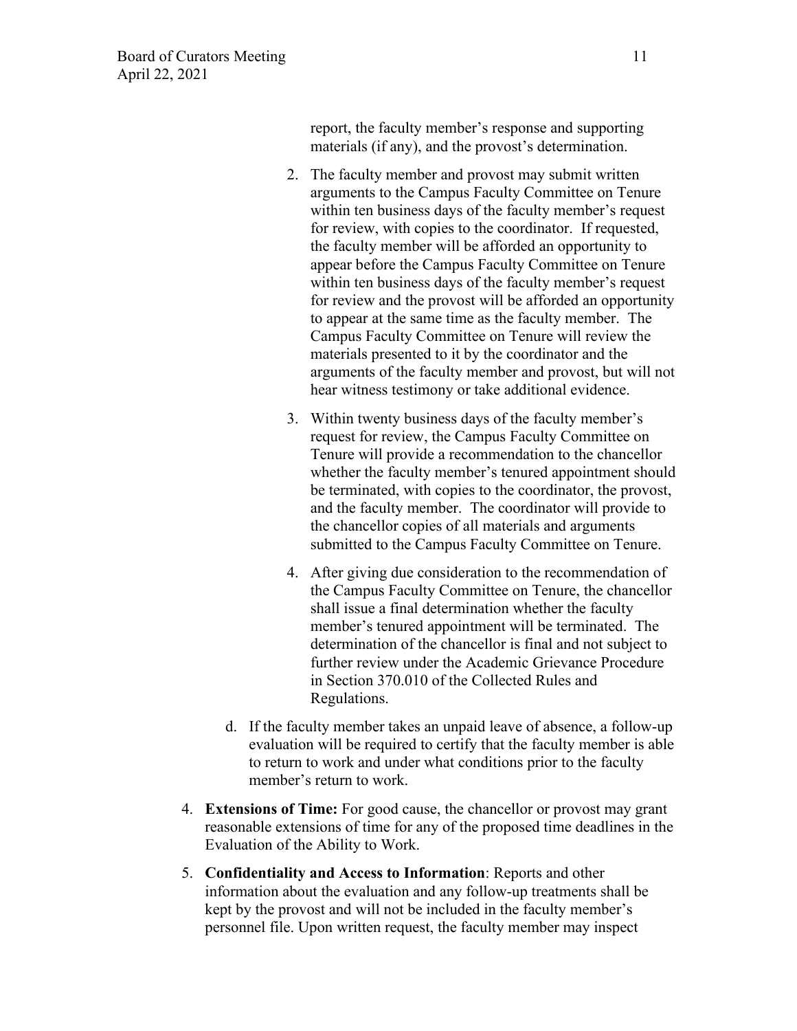report, the faculty member's response and supporting materials (if any), and the provost's determination.

2. The faculty member and provost may submit written arguments to the Campus Faculty Committee on Tenure within ten business days of the faculty member's request for review, with copies to the coordinator. If requested, the faculty member will be afforded an opportunity to appear before the Campus Faculty Committee on Tenure within ten business days of the faculty member's request for review and the provost will be afforded an opportunity to appear at the same time as the faculty member. The Campus Faculty Committee on Tenure will review the materials presented to it by the coordinator and the arguments of the faculty member and provost, but will not hear witness testimony or take additional evidence.

3. Within twenty business days of the faculty member's request for review, the Campus Faculty Committee on Tenure will provide a recommendation to the chancellor whether the faculty member's tenured appointment should be terminated, with copies to the coordinator, the provost, and the faculty member. The coordinator will provide to the chancellor copies of all materials and arguments submitted to the Campus Faculty Committee on Tenure.

4. After giving due consideration to the recommendation of the Campus Faculty Committee on Tenure, the chancellor shall issue a final determination whether the faculty member's tenured appointment will be terminated. The determination of the chancellor is final and not subject to further review under the Academic Grievance Procedure in Section 370.010 of the Collected Rules and Regulations.

d. If the faculty member takes an unpaid leave of absence, a follow-up evaluation will be required to certify that the faculty member is able to return to work and under what conditions prior to the faculty member's return to work.

4. **Extensions of Time:** For good cause, the chancellor or provost may grant reasonable extensions of time for any of the proposed time deadlines in the Evaluation of the Ability to Work.

5. **Confidentiality and Access to Information**: Reports and other information about the evaluation and any follow-up treatments shall be kept by the provost and will not be included in the faculty member's personnel file. Upon written request, the faculty member may inspect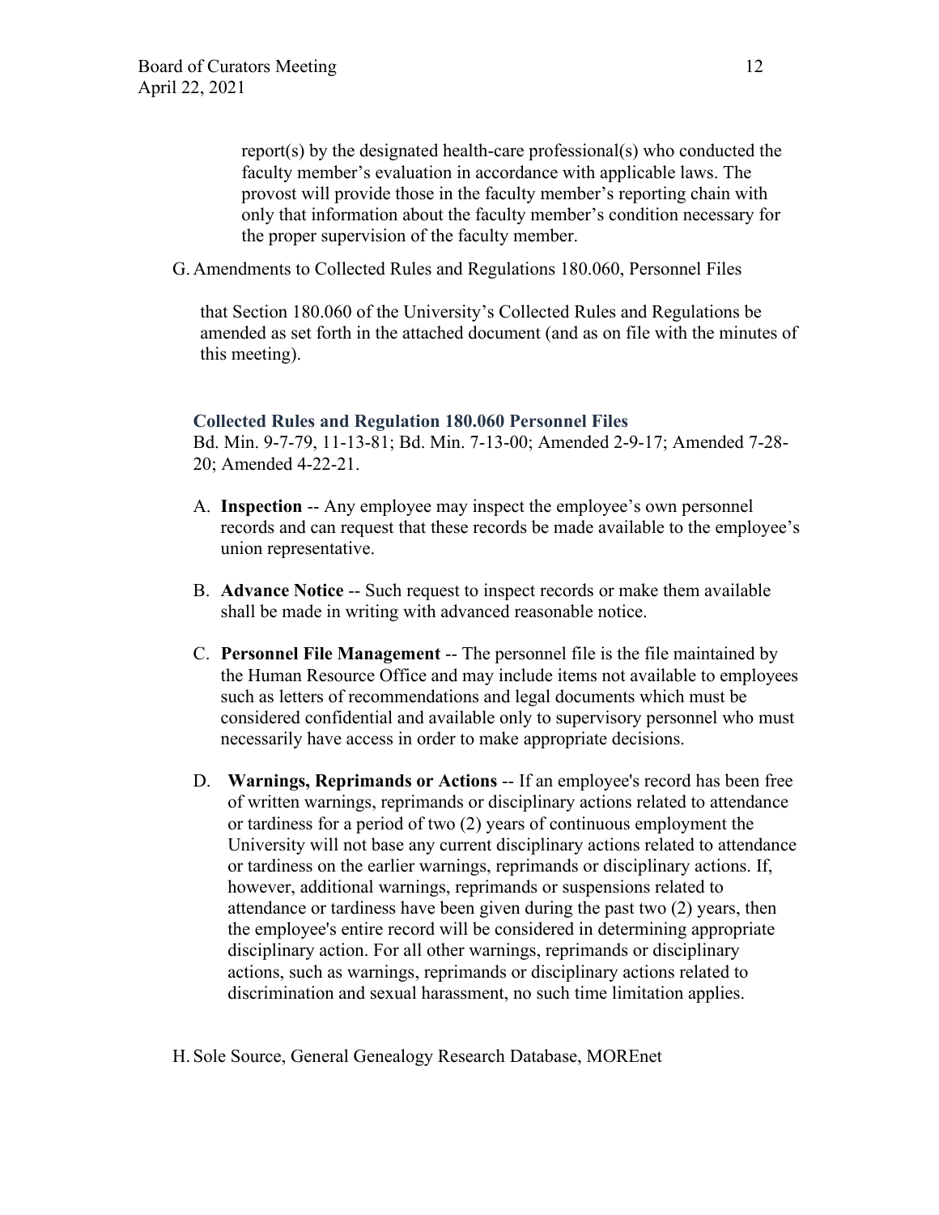report(s) by the designated health-care professional(s) who conducted the faculty member's evaluation in accordance with applicable laws. The provost will provide those in the faculty member's reporting chain with only that information about the faculty member's condition necessary for the proper supervision of the faculty member.

G. Amendments to Collected Rules and Regulations 180.060, Personnel Files

that Section 180.060 of the University's Collected Rules and Regulations be amended as set forth in the attached document (and as on file with the minutes of this meeting).

**Collected Rules and Regulation 180.060 Personnel Files**

Bd. Min. 9-7-79, 11-13-81; Bd. Min. 7-13-00; Amended 2-9-17; Amended 7-28-20; Amended 4-22-21.

A. **Inspection** -- Any employee may inspect the employee's own personnel records and can request that these records be made available to the employee's union representative.

B. **Advance Notice** -- Such request to inspect records or make them available shall be made in writing with advanced reasonable notice.

C. **Personnel File Management** -- The personnel file is the file maintained by the Human Resource Office and may include items not available to employees such as letters of recommendations and legal documents which must be considered confidential and available only to supervisory personnel who must necessarily have access in order to make appropriate decisions.

D. **Warnings, Reprimands or Actions** -- If an employee's record has been free of written warnings, reprimands or disciplinary actions related to attendance or tardiness for a period of two (2) years of continuous employment the University will not base any current disciplinary actions related to attendance or tardiness on the earlier warnings, reprimands or disciplinary actions. If, however, additional warnings, reprimands or suspensions related to attendance or tardiness have been given during the past two (2) years, then the employee's entire record will be considered in determining appropriate disciplinary action. For all other warnings, reprimands or disciplinary actions, such as warnings, reprimands or disciplinary actions related to discrimination and sexual harassment, no such time limitation applies.

H. Sole Source, General Genealogy Research Database, MOREnet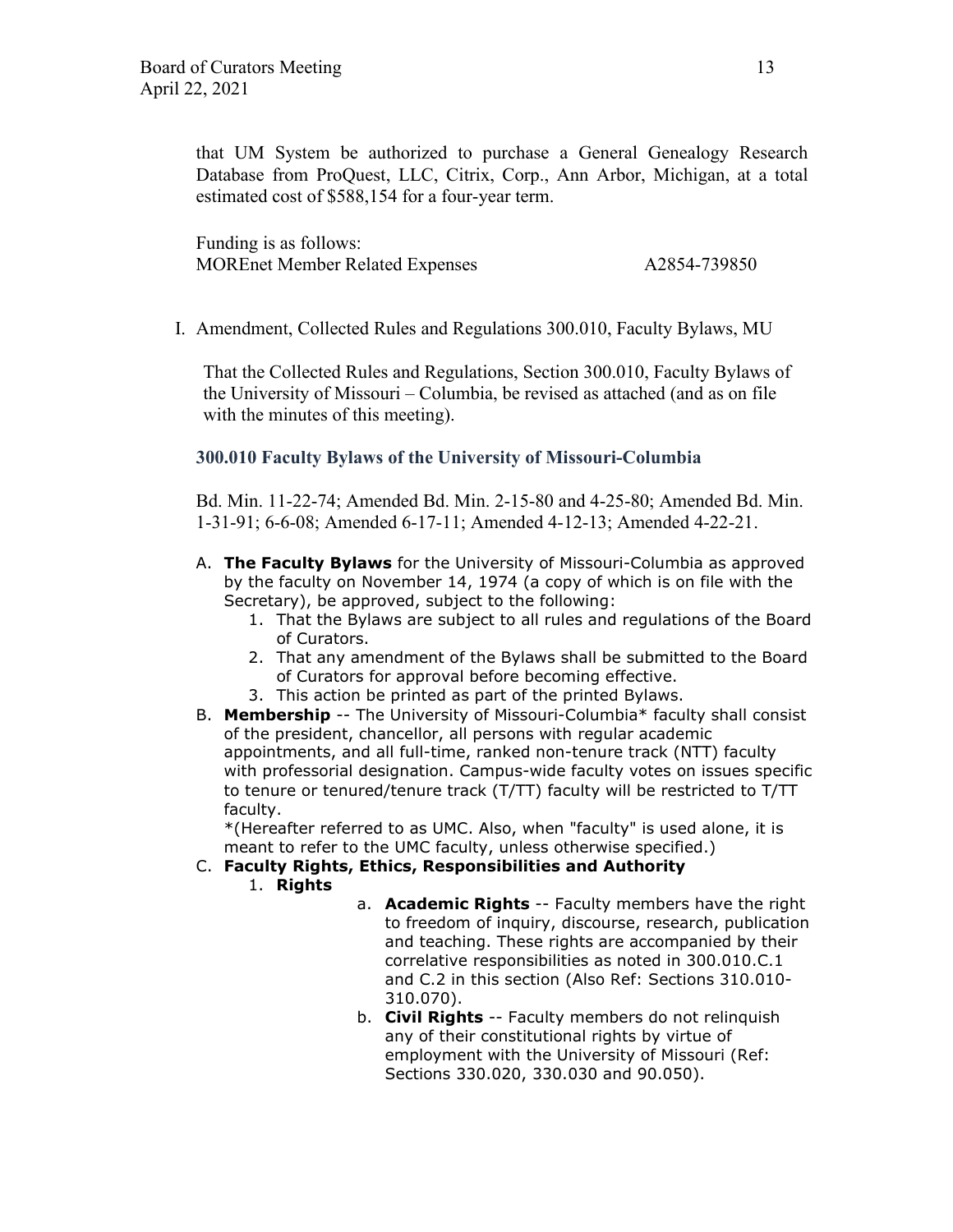that UM System be authorized to purchase a General Genealogy Research Database from ProQuest, LLC, Citrix, Corp., Ann Arbor, Michigan, at a total estimated cost of $588,154 for a four-year term.

Funding is as follows:
MOREnet Member Related Expenses A2854-739850

I. Amendment, Collected Rules and Regulations 300.010, Faculty Bylaws, MU

That the Collected Rules and Regulations, Section 300.010, Faculty Bylaws of the University of Missouri – Columbia, be revised as attached (and as on file with the minutes of this meeting).

### 300.010 Faculty Bylaws of the University of Missouri-Columbia

Bd. Min. 11-22-74; Amended Bd. Min. 2-15-80 and 4-25-80; Amended Bd. Min. 1-31-91; 6-6-08; Amended 6-17-11; Amended 4-12-13; Amended 4-22-21.

A. **The Faculty Bylaws** for the University of Missouri-Columbia as approved by the faculty on November 14, 1974 (a copy of which is on file with the Secretary), be approved, subject to the following:
   1. That the Bylaws are subject to all rules and regulations of the Board of Curators.
   2. That any amendment of the Bylaws shall be submitted to the Board of Curators for approval before becoming effective.
   3. This action be printed as part of the printed Bylaws.
B. **Membership** -- The University of Missouri-Columbia* faculty shall consist of the president, chancellor, all persons with regular academic appointments, and all full-time, ranked non-tenure track (NTT) faculty with professorial designation. Campus-wide faculty votes on issues specific to tenure or tenured/tenure track (T/TT) faculty will be restricted to T/TT faculty.
   *(Hereafter referred to as UMC. Also, when "faculty" is used alone, it is meant to refer to the UMC faculty, unless otherwise specified.)
C. **Faculty Rights, Ethics, Responsibilities and Authority**
   1. **Rights**
      a. **Academic Rights** -- Faculty members have the right to freedom of inquiry, discourse, research, publication and teaching. These rights are accompanied by their correlative responsibilities as noted in 300.010.C.1 and C.2 in this section (Also Ref: Sections 310.010-310.070).
      b. **Civil Rights** -- Faculty members do not relinquish any of their constitutional rights by virtue of employment with the University of Missouri (Ref: Sections 330.020, 330.030 and 90.050).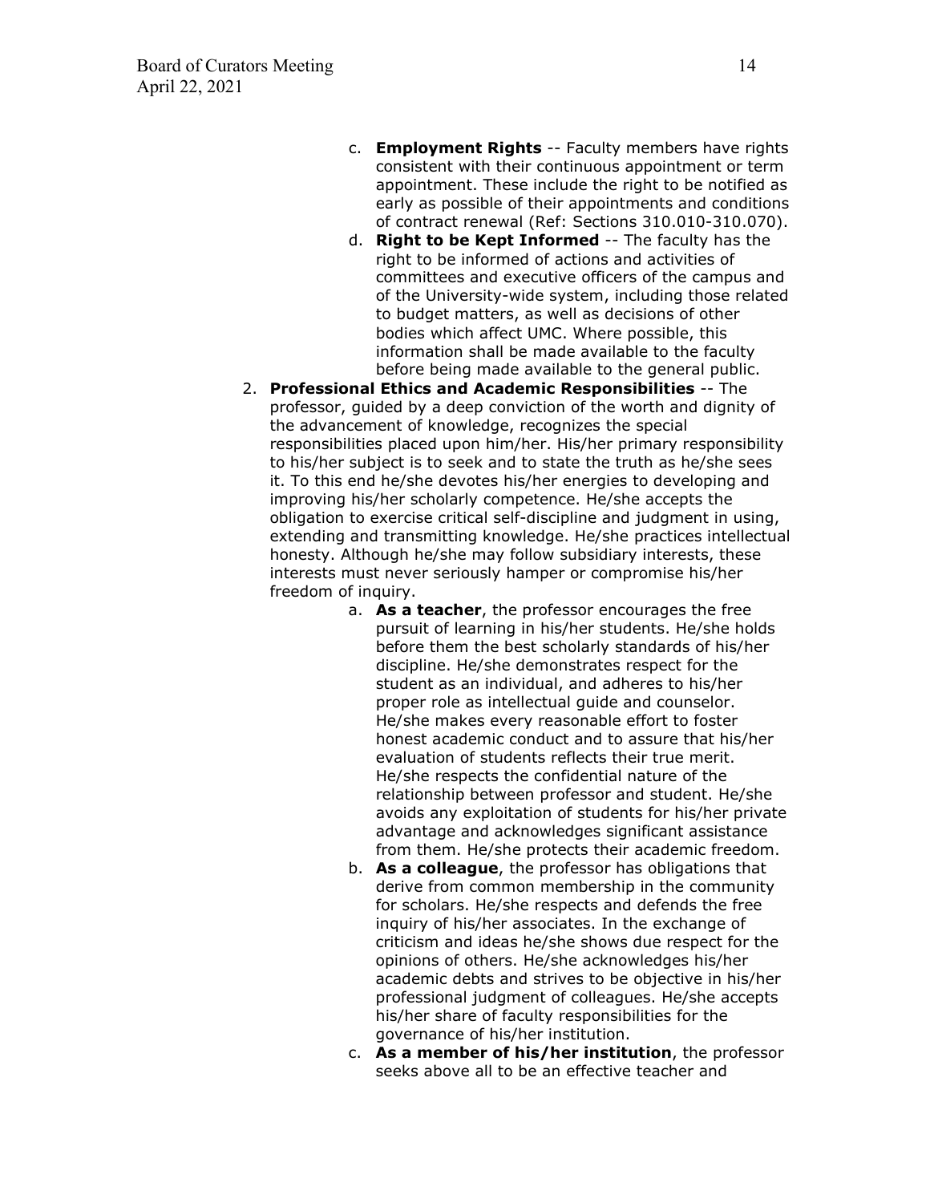c. **Employment Rights** -- Faculty members have rights consistent with their continuous appointment or term appointment. These include the right to be notified as early as possible of their appointments and conditions of contract renewal (Ref: Sections 310.010-310.070).

d. **Right to be Kept Informed** -- The faculty has the right to be informed of actions and activities of committees and executive officers of the campus and of the University-wide system, including those related to budget matters, as well as decisions of other bodies which affect UMC. Where possible, this information shall be made available to the faculty before being made available to the general public.

2. **Professional Ethics and Academic Responsibilities** -- The professor, guided by a deep conviction of the worth and dignity of the advancement of knowledge, recognizes the special responsibilities placed upon him/her. His/her primary responsibility to his/her subject is to seek and to state the truth as he/she sees it. To this end he/she devotes his/her energies to developing and improving his/her scholarly competence. He/she accepts the obligation to exercise critical self-discipline and judgment in using, extending and transmitting knowledge. He/she practices intellectual honesty. Although he/she may follow subsidiary interests, these interests must never seriously hamper or compromise his/her freedom of inquiry.

   a. **As a teacher**, the professor encourages the free pursuit of learning in his/her students. He/she holds before them the best scholarly standards of his/her discipline. He/she demonstrates respect for the student as an individual, and adheres to his/her proper role as intellectual guide and counselor. He/she makes every reasonable effort to foster honest academic conduct and to assure that his/her evaluation of students reflects their true merit. He/she respects the confidential nature of the relationship between professor and student. He/she avoids any exploitation of students for his/her private advantage and acknowledges significant assistance from them. He/she protects their academic freedom.

   b. **As a colleague**, the professor has obligations that derive from common membership in the community for scholars. He/she respects and defends the free inquiry of his/her associates. In the exchange of criticism and ideas he/she shows due respect for the opinions of others. He/she acknowledges his/her academic debts and strives to be objective in his/her professional judgment of colleagues. He/she accepts his/her share of faculty responsibilities for the governance of his/her institution.

   c. **As a member of his/her institution**, the professor seeks above all to be an effective teacher and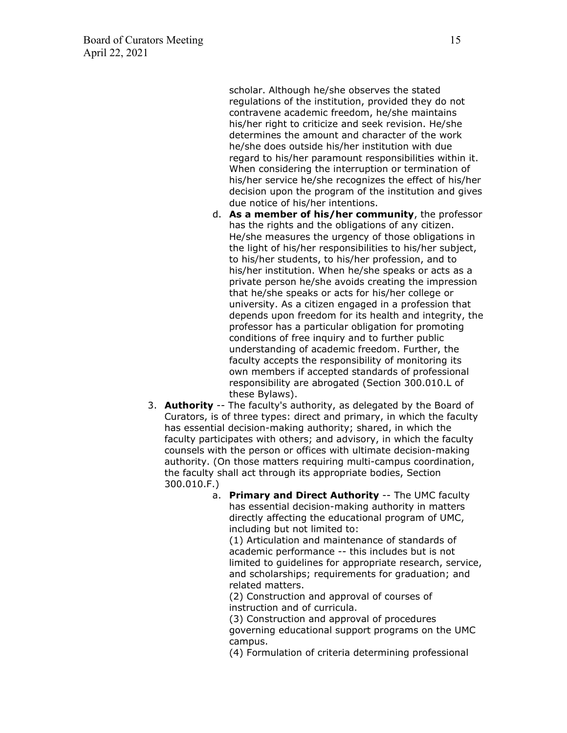scholar. Although he/she observes the stated regulations of the institution, provided they do not contravene academic freedom, he/she maintains his/her right to criticize and seek revision. He/she determines the amount and character of the work he/she does outside his/her institution with due regard to his/her paramount responsibilities within it. When considering the interruption or termination of his/her service he/she recognizes the effect of his/her decision upon the program of the institution and gives due notice of his/her intentions.

d. **As a member of his/her community**, the professor has the rights and the obligations of any citizen. He/she measures the urgency of those obligations in the light of his/her responsibilities to his/her subject, to his/her students, to his/her profession, and to his/her institution. When he/she speaks or acts as a private person he/she avoids creating the impression that he/she speaks or acts for his/her college or university. As a citizen engaged in a profession that depends upon freedom for its health and integrity, the professor has a particular obligation for promoting conditions of free inquiry and to further public understanding of academic freedom. Further, the faculty accepts the responsibility of monitoring its own members if accepted standards of professional responsibility are abrogated (Section 300.010.L of these Bylaws).

3. **Authority** -- The faculty's authority, as delegated by the Board of Curators, is of three types: direct and primary, in which the faculty has essential decision-making authority; shared, in which the faculty participates with others; and advisory, in which the faculty counsels with the person or offices with ultimate decision-making authority. (On those matters requiring multi-campus coordination, the faculty shall act through its appropriate bodies, Section 300.010.F.)

   a. **Primary and Direct Authority** -- The UMC faculty has essential decision-making authority in matters directly affecting the educational program of UMC, including but not limited to:

      (1) Articulation and maintenance of standards of academic performance -- this includes but is not limited to guidelines for appropriate research, service, and scholarships; requirements for graduation; and related matters.

      (2) Construction and approval of courses of instruction and of curricula.

      (3) Construction and approval of procedures governing educational support programs on the UMC campus.

      (4) Formulation of criteria determining professional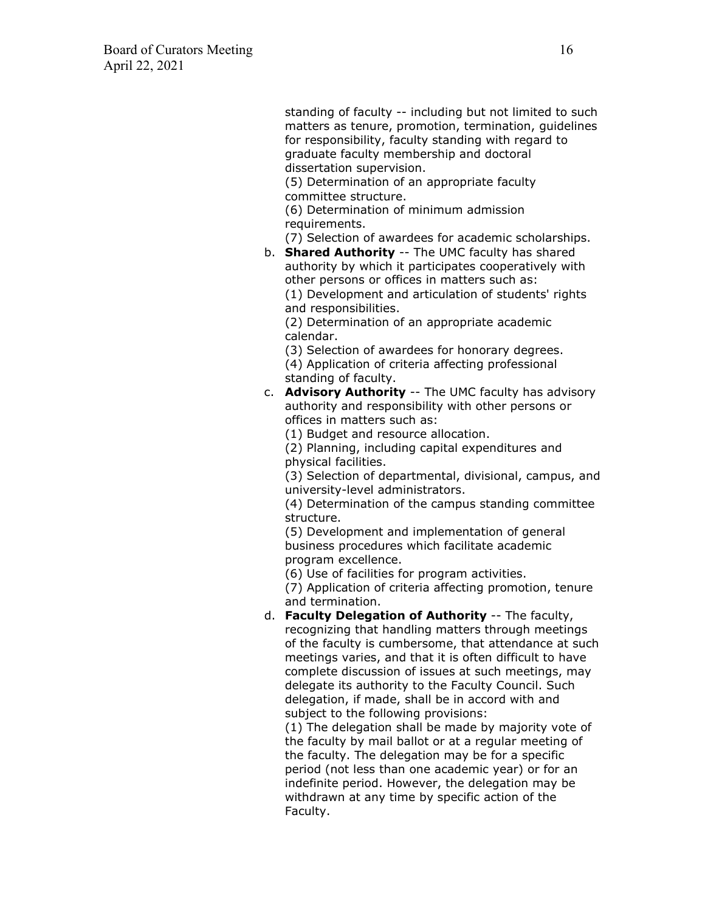standing of faculty -- including but not limited to such matters as tenure, promotion, termination, guidelines for responsibility, faculty standing with regard to graduate faculty membership and doctoral dissertation supervision.
(5) Determination of an appropriate faculty committee structure.
(6) Determination of minimum admission requirements.
(7) Selection of awardees for academic scholarships.

b. **Shared Authority** -- The UMC faculty has shared authority by which it participates cooperatively with other persons or offices in matters such as:
(1) Development and articulation of students' rights and responsibilities.
(2) Determination of an appropriate academic calendar.
(3) Selection of awardees for honorary degrees.
(4) Application of criteria affecting professional standing of faculty.

c. **Advisory Authority** -- The UMC faculty has advisory authority and responsibility with other persons or offices in matters such as:
(1) Budget and resource allocation.
(2) Planning, including capital expenditures and physical facilities.
(3) Selection of departmental, divisional, campus, and university-level administrators.
(4) Determination of the campus standing committee structure.
(5) Development and implementation of general business procedures which facilitate academic program excellence.
(6) Use of facilities for program activities.
(7) Application of criteria affecting promotion, tenure and termination.

d. **Faculty Delegation of Authority** -- The faculty, recognizing that handling matters through meetings of the faculty is cumbersome, that attendance at such meetings varies, and that it is often difficult to have complete discussion of issues at such meetings, may delegate its authority to the Faculty Council. Such delegation, if made, shall be in accord with and subject to the following provisions:
(1) The delegation shall be made by majority vote of the faculty by mail ballot or at a regular meeting of the faculty. The delegation may be for a specific period (not less than one academic year) or for an indefinite period. However, the delegation may be withdrawn at any time by specific action of the Faculty.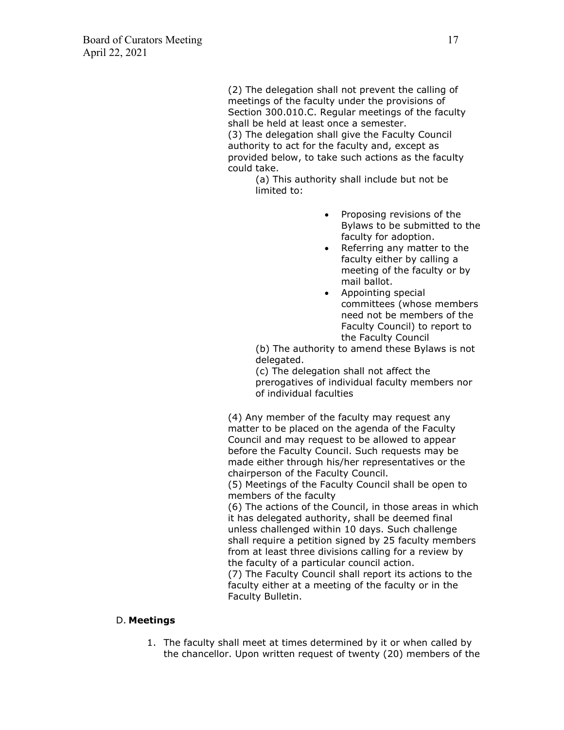(2) The delegation shall not prevent the calling of meetings of the faculty under the provisions of Section 300.010.C. Regular meetings of the faculty shall be held at least once a semester.

(3) The delegation shall give the Faculty Council authority to act for the faculty and, except as provided below, to take such actions as the faculty could take.

(a) This authority shall include but not be limited to:

- Proposing revisions of the Bylaws to be submitted to the faculty for adoption.
- Referring any matter to the faculty either by calling a meeting of the faculty or by mail ballot.
- Appointing special committees (whose members need not be members of the Faculty Council) to report to the Faculty Council

(b) The authority to amend these Bylaws is not delegated.

(c) The delegation shall not affect the prerogatives of individual faculty members nor of individual faculties

(4) Any member of the faculty may request any matter to be placed on the agenda of the Faculty Council and may request to be allowed to appear before the Faculty Council. Such requests may be made either through his/her representatives or the chairperson of the Faculty Council.

(5) Meetings of the Faculty Council shall be open to members of the faculty

(6) The actions of the Council, in those areas in which it has delegated authority, shall be deemed final unless challenged within 10 days. Such challenge shall require a petition signed by 25 faculty members from at least three divisions calling for a review by the faculty of a particular council action.

(7) The Faculty Council shall report its actions to the faculty either at a meeting of the faculty or in the Faculty Bulletin.

D. **Meetings**

1. The faculty shall meet at times determined by it or when called by the chancellor. Upon written request of twenty (20) members of the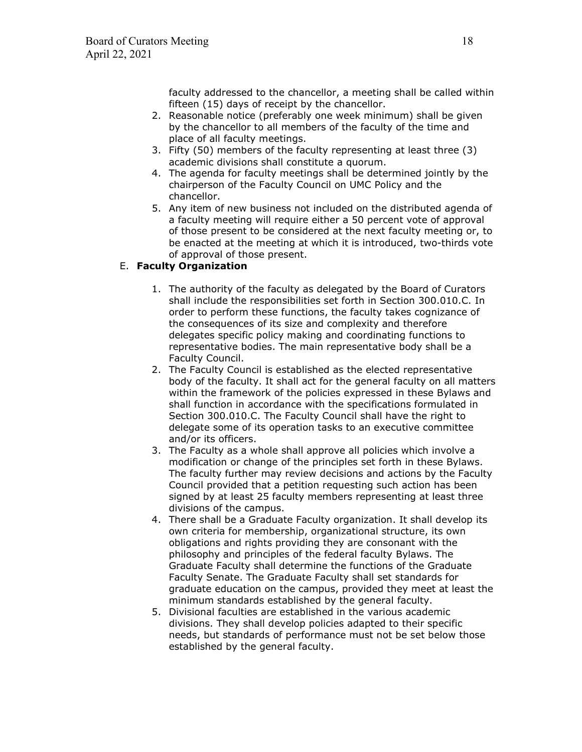faculty addressed to the chancellor, a meeting shall be called within fifteen (15) days of receipt by the chancellor.

2. Reasonable notice (preferably one week minimum) shall be given by the chancellor to all members of the faculty of the time and place of all faculty meetings.
3. Fifty (50) members of the faculty representing at least three (3) academic divisions shall constitute a quorum.
4. The agenda for faculty meetings shall be determined jointly by the chairperson of the Faculty Council on UMC Policy and the chancellor.
5. Any item of new business not included on the distributed agenda of a faculty meeting will require either a 50 percent vote of approval of those present to be considered at the next faculty meeting or, to be enacted at the meeting at which it is introduced, two-thirds vote of approval of those present.

E. **Faculty Organization**

1. The authority of the faculty as delegated by the Board of Curators shall include the responsibilities set forth in Section 300.010.C. In order to perform these functions, the faculty takes cognizance of the consequences of its size and complexity and therefore delegates specific policy making and coordinating functions to representative bodies. The main representative body shall be a Faculty Council.
2. The Faculty Council is established as the elected representative body of the faculty. It shall act for the general faculty on all matters within the framework of the policies expressed in these Bylaws and shall function in accordance with the specifications formulated in Section 300.010.C. The Faculty Council shall have the right to delegate some of its operation tasks to an executive committee and/or its officers.
3. The Faculty as a whole shall approve all policies which involve a modification or change of the principles set forth in these Bylaws. The faculty further may review decisions and actions by the Faculty Council provided that a petition requesting such action has been signed by at least 25 faculty members representing at least three divisions of the campus.
4. There shall be a Graduate Faculty organization. It shall develop its own criteria for membership, organizational structure, its own obligations and rights providing they are consonant with the philosophy and principles of the federal faculty Bylaws. The Graduate Faculty shall determine the functions of the Graduate Faculty Senate. The Graduate Faculty shall set standards for graduate education on the campus, provided they meet at least the minimum standards established by the general faculty.
5. Divisional faculties are established in the various academic divisions. They shall develop policies adapted to their specific needs, but standards of performance must not be set below those established by the general faculty.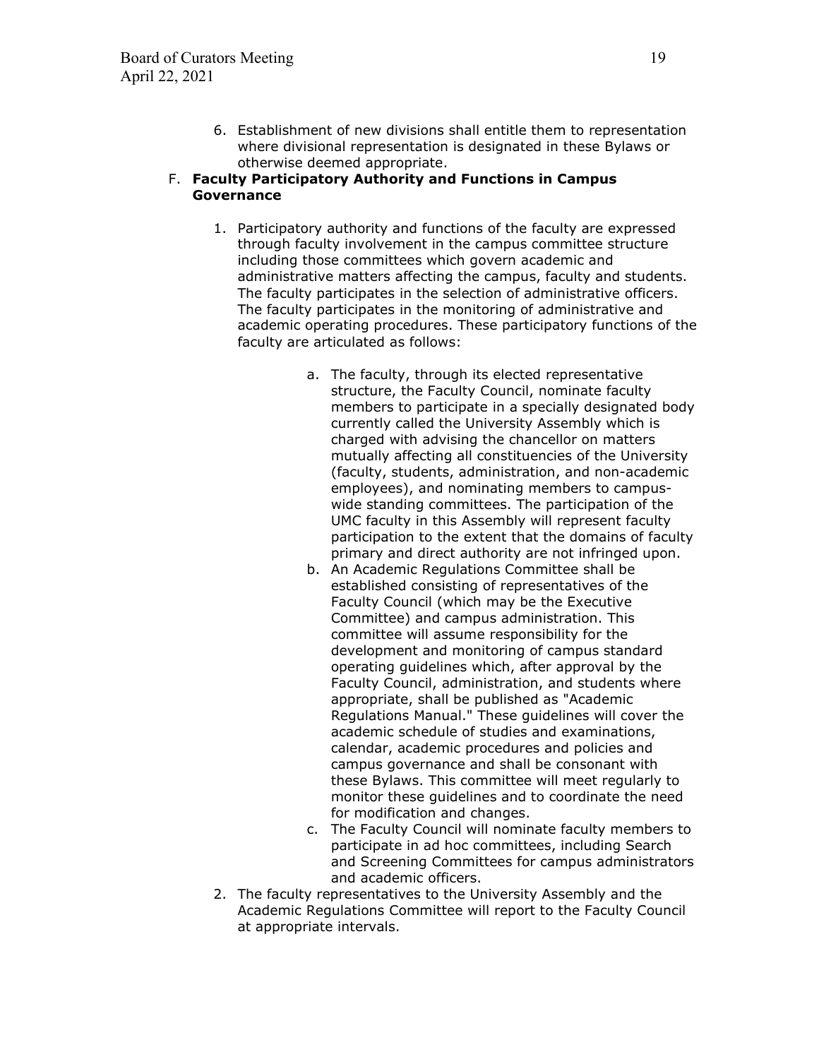6. Establishment of new divisions shall entitle them to representation where divisional representation is designated in these Bylaws or otherwise deemed appropriate.

F. **Faculty Participatory Authority and Functions in Campus Governance**

1. Participatory authority and functions of the faculty are expressed through faculty involvement in the campus committee structure including those committees which govern academic and administrative matters affecting the campus, faculty and students. The faculty participates in the selection of administrative officers. The faculty participates in the monitoring of administrative and academic operating procedures. These participatory functions of the faculty are articulated as follows:

   a. The faculty, through its elected representative structure, the Faculty Council, nominate faculty members to participate in a specially designated body currently called the University Assembly which is charged with advising the chancellor on matters mutually affecting all constituencies of the University (faculty, students, administration, and non-academic employees), and nominating members to campus-wide standing committees. The participation of the UMC faculty in this Assembly will represent faculty participation to the extent that the domains of faculty primary and direct authority are not infringed upon.

   b. An Academic Regulations Committee shall be established consisting of representatives of the Faculty Council (which may be the Executive Committee) and campus administration. This committee will assume responsibility for the development and monitoring of campus standard operating guidelines which, after approval by the Faculty Council, administration, and students where appropriate, shall be published as "Academic Regulations Manual." These guidelines will cover the academic schedule of studies and examinations, calendar, academic procedures and policies and campus governance and shall be consonant with these Bylaws. This committee will meet regularly to monitor these guidelines and to coordinate the need for modification and changes.

   c. The Faculty Council will nominate faculty members to participate in ad hoc committees, including Search and Screening Committees for campus administrators and academic officers.

2. The faculty representatives to the University Assembly and the Academic Regulations Committee will report to the Faculty Council at appropriate intervals.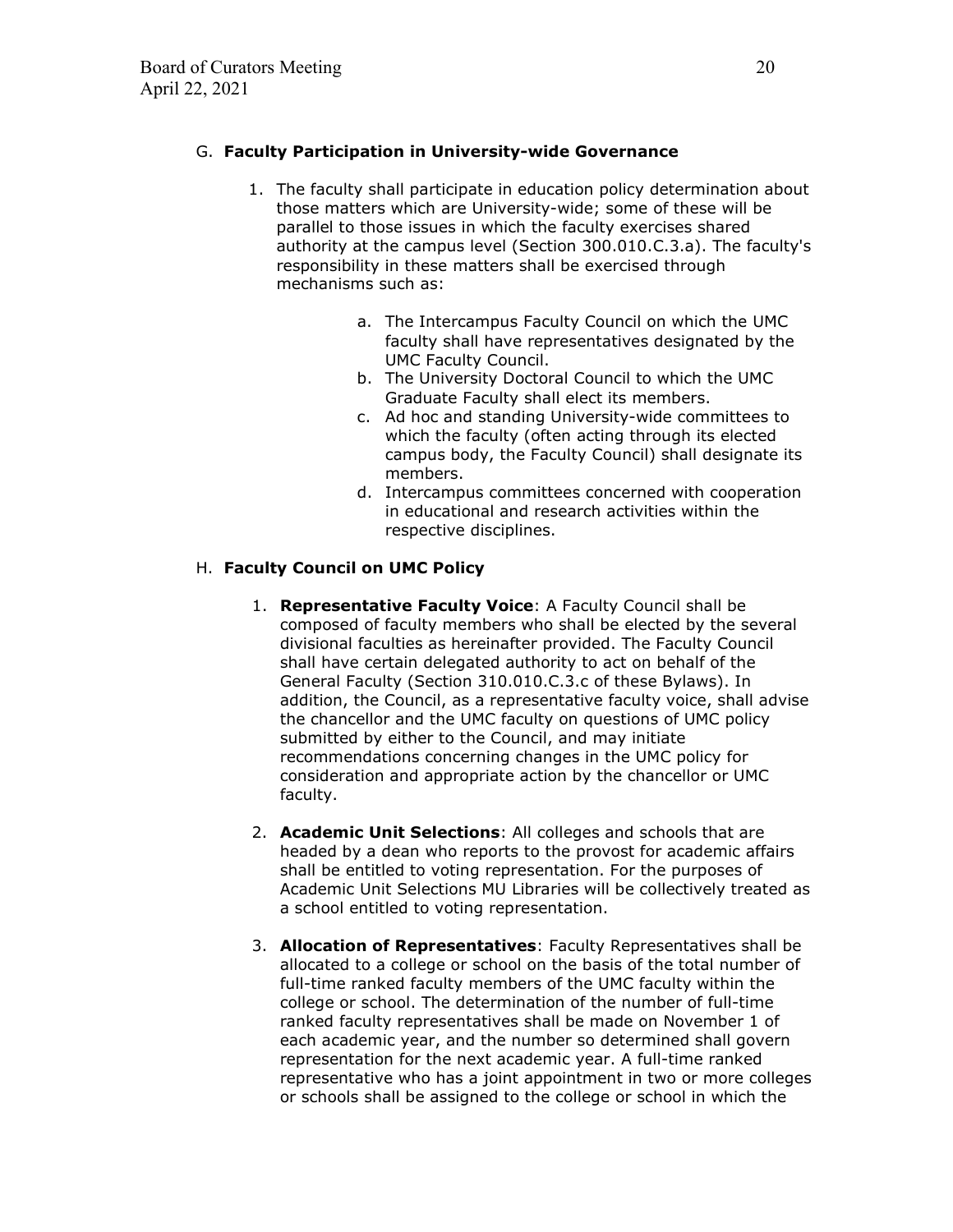G. **Faculty Participation in University-wide Governance**

1. The faculty shall participate in education policy determination about those matters which are University-wide; some of these will be parallel to those issues in which the faculty exercises shared authority at the campus level (Section 300.010.C.3.a). The faculty's responsibility in these matters shall be exercised through mechanisms such as:

    a. The Intercampus Faculty Council on which the UMC faculty shall have representatives designated by the UMC Faculty Council.
    b. The University Doctoral Council to which the UMC Graduate Faculty shall elect its members.
    c. Ad hoc and standing University-wide committees to which the faculty (often acting through its elected campus body, the Faculty Council) shall designate its members.
    d. Intercampus committees concerned with cooperation in educational and research activities within the respective disciplines.

H. **Faculty Council on UMC Policy**

1. **Representative Faculty Voice**: A Faculty Council shall be composed of faculty members who shall be elected by the several divisional faculties as hereinafter provided. The Faculty Council shall have certain delegated authority to act on behalf of the General Faculty (Section 310.010.C.3.c of these Bylaws). In addition, the Council, as a representative faculty voice, shall advise the chancellor and the UMC faculty on questions of UMC policy submitted by either to the Council, and may initiate recommendations concerning changes in the UMC policy for consideration and appropriate action by the chancellor or UMC faculty.

2. **Academic Unit Selections**: All colleges and schools that are headed by a dean who reports to the provost for academic affairs shall be entitled to voting representation. For the purposes of Academic Unit Selections MU Libraries will be collectively treated as a school entitled to voting representation.

3. **Allocation of Representatives**: Faculty Representatives shall be allocated to a college or school on the basis of the total number of full-time ranked faculty members of the UMC faculty within the college or school. The determination of the number of full-time ranked faculty representatives shall be made on November 1 of each academic year, and the number so determined shall govern representation for the next academic year. A full-time ranked representative who has a joint appointment in two or more colleges or schools shall be assigned to the college or school in which the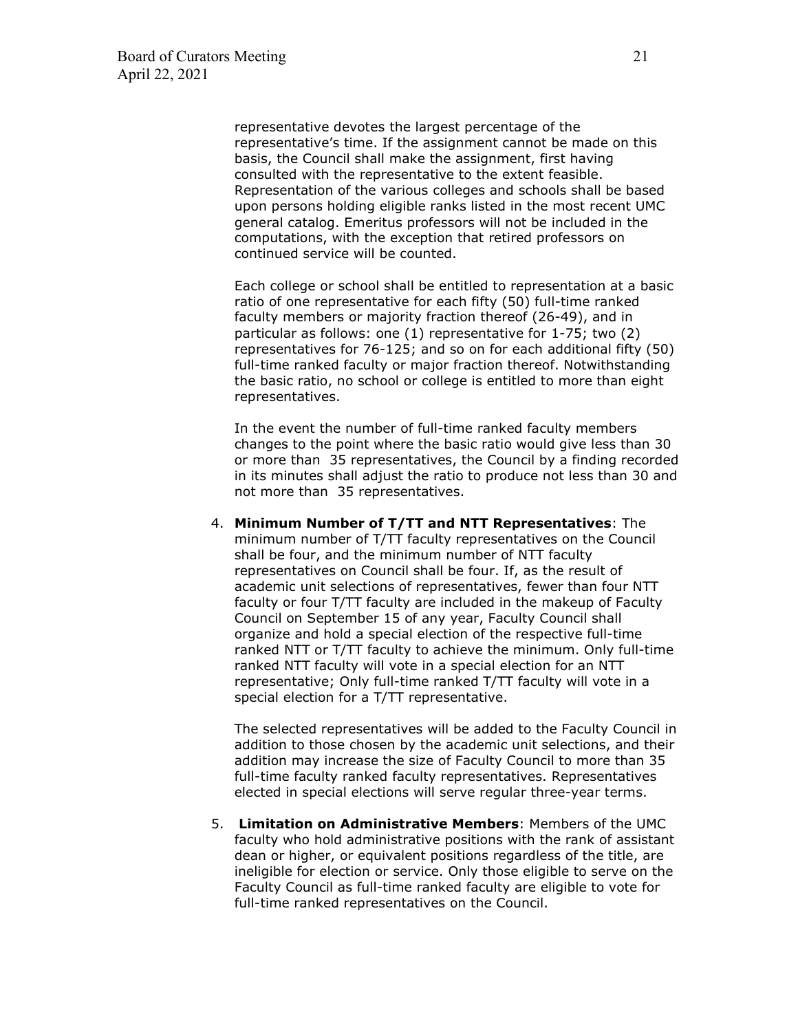representative devotes the largest percentage of the representative's time. If the assignment cannot be made on this basis, the Council shall make the assignment, first having consulted with the representative to the extent feasible. Representation of the various colleges and schools shall be based upon persons holding eligible ranks listed in the most recent UMC general catalog. Emeritus professors will not be included in the computations, with the exception that retired professors on continued service will be counted.

Each college or school shall be entitled to representation at a basic ratio of one representative for each fifty (50) full-time ranked faculty members or majority fraction thereof (26-49), and in particular as follows: one (1) representative for 1-75; two (2) representatives for 76-125; and so on for each additional fifty (50) full-time ranked faculty or major fraction thereof. Notwithstanding the basic ratio, no school or college is entitled to more than eight representatives.

In the event the number of full-time ranked faculty members changes to the point where the basic ratio would give less than 30 or more than 35 representatives, the Council by a finding recorded in its minutes shall adjust the ratio to produce not less than 30 and not more than 35 representatives.

4. **Minimum Number of T/TT and NTT Representatives**: The minimum number of T/TT faculty representatives on the Council shall be four, and the minimum number of NTT faculty representatives on Council shall be four. If, as the result of academic unit selections of representatives, fewer than four NTT faculty or four T/TT faculty are included in the makeup of Faculty Council on September 15 of any year, Faculty Council shall organize and hold a special election of the respective full-time ranked NTT or T/TT faculty to achieve the minimum. Only full-time ranked NTT faculty will vote in a special election for an NTT representative; Only full-time ranked T/TT faculty will vote in a special election for a T/TT representative.

   The selected representatives will be added to the Faculty Council in addition to those chosen by the academic unit selections, and their addition may increase the size of Faculty Council to more than 35 full-time faculty ranked faculty representatives. Representatives elected in special elections will serve regular three-year terms.

5. **Limitation on Administrative Members**: Members of the UMC faculty who hold administrative positions with the rank of assistant dean or higher, or equivalent positions regardless of the title, are ineligible for election or service. Only those eligible to serve on the Faculty Council as full-time ranked faculty are eligible to vote for full-time ranked representatives on the Council.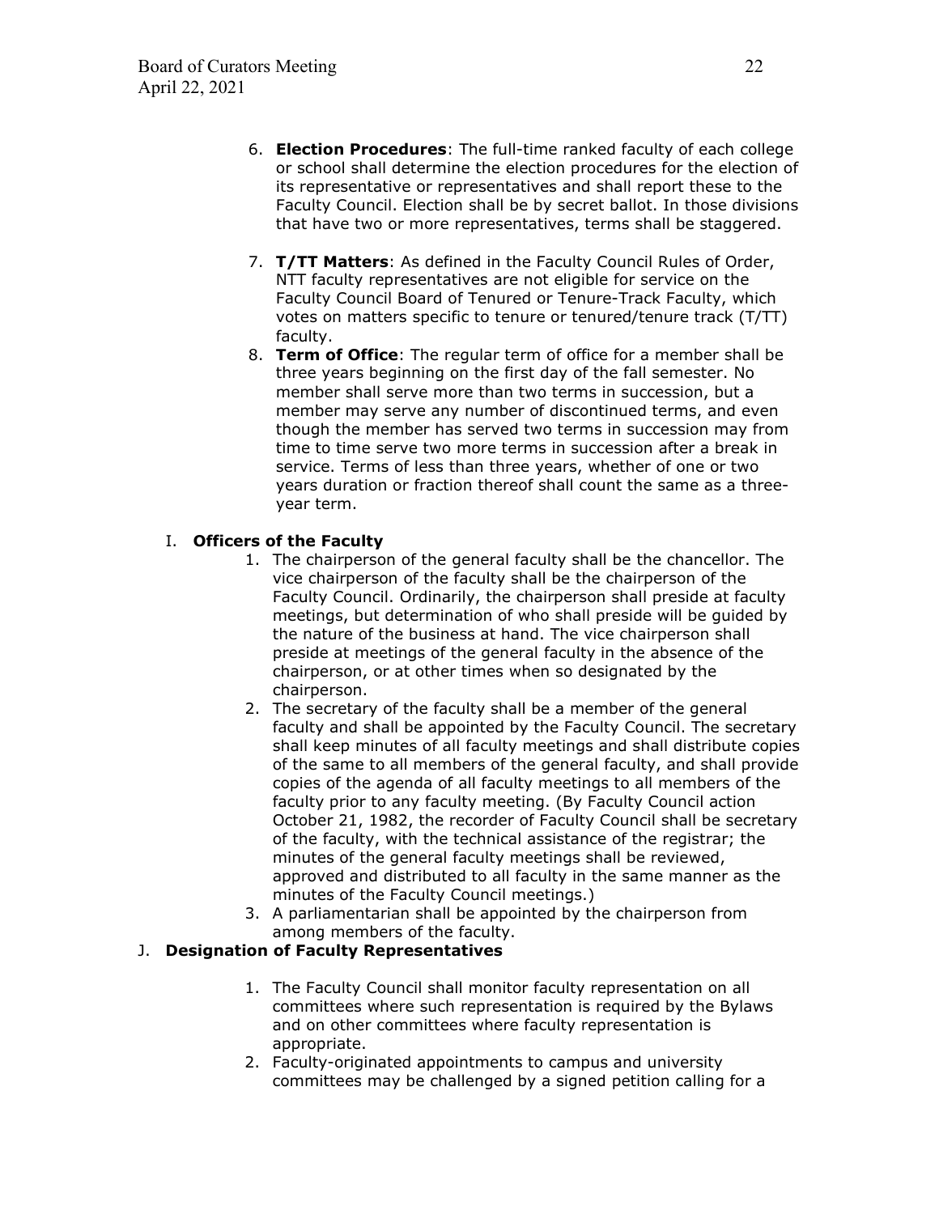6. **Election Procedures**: The full-time ranked faculty of each college or school shall determine the election procedures for the election of its representative or representatives and shall report these to the Faculty Council. Election shall be by secret ballot. In those divisions that have two or more representatives, terms shall be staggered.
7. **T/TT Matters**: As defined in the Faculty Council Rules of Order, NTT faculty representatives are not eligible for service on the Faculty Council Board of Tenured or Tenure-Track Faculty, which votes on matters specific to tenure or tenured/tenure track (T/TT) faculty.
8. **Term of Office**: The regular term of office for a member shall be three years beginning on the first day of the fall semester. No member shall serve more than two terms in succession, but a member may serve any number of discontinued terms, and even though the member has served two terms in succession may from time to time serve two more terms in succession after a break in service. Terms of less than three years, whether of one or two years duration or fraction thereof shall count the same as a three-year term.

I. **Officers of the Faculty**

1. The chairperson of the general faculty shall be the chancellor. The vice chairperson of the faculty shall be the chairperson of the Faculty Council. Ordinarily, the chairperson shall preside at faculty meetings, but determination of who shall preside will be guided by the nature of the business at hand. The vice chairperson shall preside at meetings of the general faculty in the absence of the chairperson, or at other times when so designated by the chairperson.
2. The secretary of the faculty shall be a member of the general faculty and shall be appointed by the Faculty Council. The secretary shall keep minutes of all faculty meetings and shall distribute copies of the same to all members of the general faculty, and shall provide copies of the agenda of all faculty meetings to all members of the faculty prior to any faculty meeting. (By Faculty Council action October 21, 1982, the recorder of Faculty Council shall be secretary of the faculty, with the technical assistance of the registrar; the minutes of the general faculty meetings shall be reviewed, approved and distributed to all faculty in the same manner as the minutes of the Faculty Council meetings.)
3. A parliamentarian shall be appointed by the chairperson from among members of the faculty.

J. **Designation of Faculty Representatives**

1. The Faculty Council shall monitor faculty representation on all committees where such representation is required by the Bylaws and on other committees where faculty representation is appropriate.
2. Faculty-originated appointments to campus and university committees may be challenged by a signed petition calling for a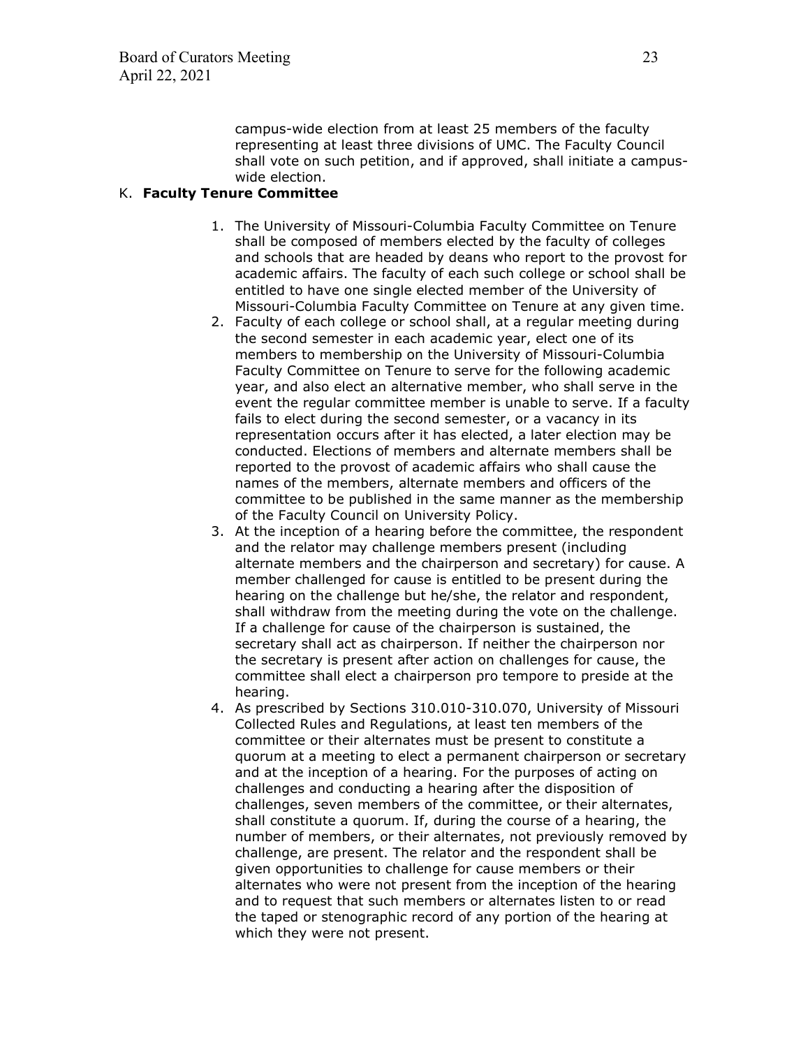campus-wide election from at least 25 members of the faculty representing at least three divisions of UMC. The Faculty Council shall vote on such petition, and if approved, shall initiate a campus-wide election.

K. **Faculty Tenure Committee**

1. The University of Missouri-Columbia Faculty Committee on Tenure shall be composed of members elected by the faculty of colleges and schools that are headed by deans who report to the provost for academic affairs. The faculty of each such college or school shall be entitled to have one single elected member of the University of Missouri-Columbia Faculty Committee on Tenure at any given time.
2. Faculty of each college or school shall, at a regular meeting during the second semester in each academic year, elect one of its members to membership on the University of Missouri-Columbia Faculty Committee on Tenure to serve for the following academic year, and also elect an alternative member, who shall serve in the event the regular committee member is unable to serve. If a faculty fails to elect during the second semester, or a vacancy in its representation occurs after it has elected, a later election may be conducted. Elections of members and alternate members shall be reported to the provost of academic affairs who shall cause the names of the members, alternate members and officers of the committee to be published in the same manner as the membership of the Faculty Council on University Policy.
3. At the inception of a hearing before the committee, the respondent and the relator may challenge members present (including alternate members and the chairperson and secretary) for cause. A member challenged for cause is entitled to be present during the hearing on the challenge but he/she, the relator and respondent, shall withdraw from the meeting during the vote on the challenge. If a challenge for cause of the chairperson is sustained, the secretary shall act as chairperson. If neither the chairperson nor the secretary is present after action on challenges for cause, the committee shall elect a chairperson pro tempore to preside at the hearing.
4. As prescribed by Sections 310.010-310.070, University of Missouri Collected Rules and Regulations, at least ten members of the committee or their alternates must be present to constitute a quorum at a meeting to elect a permanent chairperson or secretary and at the inception of a hearing. For the purposes of acting on challenges and conducting a hearing after the disposition of challenges, seven members of the committee, or their alternates, shall constitute a quorum. If, during the course of a hearing, the number of members, or their alternates, not previously removed by challenge, are present. The relator and the respondent shall be given opportunities to challenge for cause members or their alternates who were not present from the inception of the hearing and to request that such members or alternates listen to or read the taped or stenographic record of any portion of the hearing at which they were not present.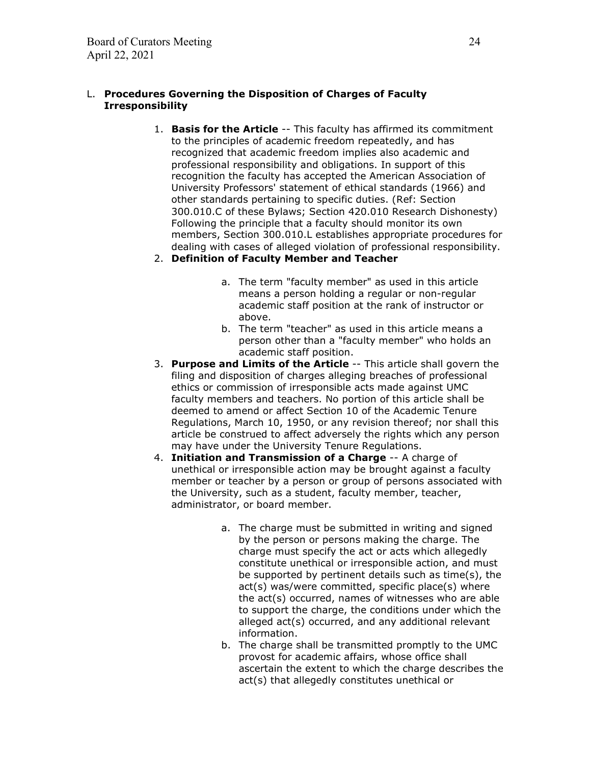L. **Procedures Governing the Disposition of Charges of Faculty Irresponsibility**

1. **Basis for the Article** -- This faculty has affirmed its commitment to the principles of academic freedom repeatedly, and has recognized that academic freedom implies also academic and professional responsibility and obligations. In support of this recognition the faculty has accepted the American Association of University Professors' statement of ethical standards (1966) and other standards pertaining to specific duties. (Ref: Section 300.010.C of these Bylaws; Section 420.010 Research Dishonesty) Following the principle that a faculty should monitor its own members, Section 300.010.L establishes appropriate procedures for dealing with cases of alleged violation of professional responsibility.
2. **Definition of Faculty Member and Teacher**
   a. The term "faculty member" as used in this article means a person holding a regular or non-regular academic staff position at the rank of instructor or above.
   b. The term "teacher" as used in this article means a person other than a "faculty member" who holds an academic staff position.
3. **Purpose and Limits of the Article** -- This article shall govern the filing and disposition of charges alleging breaches of professional ethics or commission of irresponsible acts made against UMC faculty members and teachers. No portion of this article shall be deemed to amend or affect Section 10 of the Academic Tenure Regulations, March 10, 1950, or any revision thereof; nor shall this article be construed to affect adversely the rights which any person may have under the University Tenure Regulations.
4. **Initiation and Transmission of a Charge** -- A charge of unethical or irresponsible action may be brought against a faculty member or teacher by a person or group of persons associated with the University, such as a student, faculty member, teacher, administrator, or board member.
   a. The charge must be submitted in writing and signed by the person or persons making the charge. The charge must specify the act or acts which allegedly constitute unethical or irresponsible action, and must be supported by pertinent details such as time(s), the act(s) was/were committed, specific place(s) where the act(s) occurred, names of witnesses who are able to support the charge, the conditions under which the alleged act(s) occurred, and any additional relevant information.
   b. The charge shall be transmitted promptly to the UMC provost for academic affairs, whose office shall ascertain the extent to which the charge describes the act(s) that allegedly constitutes unethical or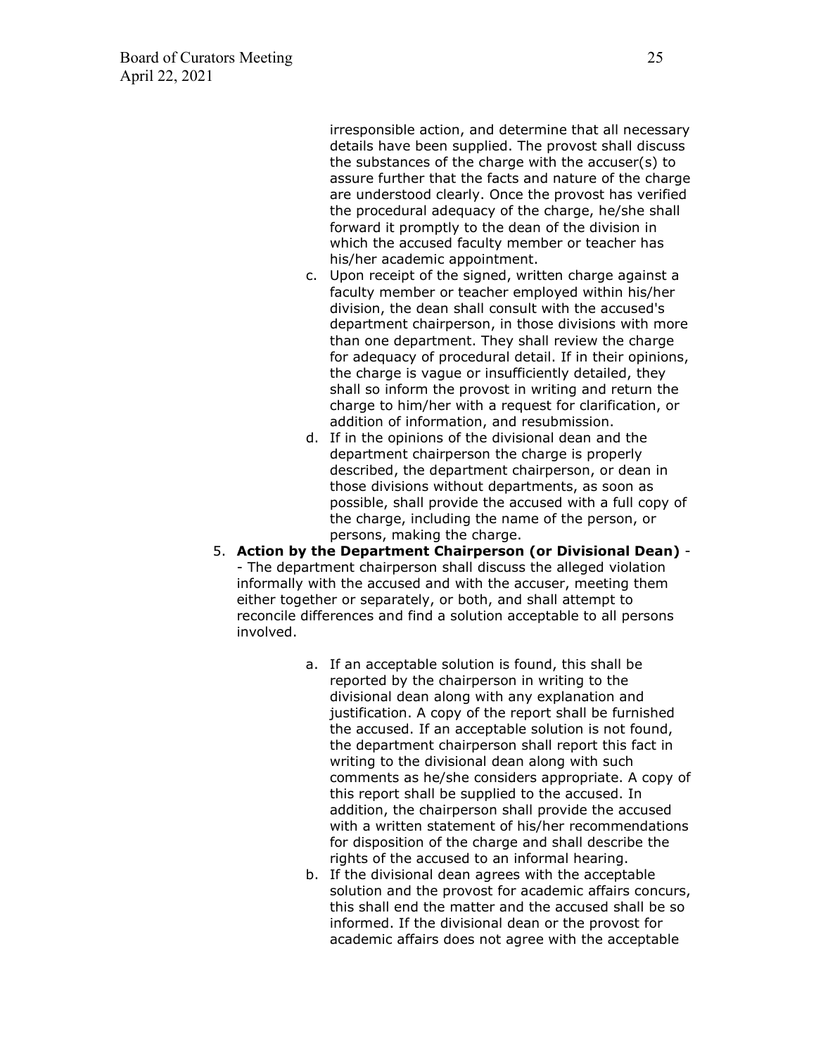irresponsible action, and determine that all necessary details have been supplied. The provost shall discuss the substances of the charge with the accuser(s) to assure further that the facts and nature of the charge are understood clearly. Once the provost has verified the procedural adequacy of the charge, he/she shall forward it promptly to the dean of the division in which the accused faculty member or teacher has his/her academic appointment.

c. Upon receipt of the signed, written charge against a faculty member or teacher employed within his/her division, the dean shall consult with the accused's department chairperson, in those divisions with more than one department. They shall review the charge for adequacy of procedural detail. If in their opinions, the charge is vague or insufficiently detailed, they shall so inform the provost in writing and return the charge to him/her with a request for clarification, or addition of information, and resubmission.

d. If in the opinions of the divisional dean and the department chairperson the charge is properly described, the department chairperson, or dean in those divisions without departments, as soon as possible, shall provide the accused with a full copy of the charge, including the name of the person, or persons, making the charge.

5. **Action by the Department Chairperson (or Divisional Dean)** -- The department chairperson shall discuss the alleged violation informally with the accused and with the accuser, meeting them either together or separately, or both, and shall attempt to reconcile differences and find a solution acceptable to all persons involved.

    a. If an acceptable solution is found, this shall be reported by the chairperson in writing to the divisional dean along with any explanation and justification. A copy of the report shall be furnished the accused. If an acceptable solution is not found, the department chairperson shall report this fact in writing to the divisional dean along with such comments as he/she considers appropriate. A copy of this report shall be supplied to the accused. In addition, the chairperson shall provide the accused with a written statement of his/her recommendations for disposition of the charge and shall describe the rights of the accused to an informal hearing.

    b. If the divisional dean agrees with the acceptable solution and the provost for academic affairs concurs, this shall end the matter and the accused shall be so informed. If the divisional dean or the provost for academic affairs does not agree with the acceptable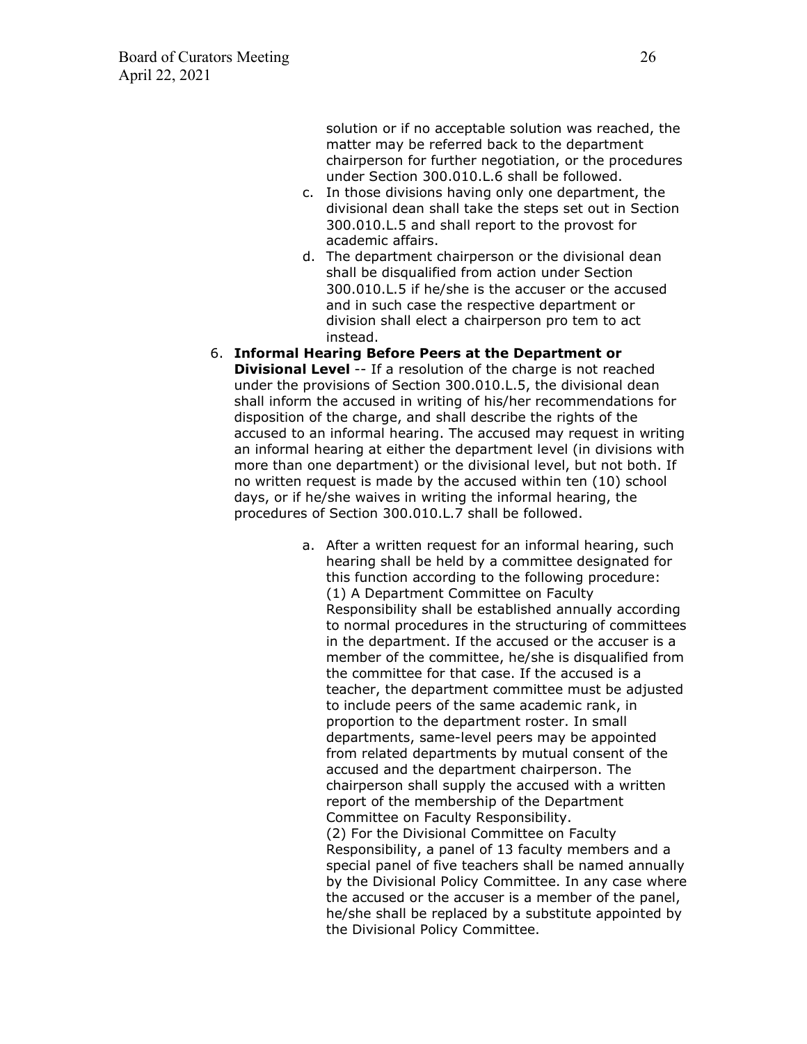solution or if no acceptable solution was reached, the matter may be referred back to the department chairperson for further negotiation, or the procedures under Section 300.010.L.6 shall be followed.

   c. In those divisions having only one department, the divisional dean shall take the steps set out in Section 300.010.L.5 and shall report to the provost for academic affairs.
   d. The department chairperson or the divisional dean shall be disqualified from action under Section 300.010.L.5 if he/she is the accuser or the accused and in such case the respective department or division shall elect a chairperson pro tem to act instead.

6. **Informal Hearing Before Peers at the Department or Divisional Level** -- If a resolution of the charge is not reached under the provisions of Section 300.010.L.5, the divisional dean shall inform the accused in writing of his/her recommendations for disposition of the charge, and shall describe the rights of the accused to an informal hearing. The accused may request in writing an informal hearing at either the department level (in divisions with more than one department) or the divisional level, but not both. If no written request is made by the accused within ten (10) school days, or if he/she waives in writing the informal hearing, the procedures of Section 300.010.L.7 shall be followed.

   a. After a written request for an informal hearing, such hearing shall be held by a committee designated for this function according to the following procedure:
   (1) A Department Committee on Faculty Responsibility shall be established annually according to normal procedures in the structuring of committees in the department. If the accused or the accuser is a member of the committee, he/she is disqualified from the committee for that case. If the accused is a teacher, the department committee must be adjusted to include peers of the same academic rank, in proportion to the department roster. In small departments, same-level peers may be appointed from related departments by mutual consent of the accused and the department chairperson. The chairperson shall supply the accused with a written report of the membership of the Department Committee on Faculty Responsibility.
   (2) For the Divisional Committee on Faculty Responsibility, a panel of 13 faculty members and a special panel of five teachers shall be named annually by the Divisional Policy Committee. In any case where the accused or the accuser is a member of the panel, he/she shall be replaced by a substitute appointed by the Divisional Policy Committee.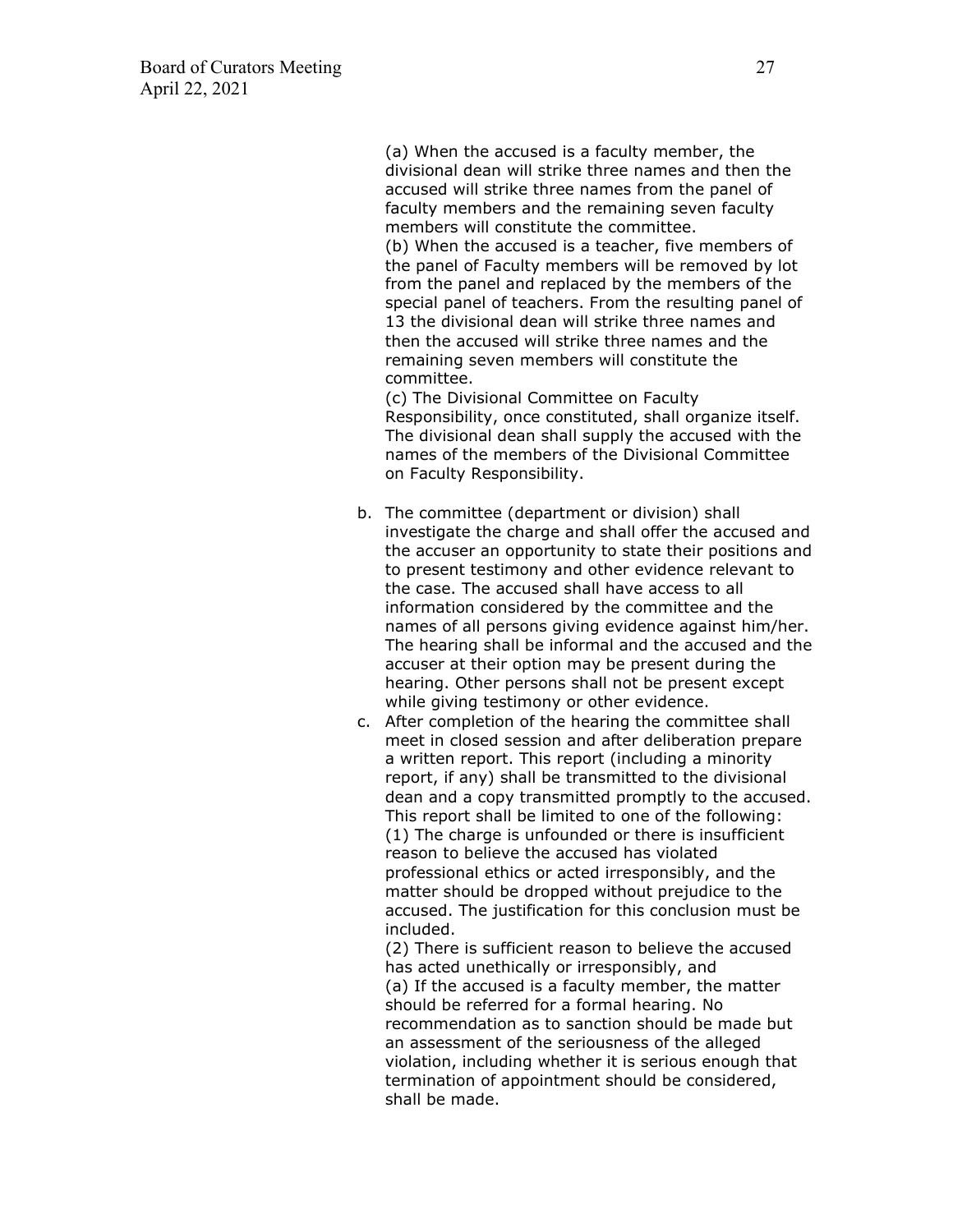(a) When the accused is a faculty member, the divisional dean will strike three names and then the accused will strike three names from the panel of faculty members and the remaining seven faculty members will constitute the committee.
(b) When the accused is a teacher, five members of the panel of Faculty members will be removed by lot from the panel and replaced by the members of the special panel of teachers. From the resulting panel of 13 the divisional dean will strike three names and then the accused will strike three names and the remaining seven members will constitute the committee.
(c) The Divisional Committee on Faculty Responsibility, once constituted, shall organize itself. The divisional dean shall supply the accused with the names of the members of the Divisional Committee on Faculty Responsibility.

b. The committee (department or division) shall investigate the charge and shall offer the accused and the accuser an opportunity to state their positions and to present testimony and other evidence relevant to the case. The accused shall have access to all information considered by the committee and the names of all persons giving evidence against him/her. The hearing shall be informal and the accused and the accuser at their option may be present during the hearing. Other persons shall not be present except while giving testimony or other evidence.
c. After completion of the hearing the committee shall meet in closed session and after deliberation prepare a written report. This report (including a minority report, if any) shall be transmitted to the divisional dean and a copy transmitted promptly to the accused. This report shall be limited to one of the following:
(1) The charge is unfounded or there is insufficient reason to believe the accused has violated professional ethics or acted irresponsibly, and the matter should be dropped without prejudice to the accused. The justification for this conclusion must be included.
(2) There is sufficient reason to believe the accused has acted unethically or irresponsibly, and
(a) If the accused is a faculty member, the matter should be referred for a formal hearing. No recommendation as to sanction should be made but an assessment of the seriousness of the alleged violation, including whether it is serious enough that termination of appointment should be considered, shall be made.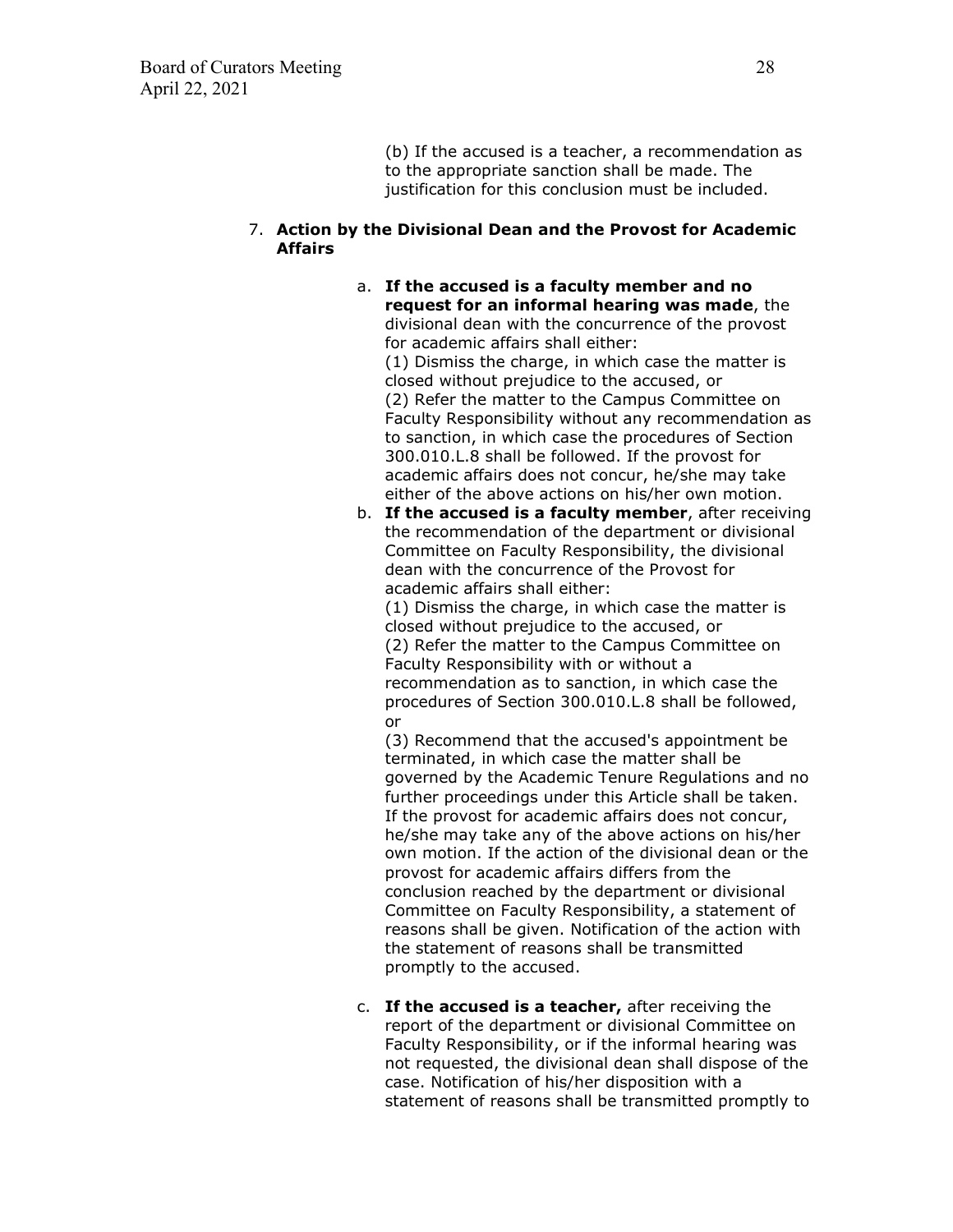(b) If the accused is a teacher, a recommendation as to the appropriate sanction shall be made. The justification for this conclusion must be included.

7. **Action by the Divisional Dean and the Provost for Academic Affairs**

   a. **If the accused is a faculty member and no request for an informal hearing was made**, the divisional dean with the concurrence of the provost for academic affairs shall either:
   (1) Dismiss the charge, in which case the matter is closed without prejudice to the accused, or
   (2) Refer the matter to the Campus Committee on Faculty Responsibility without any recommendation as to sanction, in which case the procedures of Section 300.010.L.8 shall be followed. If the provost for academic affairs does not concur, he/she may take either of the above actions on his/her own motion.

   b. **If the accused is a faculty member**, after receiving the recommendation of the department or divisional Committee on Faculty Responsibility, the divisional dean with the concurrence of the Provost for academic affairs shall either:
   (1) Dismiss the charge, in which case the matter is closed without prejudice to the accused, or
   (2) Refer the matter to the Campus Committee on Faculty Responsibility with or without a recommendation as to sanction, in which case the procedures of Section 300.010.L.8 shall be followed, or
   (3) Recommend that the accused's appointment be terminated, in which case the matter shall be governed by the Academic Tenure Regulations and no further proceedings under this Article shall be taken. If the provost for academic affairs does not concur, he/she may take any of the above actions on his/her own motion. If the action of the divisional dean or the provost for academic affairs differs from the conclusion reached by the department or divisional Committee on Faculty Responsibility, a statement of reasons shall be given. Notification of the action with the statement of reasons shall be transmitted promptly to the accused.

   c. **If the accused is a teacher,** after receiving the report of the department or divisional Committee on Faculty Responsibility, or if the informal hearing was not requested, the divisional dean shall dispose of the case. Notification of his/her disposition with a statement of reasons shall be transmitted promptly to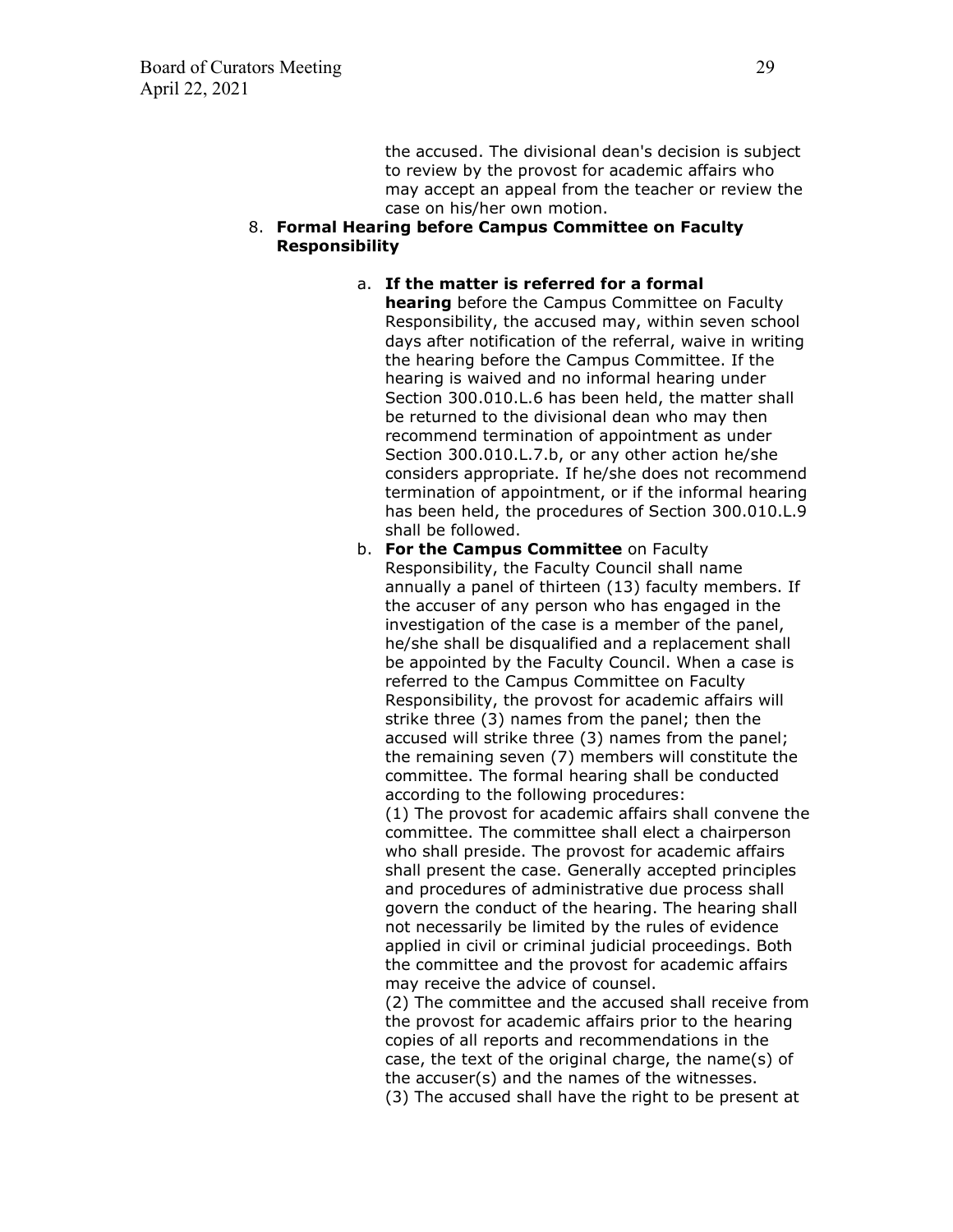the accused. The divisional dean's decision is subject to review by the provost for academic affairs who may accept an appeal from the teacher or review the case on his/her own motion.

8. **Formal Hearing before Campus Committee on Faculty Responsibility**

   a. **If the matter is referred for a formal hearing** before the Campus Committee on Faculty Responsibility, the accused may, within seven school days after notification of the referral, waive in writing the hearing before the Campus Committee. If the hearing is waived and no informal hearing under Section 300.010.L.6 has been held, the matter shall be returned to the divisional dean who may then recommend termination of appointment as under Section 300.010.L.7.b, or any other action he/she considers appropriate. If he/she does not recommend termination of appointment, or if the informal hearing has been held, the procedures of Section 300.010.L.9 shall be followed.

   b. **For the Campus Committee** on Faculty Responsibility, the Faculty Council shall name annually a panel of thirteen (13) faculty members. If the accuser of any person who has engaged in the investigation of the case is a member of the panel, he/she shall be disqualified and a replacement shall be appointed by the Faculty Council. When a case is referred to the Campus Committee on Faculty Responsibility, the provost for academic affairs will strike three (3) names from the panel; then the accused will strike three (3) names from the panel; the remaining seven (7) members will constitute the committee. The formal hearing shall be conducted according to the following procedures:

      (1) The provost for academic affairs shall convene the committee. The committee shall elect a chairperson who shall preside. The provost for academic affairs shall present the case. Generally accepted principles and procedures of administrative due process shall govern the conduct of the hearing. The hearing shall not necessarily be limited by the rules of evidence applied in civil or criminal judicial proceedings. Both the committee and the provost for academic affairs may receive the advice of counsel.

      (2) The committee and the accused shall receive from the provost for academic affairs prior to the hearing copies of all reports and recommendations in the case, the text of the original charge, the name(s) of the accuser(s) and the names of the witnesses.

      (3) The accused shall have the right to be present at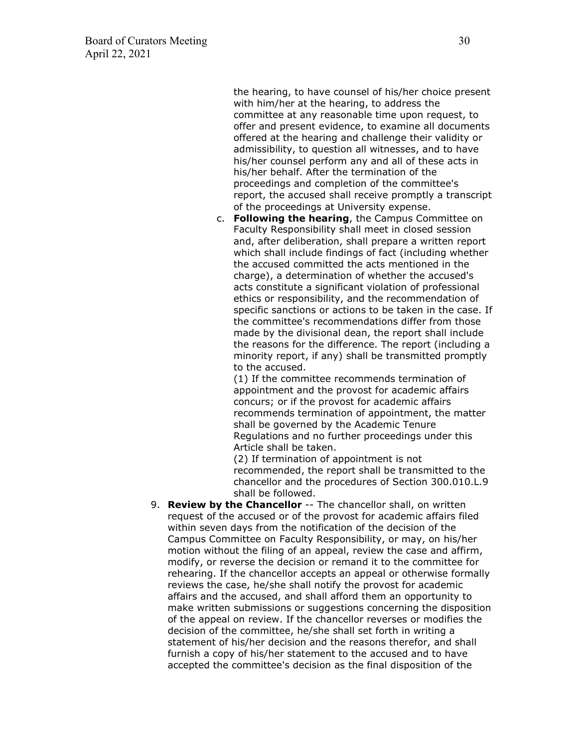the hearing, to have counsel of his/her choice present with him/her at the hearing, to address the committee at any reasonable time upon request, to offer and present evidence, to examine all documents offered at the hearing and challenge their validity or admissibility, to question all witnesses, and to have his/her counsel perform any and all of these acts in his/her behalf. After the termination of the proceedings and completion of the committee's report, the accused shall receive promptly a transcript of the proceedings at University expense.

c. **Following the hearing**, the Campus Committee on Faculty Responsibility shall meet in closed session and, after deliberation, shall prepare a written report which shall include findings of fact (including whether the accused committed the acts mentioned in the charge), a determination of whether the accused's acts constitute a significant violation of professional ethics or responsibility, and the recommendation of specific sanctions or actions to be taken in the case. If the committee's recommendations differ from those made by the divisional dean, the report shall include the reasons for the difference. The report (including a minority report, if any) shall be transmitted promptly to the accused.

   (1) If the committee recommends termination of appointment and the provost for academic affairs concurs; or if the provost for academic affairs recommends termination of appointment, the matter shall be governed by the Academic Tenure Regulations and no further proceedings under this Article shall be taken.

   (2) If termination of appointment is not recommended, the report shall be transmitted to the chancellor and the procedures of Section 300.010.L.9 shall be followed.

9. **Review by the Chancellor** -- The chancellor shall, on written request of the accused or of the provost for academic affairs filed within seven days from the notification of the decision of the Campus Committee on Faculty Responsibility, or may, on his/her motion without the filing of an appeal, review the case and affirm, modify, or reverse the decision or remand it to the committee for rehearing. If the chancellor accepts an appeal or otherwise formally reviews the case, he/she shall notify the provost for academic affairs and the accused, and shall afford them an opportunity to make written submissions or suggestions concerning the disposition of the appeal on review. If the chancellor reverses or modifies the decision of the committee, he/she shall set forth in writing a statement of his/her decision and the reasons therefor, and shall furnish a copy of his/her statement to the accused and to have accepted the committee's decision as the final disposition of the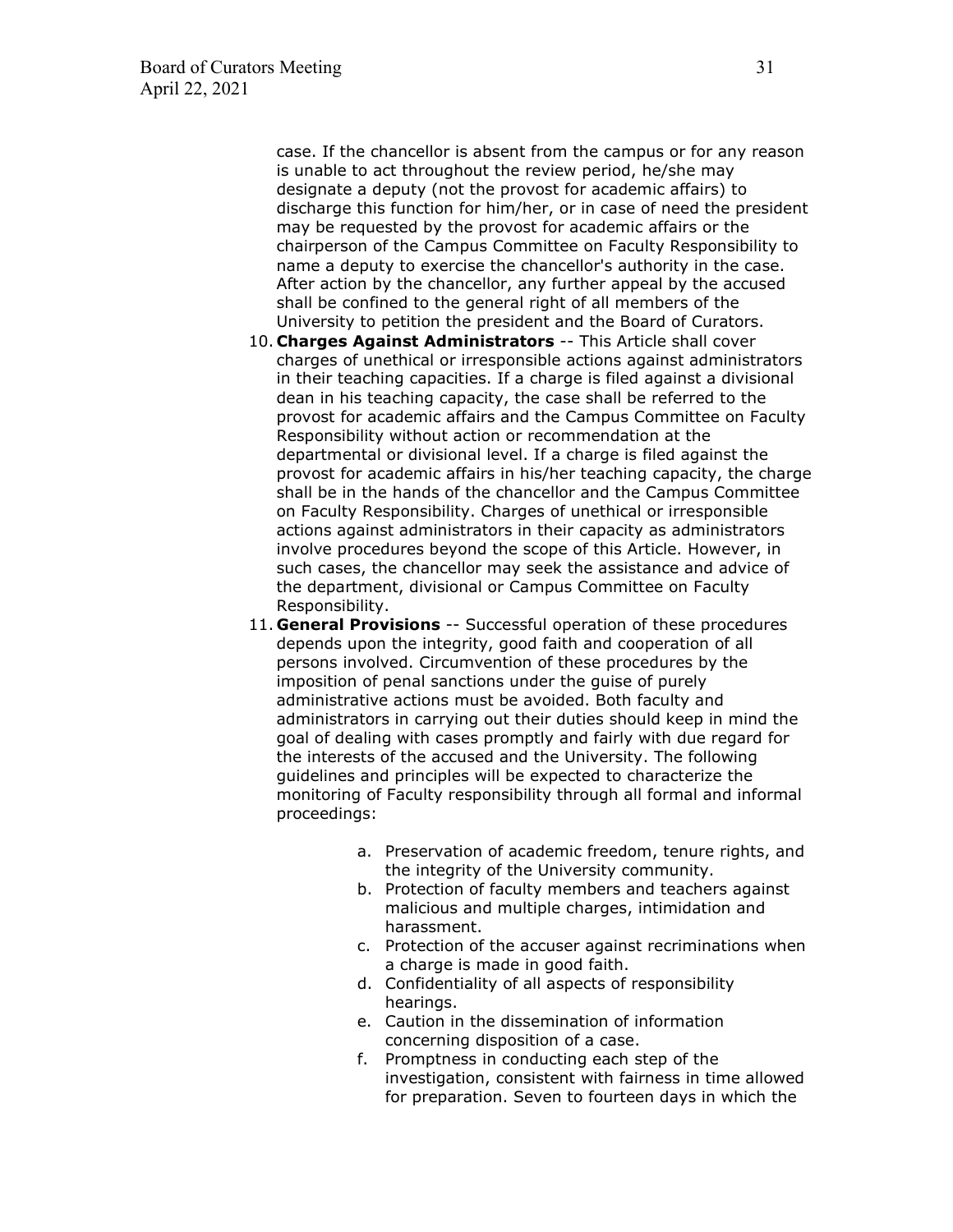case. If the chancellor is absent from the campus or for any reason is unable to act throughout the review period, he/she may designate a deputy (not the provost for academic affairs) to discharge this function for him/her, or in case of need the president may be requested by the provost for academic affairs or the chairperson of the Campus Committee on Faculty Responsibility to name a deputy to exercise the chancellor's authority in the case. After action by the chancellor, any further appeal by the accused shall be confined to the general right of all members of the University to petition the president and the Board of Curators.

10. **Charges Against Administrators** -- This Article shall cover charges of unethical or irresponsible actions against administrators in their teaching capacities. If a charge is filed against a divisional dean in his teaching capacity, the case shall be referred to the provost for academic affairs and the Campus Committee on Faculty Responsibility without action or recommendation at the departmental or divisional level. If a charge is filed against the provost for academic affairs in his/her teaching capacity, the charge shall be in the hands of the chancellor and the Campus Committee on Faculty Responsibility. Charges of unethical or irresponsible actions against administrators in their capacity as administrators involve procedures beyond the scope of this Article. However, in such cases, the chancellor may seek the assistance and advice of the department, divisional or Campus Committee on Faculty Responsibility.
11. **General Provisions** -- Successful operation of these procedures depends upon the integrity, good faith and cooperation of all persons involved. Circumvention of these procedures by the imposition of penal sanctions under the guise of purely administrative actions must be avoided. Both faculty and administrators in carrying out their duties should keep in mind the goal of dealing with cases promptly and fairly with due regard for the interests of the accused and the University. The following guidelines and principles will be expected to characterize the monitoring of Faculty responsibility through all formal and informal proceedings:

    a. Preservation of academic freedom, tenure rights, and the integrity of the University community.
    b. Protection of faculty members and teachers against malicious and multiple charges, intimidation and harassment.
    c. Protection of the accuser against recriminations when a charge is made in good faith.
    d. Confidentiality of all aspects of responsibility hearings.
    e. Caution in the dissemination of information concerning disposition of a case.
    f. Promptness in conducting each step of the investigation, consistent with fairness in time allowed for preparation. Seven to fourteen days in which the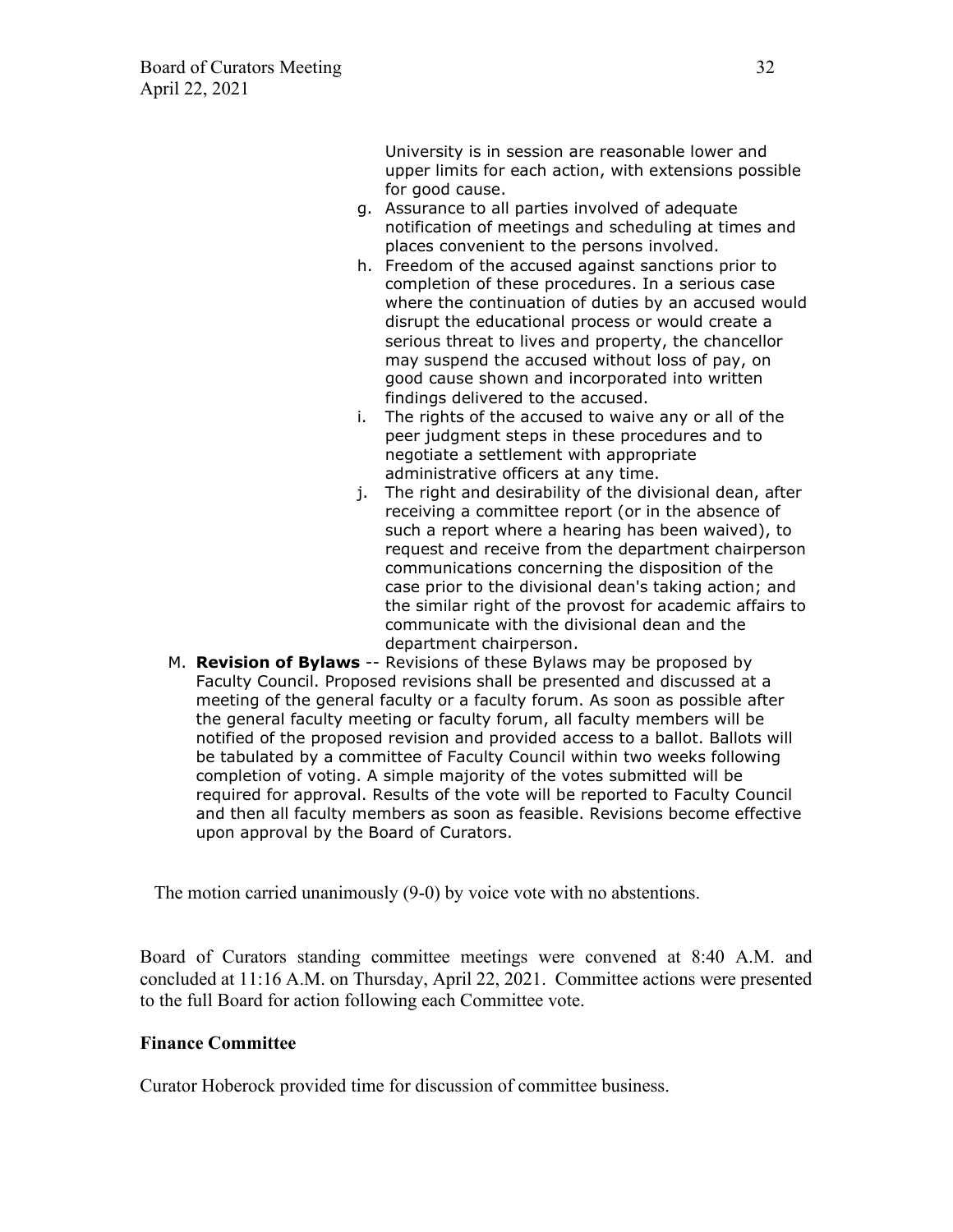University is in session are reasonable lower and upper limits for each action, with extensions possible for good cause.

g. Assurance to all parties involved of adequate notification of meetings and scheduling at times and places convenient to the persons involved.
h. Freedom of the accused against sanctions prior to completion of these procedures. In a serious case where the continuation of duties by an accused would disrupt the educational process or would create a serious threat to lives and property, the chancellor may suspend the accused without loss of pay, on good cause shown and incorporated into written findings delivered to the accused.
i. The rights of the accused to waive any or all of the peer judgment steps in these procedures and to negotiate a settlement with appropriate administrative officers at any time.
j. The right and desirability of the divisional dean, after receiving a committee report (or in the absence of such a report where a hearing has been waived), to request and receive from the department chairperson communications concerning the disposition of the case prior to the divisional dean's taking action; and the similar right of the provost for academic affairs to communicate with the divisional dean and the department chairperson.

M. **Revision of Bylaws** -- Revisions of these Bylaws may be proposed by Faculty Council. Proposed revisions shall be presented and discussed at a meeting of the general faculty or a faculty forum. As soon as possible after the general faculty meeting or faculty forum, all faculty members will be notified of the proposed revision and provided access to a ballot. Ballots will be tabulated by a committee of Faculty Council within two weeks following completion of voting. A simple majority of the votes submitted will be required for approval. Results of the vote will be reported to Faculty Council and then all faculty members as soon as feasible. Revisions become effective upon approval by the Board of Curators.

The motion carried unanimously (9-0) by voice vote with no abstentions.

Board of Curators standing committee meetings were convened at 8:40 A.M. and concluded at 11:16 A.M. on Thursday, April 22, 2021. Committee actions were presented to the full Board for action following each Committee vote.

**Finance Committee**

Curator Hoberock provided time for discussion of committee business.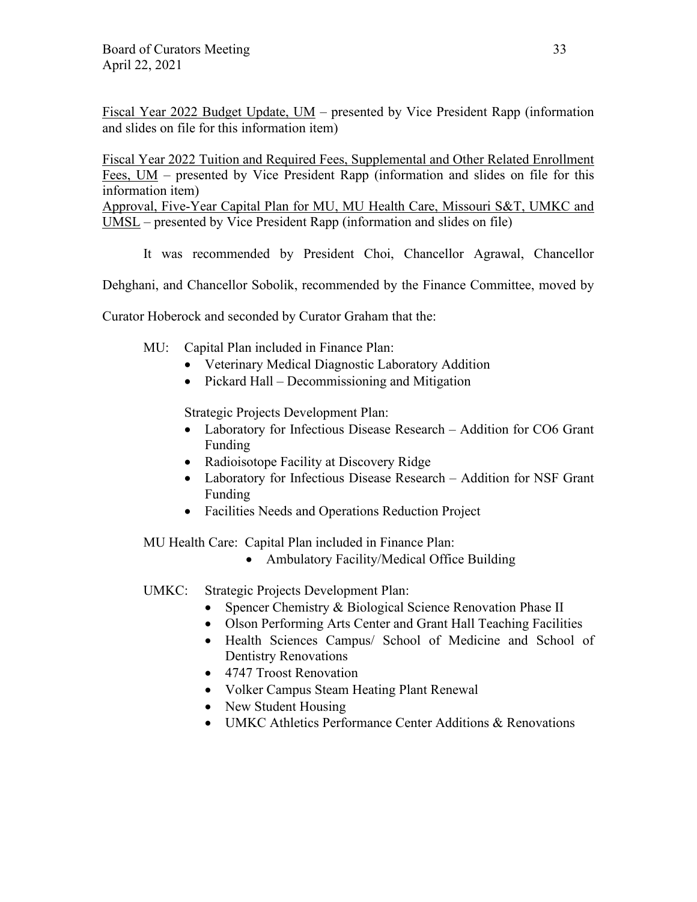Fiscal Year 2022 Budget Update, UM – presented by Vice President Rapp (information and slides on file for this information item)

Fiscal Year 2022 Tuition and Required Fees, Supplemental and Other Related Enrollment Fees, UM – presented by Vice President Rapp (information and slides on file for this information item)

Approval, Five-Year Capital Plan for MU, MU Health Care, Missouri S&T, UMKC and UMSL – presented by Vice President Rapp (information and slides on file)

It was recommended by President Choi, Chancellor Agrawal, Chancellor Dehghani, and Chancellor Sobolik, recommended by the Finance Committee, moved by Curator Hoberock and seconded by Curator Graham that the:

MU: Capital Plan included in Finance Plan:

- Veterinary Medical Diagnostic Laboratory Addition
- Pickard Hall – Decommissioning and Mitigation

Strategic Projects Development Plan:

- Laboratory for Infectious Disease Research – Addition for CO6 Grant Funding
- Radioisotope Facility at Discovery Ridge
- Laboratory for Infectious Disease Research – Addition for NSF Grant Funding
- Facilities Needs and Operations Reduction Project

MU Health Care: Capital Plan included in Finance Plan:

- Ambulatory Facility/Medical Office Building

UMKC: Strategic Projects Development Plan:

- Spencer Chemistry & Biological Science Renovation Phase II
- Olson Performing Arts Center and Grant Hall Teaching Facilities
- Health Sciences Campus/ School of Medicine and School of Dentistry Renovations
- 4747 Troost Renovation
- Volker Campus Steam Heating Plant Renewal
- New Student Housing
- UMKC Athletics Performance Center Additions & Renovations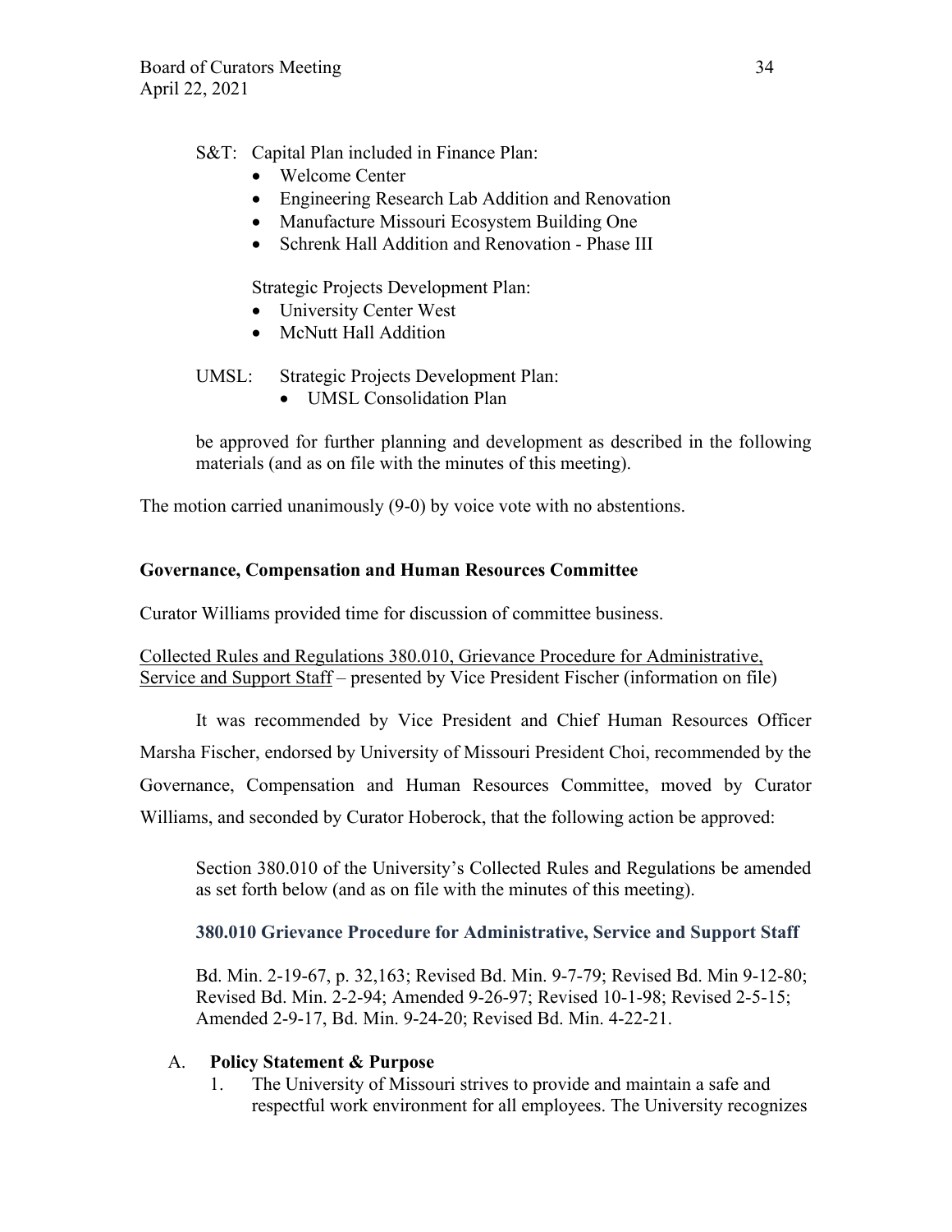S&T: Capital Plan included in Finance Plan:

- Welcome Center
- Engineering Research Lab Addition and Renovation
- Manufacture Missouri Ecosystem Building One
- Schrenk Hall Addition and Renovation - Phase III

Strategic Projects Development Plan:

- University Center West
- McNutt Hall Addition

UMSL: Strategic Projects Development Plan:

- UMSL Consolidation Plan

be approved for further planning and development as described in the following materials (and as on file with the minutes of this meeting).

The motion carried unanimously (9-0) by voice vote with no abstentions.

**Governance, Compensation and Human Resources Committee**

Curator Williams provided time for discussion of committee business.

Collected Rules and Regulations 380.010, Grievance Procedure for Administrative, Service and Support Staff – presented by Vice President Fischer (information on file)

It was recommended by Vice President and Chief Human Resources Officer Marsha Fischer, endorsed by University of Missouri President Choi, recommended by the Governance, Compensation and Human Resources Committee, moved by Curator Williams, and seconded by Curator Hoberock, that the following action be approved:

Section 380.010 of the University's Collected Rules and Regulations be amended as set forth below (and as on file with the minutes of this meeting).

**380.010 Grievance Procedure for Administrative, Service and Support Staff**

Bd. Min. 2-19-67, p. 32,163; Revised Bd. Min. 9-7-79; Revised Bd. Min 9-12-80; Revised Bd. Min. 2-2-94; Amended 9-26-97; Revised 10-1-98; Revised 2-5-15; Amended 2-9-17, Bd. Min. 9-24-20; Revised Bd. Min. 4-22-21.

A. **Policy Statement & Purpose**

1. The University of Missouri strives to provide and maintain a safe and respectful work environment for all employees. The University recognizes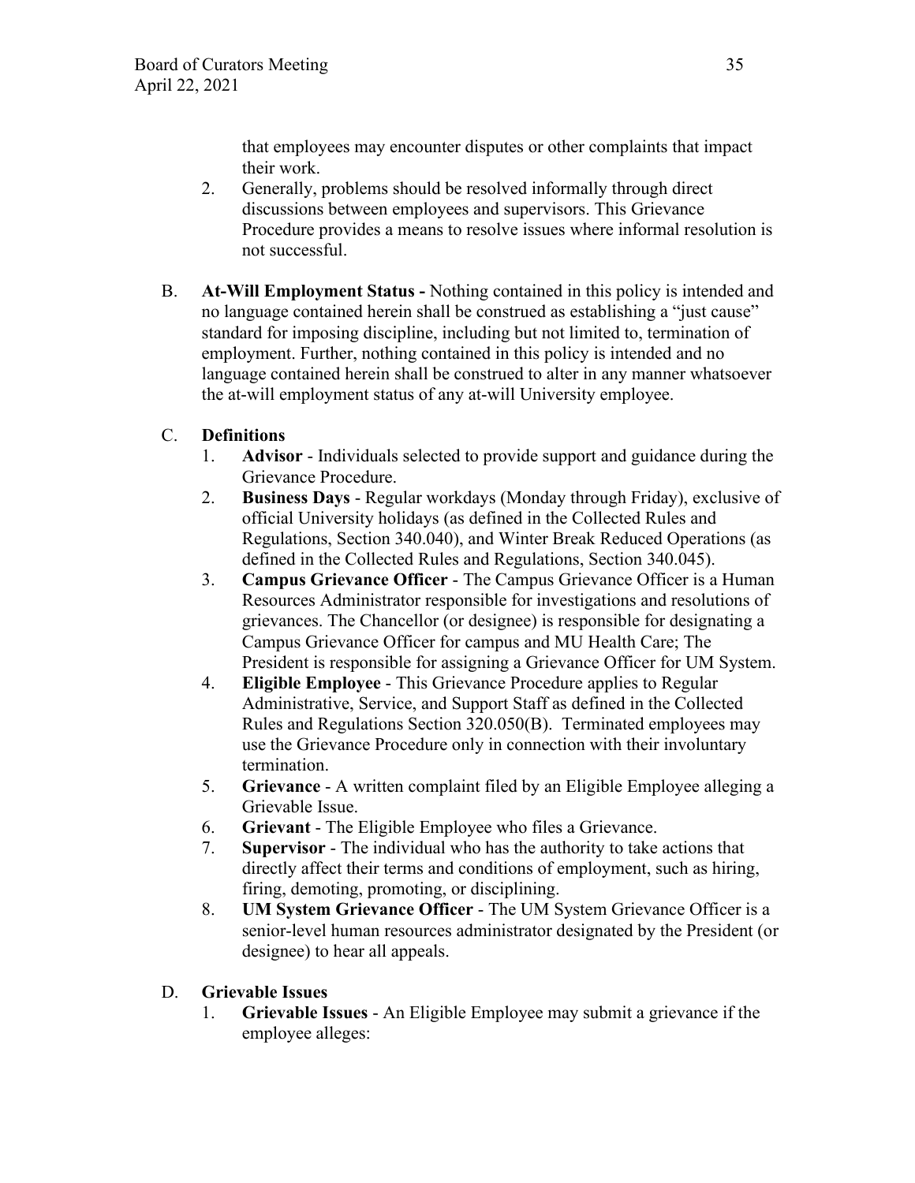that employees may encounter disputes or other complaints that impact their work.

2. Generally, problems should be resolved informally through direct discussions between employees and supervisors. This Grievance Procedure provides a means to resolve issues where informal resolution is not successful.

B. **At-Will Employment Status -** Nothing contained in this policy is intended and no language contained herein shall be construed as establishing a "just cause" standard for imposing discipline, including but not limited to, termination of employment. Further, nothing contained in this policy is intended and no language contained herein shall be construed to alter in any manner whatsoever the at-will employment status of any at-will University employee.

C. **Definitions**

1. **Advisor** - Individuals selected to provide support and guidance during the Grievance Procedure.
2. **Business Days** - Regular workdays (Monday through Friday), exclusive of official University holidays (as defined in the Collected Rules and Regulations, Section 340.040), and Winter Break Reduced Operations (as defined in the Collected Rules and Regulations, Section 340.045).
3. **Campus Grievance Officer** - The Campus Grievance Officer is a Human Resources Administrator responsible for investigations and resolutions of grievances. The Chancellor (or designee) is responsible for designating a Campus Grievance Officer for campus and MU Health Care; The President is responsible for assigning a Grievance Officer for UM System.
4. **Eligible Employee** - This Grievance Procedure applies to Regular Administrative, Service, and Support Staff as defined in the Collected Rules and Regulations Section 320.050(B). Terminated employees may use the Grievance Procedure only in connection with their involuntary termination.
5. **Grievance** - A written complaint filed by an Eligible Employee alleging a Grievable Issue.
6. **Grievant** - The Eligible Employee who files a Grievance.
7. **Supervisor** - The individual who has the authority to take actions that directly affect their terms and conditions of employment, such as hiring, firing, demoting, promoting, or disciplining.
8. **UM System Grievance Officer** - The UM System Grievance Officer is a senior-level human resources administrator designated by the President (or designee) to hear all appeals.

D. **Grievable Issues**

1. **Grievable Issues** - An Eligible Employee may submit a grievance if the employee alleges: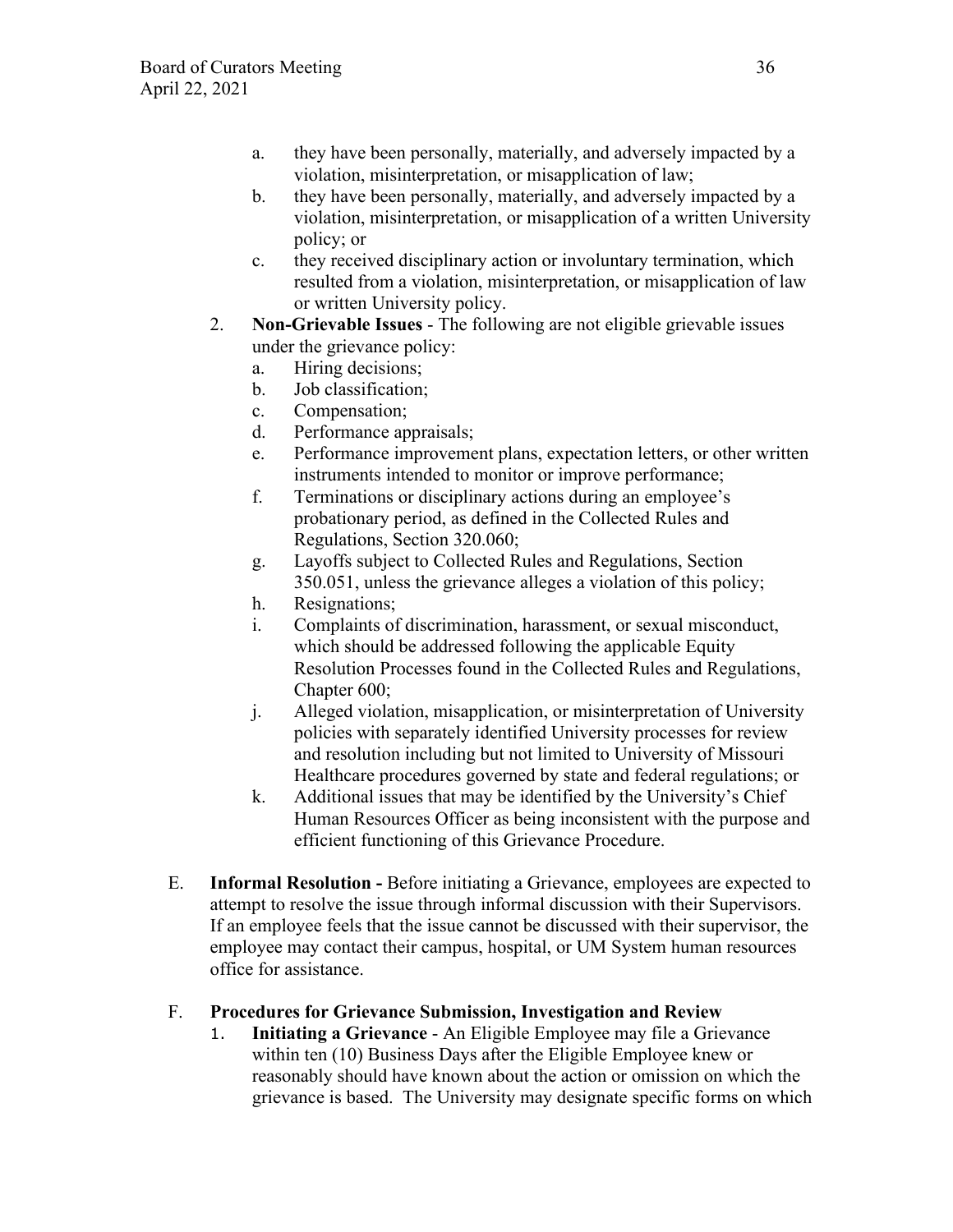a. they have been personally, materially, and adversely impacted by a violation, misinterpretation, or misapplication of law;
b. they have been personally, materially, and adversely impacted by a violation, misinterpretation, or misapplication of a written University policy; or
c. they received disciplinary action or involuntary termination, which resulted from a violation, misinterpretation, or misapplication of law or written University policy.

2. **Non-Grievable Issues** - The following are not eligible grievable issues under the grievance policy:
   a. Hiring decisions;
   b. Job classification;
   c. Compensation;
   d. Performance appraisals;
   e. Performance improvement plans, expectation letters, or other written instruments intended to monitor or improve performance;
   f. Terminations or disciplinary actions during an employee's probationary period, as defined in the Collected Rules and Regulations, Section 320.060;
   g. Layoffs subject to Collected Rules and Regulations, Section 350.051, unless the grievance alleges a violation of this policy;
   h. Resignations;
   i. Complaints of discrimination, harassment, or sexual misconduct, which should be addressed following the applicable Equity Resolution Processes found in the Collected Rules and Regulations, Chapter 600;
   j. Alleged violation, misapplication, or misinterpretation of University policies with separately identified University processes for review and resolution including but not limited to University of Missouri Healthcare procedures governed by state and federal regulations; or
   k. Additional issues that may be identified by the University's Chief Human Resources Officer as being inconsistent with the purpose and efficient functioning of this Grievance Procedure.

E. **Informal Resolution -** Before initiating a Grievance, employees are expected to attempt to resolve the issue through informal discussion with their Supervisors. If an employee feels that the issue cannot be discussed with their supervisor, the employee may contact their campus, hospital, or UM System human resources office for assistance.

F. **Procedures for Grievance Submission, Investigation and Review**

1. **Initiating a Grievance** - An Eligible Employee may file a Grievance within ten (10) Business Days after the Eligible Employee knew or reasonably should have known about the action or omission on which the grievance is based. The University may designate specific forms on which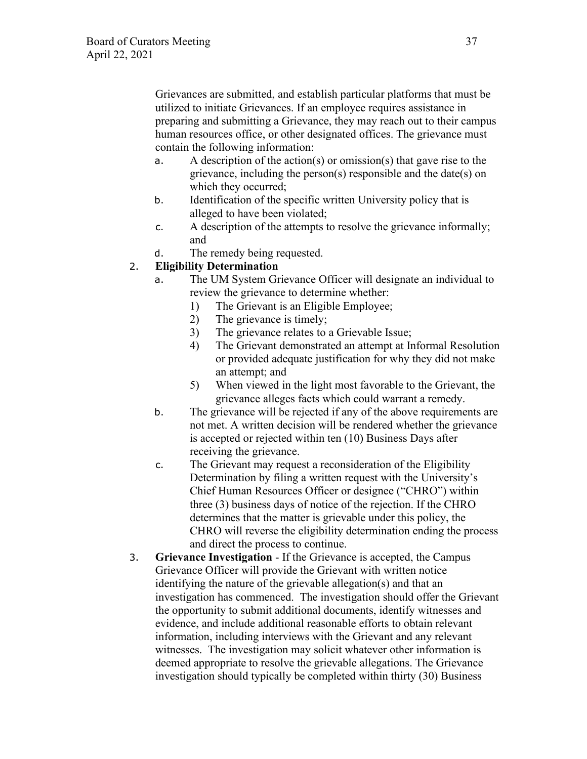Grievances are submitted, and establish particular platforms that must be utilized to initiate Grievances. If an employee requires assistance in preparing and submitting a Grievance, they may reach out to their campus human resources office, or other designated offices. The grievance must contain the following information:

a. A description of the action(s) or omission(s) that gave rise to the grievance, including the person(s) responsible and the date(s) on which they occurred;
b. Identification of the specific written University policy that is alleged to have been violated;
c. A description of the attempts to resolve the grievance informally; and
d. The remedy being requested.

2. **Eligibility Determination**
   a. The UM System Grievance Officer will designate an individual to review the grievance to determine whether:
      1) The Grievant is an Eligible Employee;
      2) The grievance is timely;
      3) The grievance relates to a Grievable Issue;
      4) The Grievant demonstrated an attempt at Informal Resolution or provided adequate justification for why they did not make an attempt; and
      5) When viewed in the light most favorable to the Grievant, the grievance alleges facts which could warrant a remedy.
   b. The grievance will be rejected if any of the above requirements are not met. A written decision will be rendered whether the grievance is accepted or rejected within ten (10) Business Days after receiving the grievance.
   c. The Grievant may request a reconsideration of the Eligibility Determination by filing a written request with the University's Chief Human Resources Officer or designee ("CHRO") within three (3) business days of notice of the rejection. If the CHRO determines that the matter is grievable under this policy, the CHRO will reverse the eligibility determination ending the process and direct the process to continue.

3. **Grievance Investigation** - If the Grievance is accepted, the Campus Grievance Officer will provide the Grievant with written notice identifying the nature of the grievable allegation(s) and that an investigation has commenced. The investigation should offer the Grievant the opportunity to submit additional documents, identify witnesses and evidence, and include additional reasonable efforts to obtain relevant information, including interviews with the Grievant and any relevant witnesses. The investigation may solicit whatever other information is deemed appropriate to resolve the grievable allegations. The Grievance investigation should typically be completed within thirty (30) Business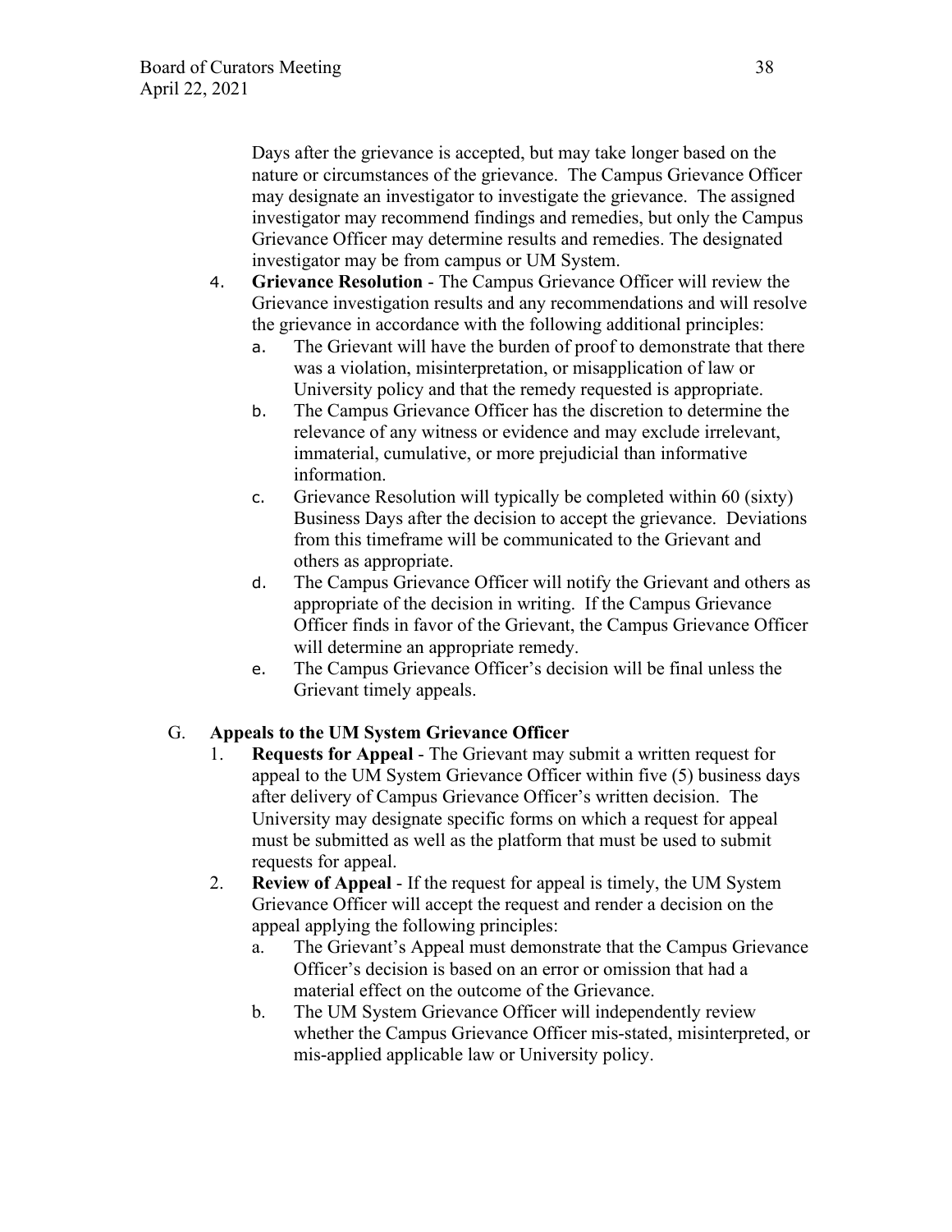Days after the grievance is accepted, but may take longer based on the nature or circumstances of the grievance. The Campus Grievance Officer may designate an investigator to investigate the grievance. The assigned investigator may recommend findings and remedies, but only the Campus Grievance Officer may determine results and remedies. The designated investigator may be from campus or UM System.

4. **Grievance Resolution** - The Campus Grievance Officer will review the Grievance investigation results and any recommendations and will resolve the grievance in accordance with the following additional principles:
   a. The Grievant will have the burden of proof to demonstrate that there was a violation, misinterpretation, or misapplication of law or University policy and that the remedy requested is appropriate.
   b. The Campus Grievance Officer has the discretion to determine the relevance of any witness or evidence and may exclude irrelevant, immaterial, cumulative, or more prejudicial than informative information.
   c. Grievance Resolution will typically be completed within 60 (sixty) Business Days after the decision to accept the grievance. Deviations from this timeframe will be communicated to the Grievant and others as appropriate.
   d. The Campus Grievance Officer will notify the Grievant and others as appropriate of the decision in writing. If the Campus Grievance Officer finds in favor of the Grievant, the Campus Grievance Officer will determine an appropriate remedy.
   e. The Campus Grievance Officer's decision will be final unless the Grievant timely appeals.

G. **Appeals to the UM System Grievance Officer**

1. **Requests for Appeal** - The Grievant may submit a written request for appeal to the UM System Grievance Officer within five (5) business days after delivery of Campus Grievance Officer's written decision. The University may designate specific forms on which a request for appeal must be submitted as well as the platform that must be used to submit requests for appeal.
2. **Review of Appeal** - If the request for appeal is timely, the UM System Grievance Officer will accept the request and render a decision on the appeal applying the following principles:
   a. The Grievant's Appeal must demonstrate that the Campus Grievance Officer's decision is based on an error or omission that had a material effect on the outcome of the Grievance.
   b. The UM System Grievance Officer will independently review whether the Campus Grievance Officer mis-stated, misinterpreted, or mis-applied applicable law or University policy.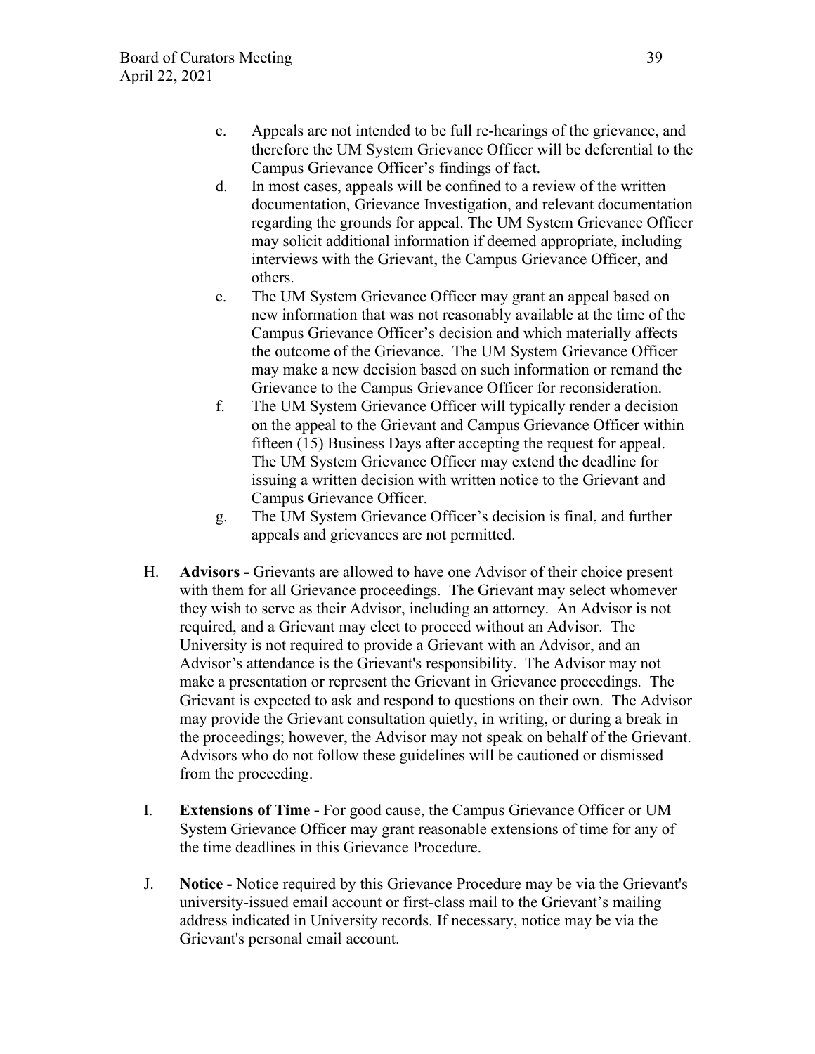c. Appeals are not intended to be full re-hearings of the grievance, and therefore the UM System Grievance Officer will be deferential to the Campus Grievance Officer's findings of fact.

d. In most cases, appeals will be confined to a review of the written documentation, Grievance Investigation, and relevant documentation regarding the grounds for appeal. The UM System Grievance Officer may solicit additional information if deemed appropriate, including interviews with the Grievant, the Campus Grievance Officer, and others.

e. The UM System Grievance Officer may grant an appeal based on new information that was not reasonably available at the time of the Campus Grievance Officer's decision and which materially affects the outcome of the Grievance. The UM System Grievance Officer may make a new decision based on such information or remand the Grievance to the Campus Grievance Officer for reconsideration.

f. The UM System Grievance Officer will typically render a decision on the appeal to the Grievant and Campus Grievance Officer within fifteen (15) Business Days after accepting the request for appeal. The UM System Grievance Officer may extend the deadline for issuing a written decision with written notice to the Grievant and Campus Grievance Officer.

g. The UM System Grievance Officer's decision is final, and further appeals and grievances are not permitted.

H. **Advisors -** Grievants are allowed to have one Advisor of their choice present with them for all Grievance proceedings. The Grievant may select whomever they wish to serve as their Advisor, including an attorney. An Advisor is not required, and a Grievant may elect to proceed without an Advisor. The University is not required to provide a Grievant with an Advisor, and an Advisor's attendance is the Grievant's responsibility. The Advisor may not make a presentation or represent the Grievant in Grievance proceedings. The Grievant is expected to ask and respond to questions on their own. The Advisor may provide the Grievant consultation quietly, in writing, or during a break in the proceedings; however, the Advisor may not speak on behalf of the Grievant. Advisors who do not follow these guidelines will be cautioned or dismissed from the proceeding.

I. **Extensions of Time -** For good cause, the Campus Grievance Officer or UM System Grievance Officer may grant reasonable extensions of time for any of the time deadlines in this Grievance Procedure.

J. **Notice -** Notice required by this Grievance Procedure may be via the Grievant's university-issued email account or first-class mail to the Grievant's mailing address indicated in University records. If necessary, notice may be via the Grievant's personal email account.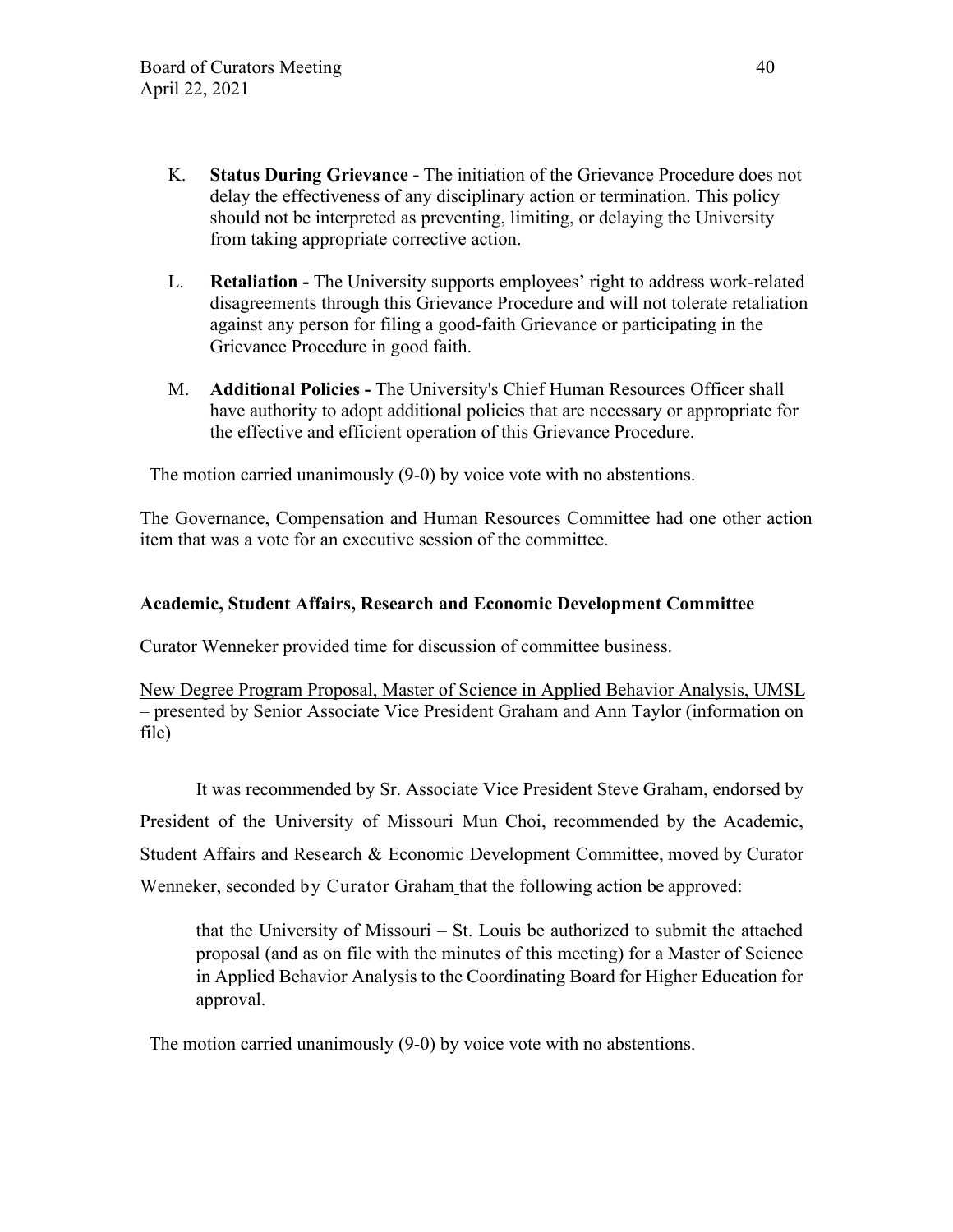K. **Status During Grievance -** The initiation of the Grievance Procedure does not delay the effectiveness of any disciplinary action or termination. This policy should not be interpreted as preventing, limiting, or delaying the University from taking appropriate corrective action.

L. **Retaliation -** The University supports employees' right to address work-related disagreements through this Grievance Procedure and will not tolerate retaliation against any person for filing a good-faith Grievance or participating in the Grievance Procedure in good faith.

M. **Additional Policies -** The University's Chief Human Resources Officer shall have authority to adopt additional policies that are necessary or appropriate for the effective and efficient operation of this Grievance Procedure.

The motion carried unanimously (9-0) by voice vote with no abstentions.

The Governance, Compensation and Human Resources Committee had one other action item that was a vote for an executive session of the committee.

**Academic, Student Affairs, Research and Economic Development Committee**

Curator Wenneker provided time for discussion of committee business.

New Degree Program Proposal, Master of Science in Applied Behavior Analysis, UMSL – presented by Senior Associate Vice President Graham and Ann Taylor (information on file)

It was recommended by Sr. Associate Vice President Steve Graham, endorsed by President of the University of Missouri Mun Choi, recommended by the Academic, Student Affairs and Research & Economic Development Committee, moved by Curator Wenneker, seconded by Curator Graham that the following action be approved:

> that the University of Missouri – St. Louis be authorized to submit the attached proposal (and as on file with the minutes of this meeting) for a Master of Science in Applied Behavior Analysis to the Coordinating Board for Higher Education for approval.

The motion carried unanimously (9-0) by voice vote with no abstentions.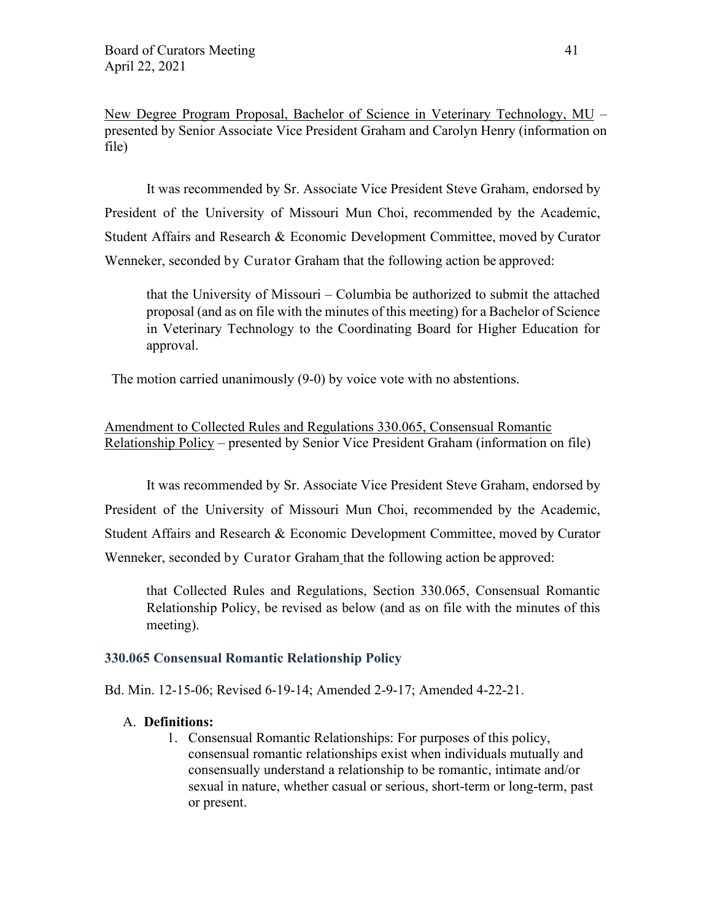New Degree Program Proposal, Bachelor of Science in Veterinary Technology, MU – presented by Senior Associate Vice President Graham and Carolyn Henry (information on file)

It was recommended by Sr. Associate Vice President Steve Graham, endorsed by President of the University of Missouri Mun Choi, recommended by the Academic, Student Affairs and Research & Economic Development Committee, moved by Curator Wenneker, seconded by Curator Graham that the following action be approved:

> that the University of Missouri – Columbia be authorized to submit the attached proposal (and as on file with the minutes of this meeting) for a Bachelor of Science in Veterinary Technology to the Coordinating Board for Higher Education for approval.

The motion carried unanimously (9-0) by voice vote with no abstentions.

Amendment to Collected Rules and Regulations 330.065, Consensual Romantic Relationship Policy – presented by Senior Vice President Graham (information on file)

It was recommended by Sr. Associate Vice President Steve Graham, endorsed by President of the University of Missouri Mun Choi, recommended by the Academic, Student Affairs and Research & Economic Development Committee, moved by Curator Wenneker, seconded by Curator Graham that the following action be approved:

> that Collected Rules and Regulations, Section 330.065, Consensual Romantic Relationship Policy, be revised as below (and as on file with the minutes of this meeting).

### 330.065 Consensual Romantic Relationship Policy

Bd. Min. 12-15-06; Revised 6-19-14; Amended 2-9-17; Amended 4-22-21.

A. **Definitions:**
   1. Consensual Romantic Relationships: For purposes of this policy, consensual romantic relationships exist when individuals mutually and consensually understand a relationship to be romantic, intimate and/or sexual in nature, whether casual or serious, short-term or long-term, past or present.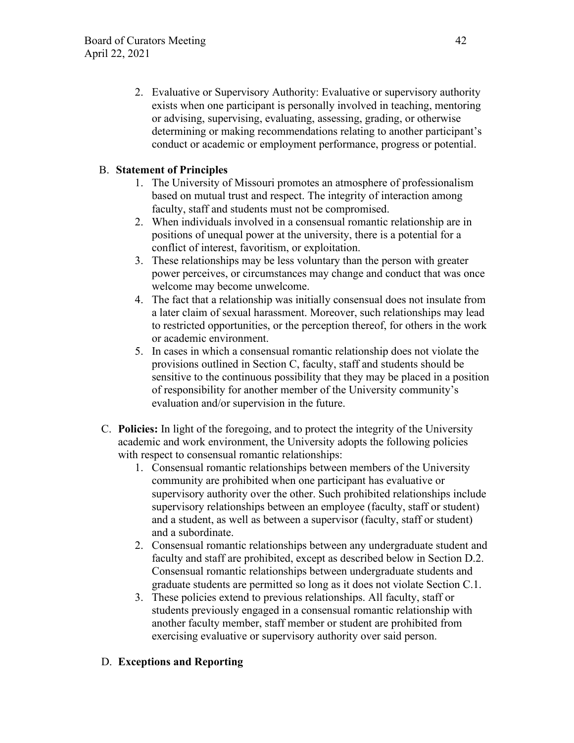2. Evaluative or Supervisory Authority: Evaluative or supervisory authority exists when one participant is personally involved in teaching, mentoring or advising, supervising, evaluating, assessing, grading, or otherwise determining or making recommendations relating to another participant's conduct or academic or employment performance, progress or potential.

B. **Statement of Principles**

1. The University of Missouri promotes an atmosphere of professionalism based on mutual trust and respect. The integrity of interaction among faculty, staff and students must not be compromised.
2. When individuals involved in a consensual romantic relationship are in positions of unequal power at the university, there is a potential for a conflict of interest, favoritism, or exploitation.
3. These relationships may be less voluntary than the person with greater power perceives, or circumstances may change and conduct that was once welcome may become unwelcome.
4. The fact that a relationship was initially consensual does not insulate from a later claim of sexual harassment. Moreover, such relationships may lead to restricted opportunities, or the perception thereof, for others in the work or academic environment.
5. In cases in which a consensual romantic relationship does not violate the provisions outlined in Section C, faculty, staff and students should be sensitive to the continuous possibility that they may be placed in a position of responsibility for another member of the University community's evaluation and/or supervision in the future.

C. **Policies:** In light of the foregoing, and to protect the integrity of the University academic and work environment, the University adopts the following policies with respect to consensual romantic relationships:

1. Consensual romantic relationships between members of the University community are prohibited when one participant has evaluative or supervisory authority over the other. Such prohibited relationships include supervisory relationships between an employee (faculty, staff or student) and a student, as well as between a supervisor (faculty, staff or student) and a subordinate.
2. Consensual romantic relationships between any undergraduate student and faculty and staff are prohibited, except as described below in Section D.2. Consensual romantic relationships between undergraduate students and graduate students are permitted so long as it does not violate Section C.1.
3. These policies extend to previous relationships. All faculty, staff or students previously engaged in a consensual romantic relationship with another faculty member, staff member or student are prohibited from exercising evaluative or supervisory authority over said person.

D. **Exceptions and Reporting**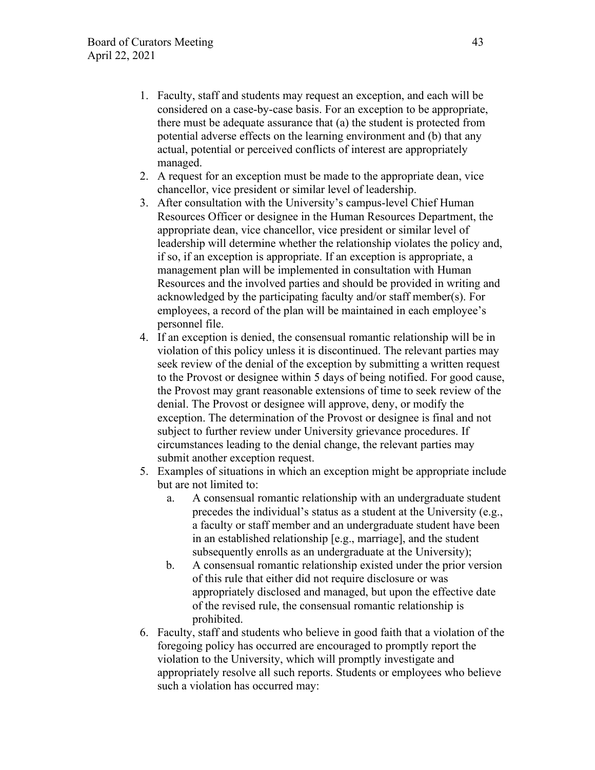1. Faculty, staff and students may request an exception, and each will be considered on a case-by-case basis. For an exception to be appropriate, there must be adequate assurance that (a) the student is protected from potential adverse effects on the learning environment and (b) that any actual, potential or perceived conflicts of interest are appropriately managed.
2. A request for an exception must be made to the appropriate dean, vice chancellor, vice president or similar level of leadership.
3. After consultation with the University's campus-level Chief Human Resources Officer or designee in the Human Resources Department, the appropriate dean, vice chancellor, vice president or similar level of leadership will determine whether the relationship violates the policy and, if so, if an exception is appropriate. If an exception is appropriate, a management plan will be implemented in consultation with Human Resources and the involved parties and should be provided in writing and acknowledged by the participating faculty and/or staff member(s). For employees, a record of the plan will be maintained in each employee's personnel file.
4. If an exception is denied, the consensual romantic relationship will be in violation of this policy unless it is discontinued. The relevant parties may seek review of the denial of the exception by submitting a written request to the Provost or designee within 5 days of being notified. For good cause, the Provost may grant reasonable extensions of time to seek review of the denial. The Provost or designee will approve, deny, or modify the exception. The determination of the Provost or designee is final and not subject to further review under University grievance procedures. If circumstances leading to the denial change, the relevant parties may submit another exception request.
5. Examples of situations in which an exception might be appropriate include but are not limited to:
   a. A consensual romantic relationship with an undergraduate student precedes the individual's status as a student at the University (e.g., a faculty or staff member and an undergraduate student have been in an established relationship [e.g., marriage], and the student subsequently enrolls as an undergraduate at the University);
   b. A consensual romantic relationship existed under the prior version of this rule that either did not require disclosure or was appropriately disclosed and managed, but upon the effective date of the revised rule, the consensual romantic relationship is prohibited.
6. Faculty, staff and students who believe in good faith that a violation of the foregoing policy has occurred are encouraged to promptly report the violation to the University, which will promptly investigate and appropriately resolve all such reports. Students or employees who believe such a violation has occurred may: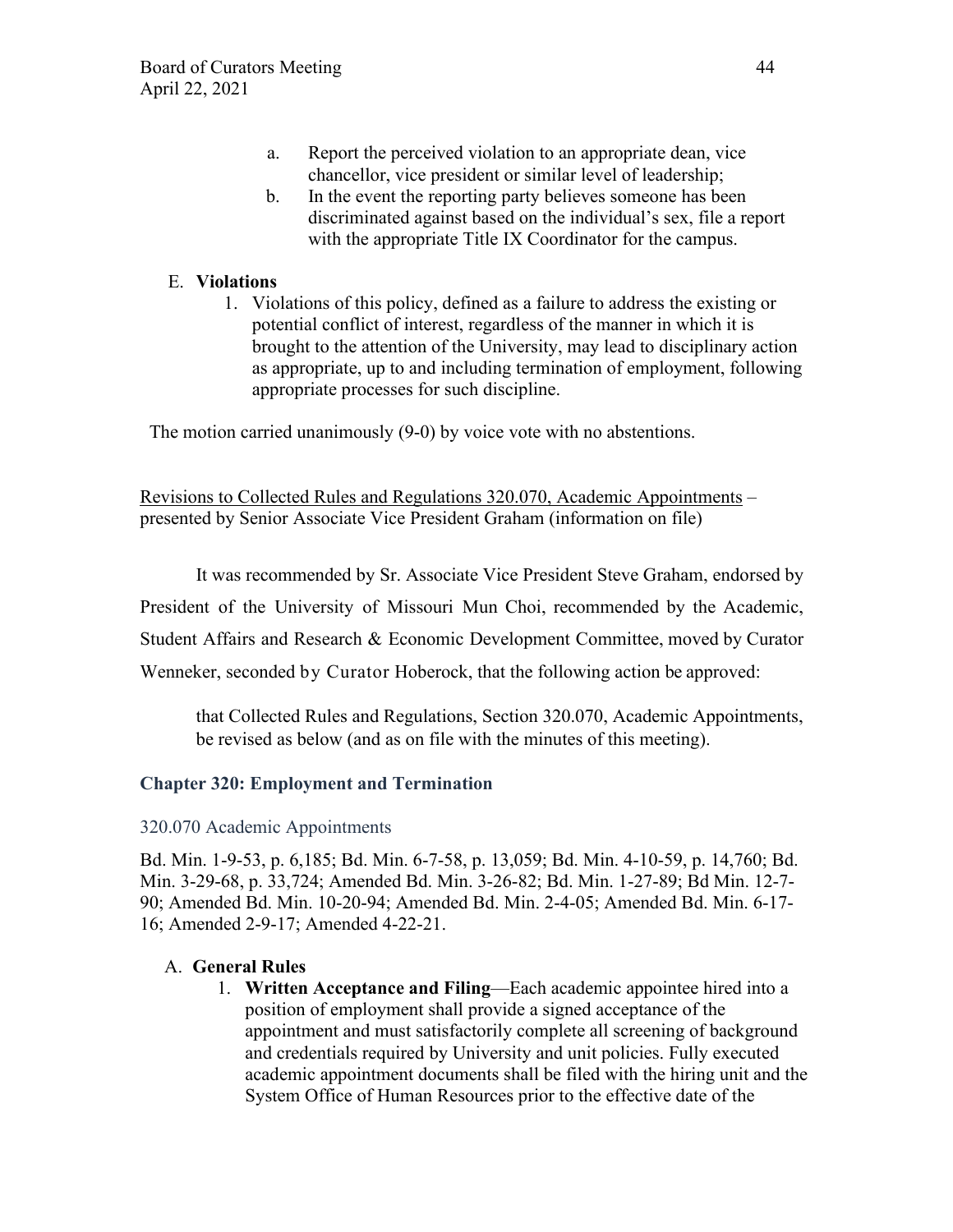a. Report the perceived violation to an appropriate dean, vice chancellor, vice president or similar level of leadership;
b. In the event the reporting party believes someone has been discriminated against based on the individual's sex, file a report with the appropriate Title IX Coordinator for the campus.

E. **Violations**

1. Violations of this policy, defined as a failure to address the existing or potential conflict of interest, regardless of the manner in which it is brought to the attention of the University, may lead to disciplinary action as appropriate, up to and including termination of employment, following appropriate processes for such discipline.

The motion carried unanimously (9-0) by voice vote with no abstentions.

<u>Revisions to Collected Rules and Regulations 320.070, Academic Appointments</u> – presented by Senior Associate Vice President Graham (information on file)

It was recommended by Sr. Associate Vice President Steve Graham, endorsed by President of the University of Missouri Mun Choi, recommended by the Academic, Student Affairs and Research & Economic Development Committee, moved by Curator Wenneker, seconded by Curator Hoberock, that the following action be approved:

> that Collected Rules and Regulations, Section 320.070, Academic Appointments, be revised as below (and as on file with the minutes of this meeting).

### Chapter 320: Employment and Termination

#### 320.070 Academic Appointments

Bd. Min. 1-9-53, p. 6,185; Bd. Min. 6-7-58, p. 13,059; Bd. Min. 4-10-59, p. 14,760; Bd. Min. 3-29-68, p. 33,724; Amended Bd. Min. 3-26-82; Bd. Min. 1-27-89; Bd Min. 12-7-90; Amended Bd. Min. 10-20-94; Amended Bd. Min. 2-4-05; Amended Bd. Min. 6-17-16; Amended 2-9-17; Amended 4-22-21.

A. **General Rules**

1. **Written Acceptance and Filing**—Each academic appointee hired into a position of employment shall provide a signed acceptance of the appointment and must satisfactorily complete all screening of background and credentials required by University and unit policies. Fully executed academic appointment documents shall be filed with the hiring unit and the System Office of Human Resources prior to the effective date of the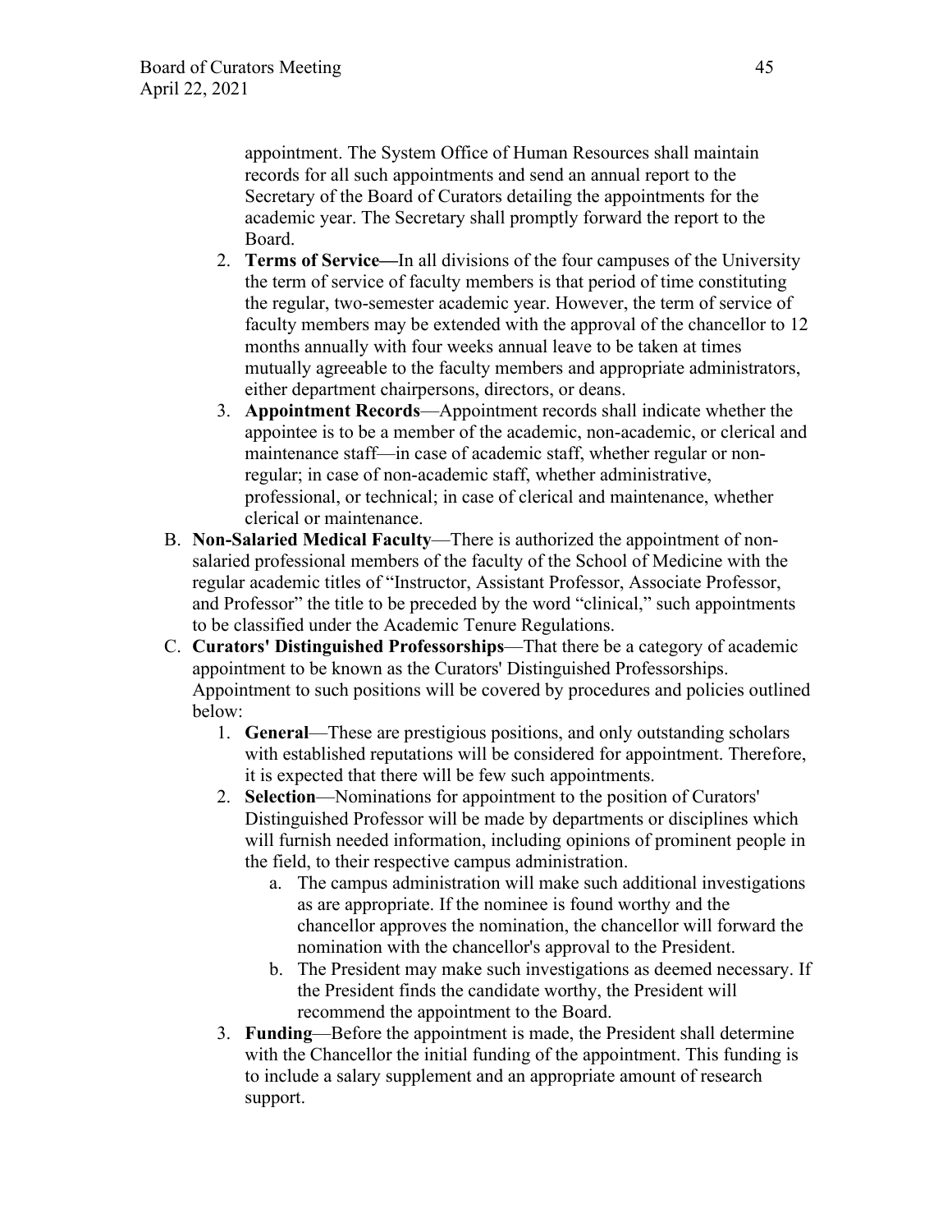appointment. The System Office of Human Resources shall maintain records for all such appointments and send an annual report to the Secretary of the Board of Curators detailing the appointments for the academic year. The Secretary shall promptly forward the report to the Board.

2. **Terms of Service—**In all divisions of the four campuses of the University the term of service of faculty members is that period of time constituting the regular, two-semester academic year. However, the term of service of faculty members may be extended with the approval of the chancellor to 12 months annually with four weeks annual leave to be taken at times mutually agreeable to the faculty members and appropriate administrators, either department chairpersons, directors, or deans.
3. **Appointment Records**—Appointment records shall indicate whether the appointee is to be a member of the academic, non-academic, or clerical and maintenance staff—in case of academic staff, whether regular or non-regular; in case of non-academic staff, whether administrative, professional, or technical; in case of clerical and maintenance, whether clerical or maintenance.

B. **Non-Salaried Medical Faculty**—There is authorized the appointment of non-salaried professional members of the faculty of the School of Medicine with the regular academic titles of "Instructor, Assistant Professor, Associate Professor, and Professor" the title to be preceded by the word "clinical," such appointments to be classified under the Academic Tenure Regulations.

C. **Curators' Distinguished Professorships**—That there be a category of academic appointment to be known as the Curators' Distinguished Professorships. Appointment to such positions will be covered by procedures and policies outlined below:

1. **General**—These are prestigious positions, and only outstanding scholars with established reputations will be considered for appointment. Therefore, it is expected that there will be few such appointments.
2. **Selection**—Nominations for appointment to the position of Curators' Distinguished Professor will be made by departments or disciplines which will furnish needed information, including opinions of prominent people in the field, to their respective campus administration.
   a. The campus administration will make such additional investigations as are appropriate. If the nominee is found worthy and the chancellor approves the nomination, the chancellor will forward the nomination with the chancellor's approval to the President.
   b. The President may make such investigations as deemed necessary. If the President finds the candidate worthy, the President will recommend the appointment to the Board.
3. **Funding**—Before the appointment is made, the President shall determine with the Chancellor the initial funding of the appointment. This funding is to include a salary supplement and an appropriate amount of research support.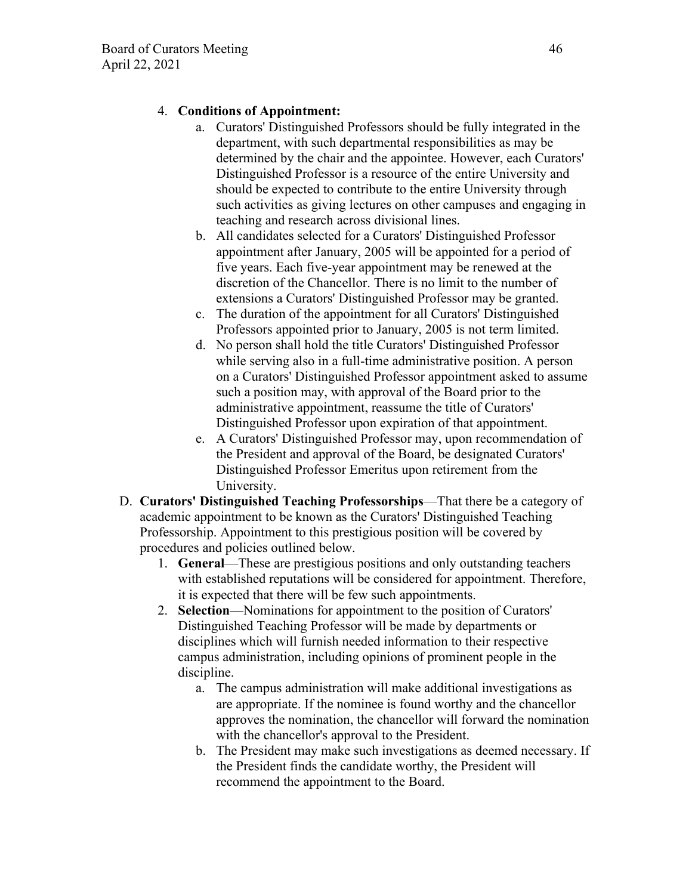4. **Conditions of Appointment:**
    a. Curators' Distinguished Professors should be fully integrated in the department, with such departmental responsibilities as may be determined by the chair and the appointee. However, each Curators' Distinguished Professor is a resource of the entire University and should be expected to contribute to the entire University through such activities as giving lectures on other campuses and engaging in teaching and research across divisional lines.
    b. All candidates selected for a Curators' Distinguished Professor appointment after January, 2005 will be appointed for a period of five years. Each five-year appointment may be renewed at the discretion of the Chancellor. There is no limit to the number of extensions a Curators' Distinguished Professor may be granted.
    c. The duration of the appointment for all Curators' Distinguished Professors appointed prior to January, 2005 is not term limited.
    d. No person shall hold the title Curators' Distinguished Professor while serving also in a full-time administrative position. A person on a Curators' Distinguished Professor appointment asked to assume such a position may, with approval of the Board prior to the administrative appointment, reassume the title of Curators' Distinguished Professor upon expiration of that appointment.
    e. A Curators' Distinguished Professor may, upon recommendation of the President and approval of the Board, be designated Curators' Distinguished Professor Emeritus upon retirement from the University.

D. **Curators' Distinguished Teaching Professorships**—That there be a category of academic appointment to be known as the Curators' Distinguished Teaching Professorship. Appointment to this prestigious position will be covered by procedures and policies outlined below.
   1. **General**—These are prestigious positions and only outstanding teachers with established reputations will be considered for appointment. Therefore, it is expected that there will be few such appointments.
   2. **Selection**—Nominations for appointment to the position of Curators' Distinguished Teaching Professor will be made by departments or disciplines which will furnish needed information to their respective campus administration, including opinions of prominent people in the discipline.
      a. The campus administration will make additional investigations as are appropriate. If the nominee is found worthy and the chancellor approves the nomination, the chancellor will forward the nomination with the chancellor's approval to the President.
      b. The President may make such investigations as deemed necessary. If the President finds the candidate worthy, the President will recommend the appointment to the Board.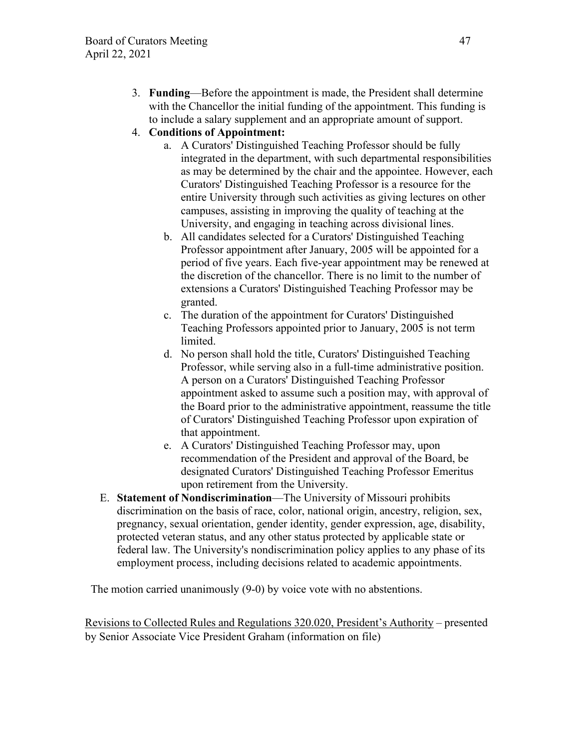3. **Funding**—Before the appointment is made, the President shall determine with the Chancellor the initial funding of the appointment. This funding is to include a salary supplement and an appropriate amount of support.
4. **Conditions of Appointment:**
    a. A Curators' Distinguished Teaching Professor should be fully integrated in the department, with such departmental responsibilities as may be determined by the chair and the appointee. However, each Curators' Distinguished Teaching Professor is a resource for the entire University through such activities as giving lectures on other campuses, assisting in improving the quality of teaching at the University, and engaging in teaching across divisional lines.
    b. All candidates selected for a Curators' Distinguished Teaching Professor appointment after January, 2005 will be appointed for a period of five years. Each five-year appointment may be renewed at the discretion of the chancellor. There is no limit to the number of extensions a Curators' Distinguished Teaching Professor may be granted.
    c. The duration of the appointment for Curators' Distinguished Teaching Professors appointed prior to January, 2005 is not term limited.
    d. No person shall hold the title, Curators' Distinguished Teaching Professor, while serving also in a full-time administrative position. A person on a Curators' Distinguished Teaching Professor appointment asked to assume such a position may, with approval of the Board prior to the administrative appointment, reassume the title of Curators' Distinguished Teaching Professor upon expiration of that appointment.
    e. A Curators' Distinguished Teaching Professor may, upon recommendation of the President and approval of the Board, be designated Curators' Distinguished Teaching Professor Emeritus upon retirement from the University.

E. **Statement of Nondiscrimination**—The University of Missouri prohibits discrimination on the basis of race, color, national origin, ancestry, religion, sex, pregnancy, sexual orientation, gender identity, gender expression, age, disability, protected veteran status, and any other status protected by applicable state or federal law. The University's nondiscrimination policy applies to any phase of its employment process, including decisions related to academic appointments.

The motion carried unanimously (9-0) by voice vote with no abstentions.

<u>Revisions to Collected Rules and Regulations 320.020, President's Authority</u> – presented by Senior Associate Vice President Graham (information on file)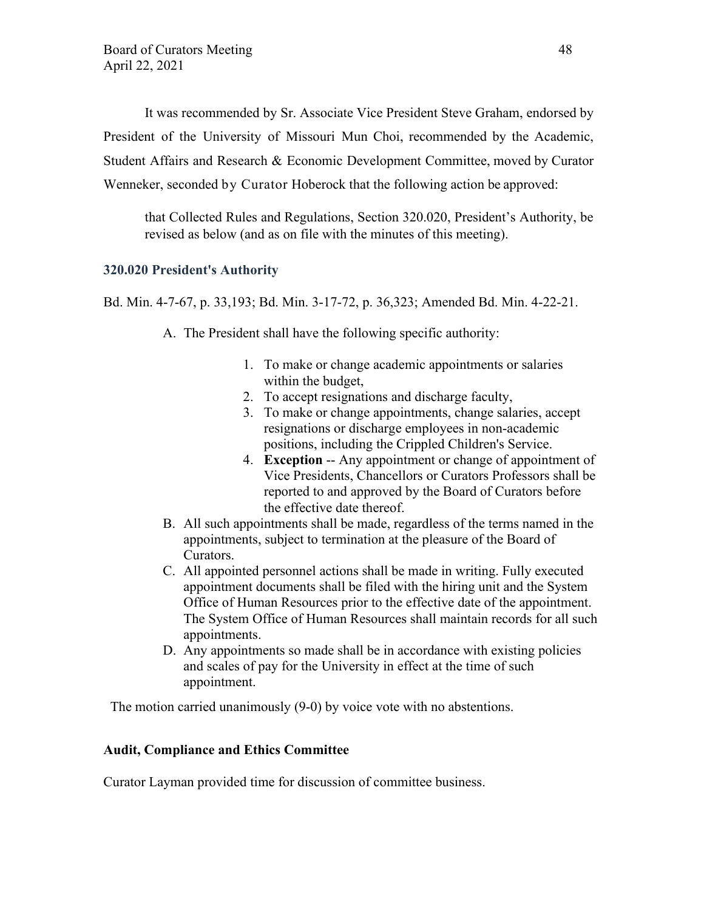It was recommended by Sr. Associate Vice President Steve Graham, endorsed by President of the University of Missouri Mun Choi, recommended by the Academic, Student Affairs and Research & Economic Development Committee, moved by Curator Wenneker, seconded by Curator Hoberock that the following action be approved:

> that Collected Rules and Regulations, Section 320.020, President's Authority, be revised as below (and as on file with the minutes of this meeting).

### 320.020 President's Authority

Bd. Min. 4-7-67, p. 33,193; Bd. Min. 3-17-72, p. 36,323; Amended Bd. Min. 4-22-21.

A. The President shall have the following specific authority:
    1. To make or change academic appointments or salaries within the budget,
    2. To accept resignations and discharge faculty,
    3. To make or change appointments, change salaries, accept resignations or discharge employees in non-academic positions, including the Crippled Children's Service.
    4. **Exception** -- Any appointment or change of appointment of Vice Presidents, Chancellors or Curators Professors shall be reported to and approved by the Board of Curators before the effective date thereof.
B. All such appointments shall be made, regardless of the terms named in the appointments, subject to termination at the pleasure of the Board of Curators.
C. All appointed personnel actions shall be made in writing. Fully executed appointment documents shall be filed with the hiring unit and the System Office of Human Resources prior to the effective date of the appointment. The System Office of Human Resources shall maintain records for all such appointments.
D. Any appointments so made shall be in accordance with existing policies and scales of pay for the University in effect at the time of such appointment.

The motion carried unanimously (9-0) by voice vote with no abstentions.

**Audit, Compliance and Ethics Committee**

Curator Layman provided time for discussion of committee business.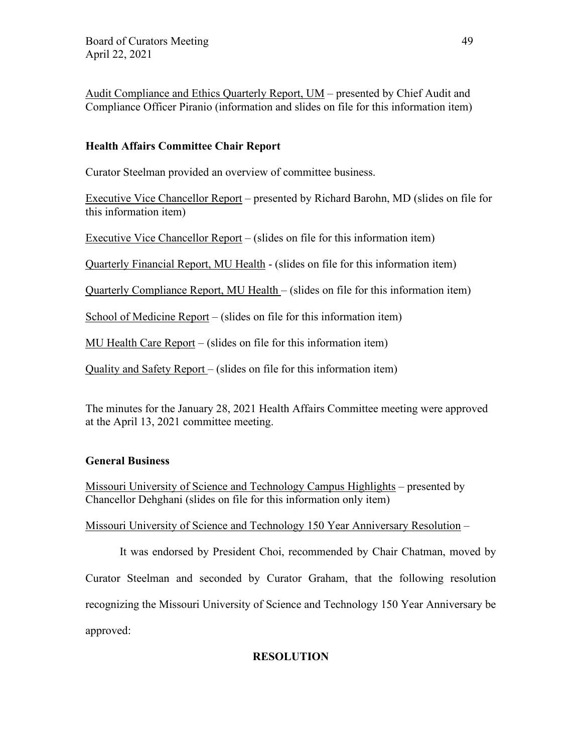Audit Compliance and Ethics Quarterly Report, UM – presented by Chief Audit and Compliance Officer Piranio (information and slides on file for this information item)

**Health Affairs Committee Chair Report**

Curator Steelman provided an overview of committee business.

Executive Vice Chancellor Report – presented by Richard Barohn, MD (slides on file for this information item)

Executive Vice Chancellor Report – (slides on file for this information item)

Quarterly Financial Report, MU Health - (slides on file for this information item)

Quarterly Compliance Report, MU Health – (slides on file for this information item)

School of Medicine Report – (slides on file for this information item)

MU Health Care Report – (slides on file for this information item)

Quality and Safety Report – (slides on file for this information item)

The minutes for the January 28, 2021 Health Affairs Committee meeting were approved at the April 13, 2021 committee meeting.

**General Business**

Missouri University of Science and Technology Campus Highlights – presented by Chancellor Dehghani (slides on file for this information only item)

Missouri University of Science and Technology 150 Year Anniversary Resolution –

It was endorsed by President Choi, recommended by Chair Chatman, moved by Curator Steelman and seconded by Curator Graham, that the following resolution recognizing the Missouri University of Science and Technology 150 Year Anniversary be approved:

**RESOLUTION**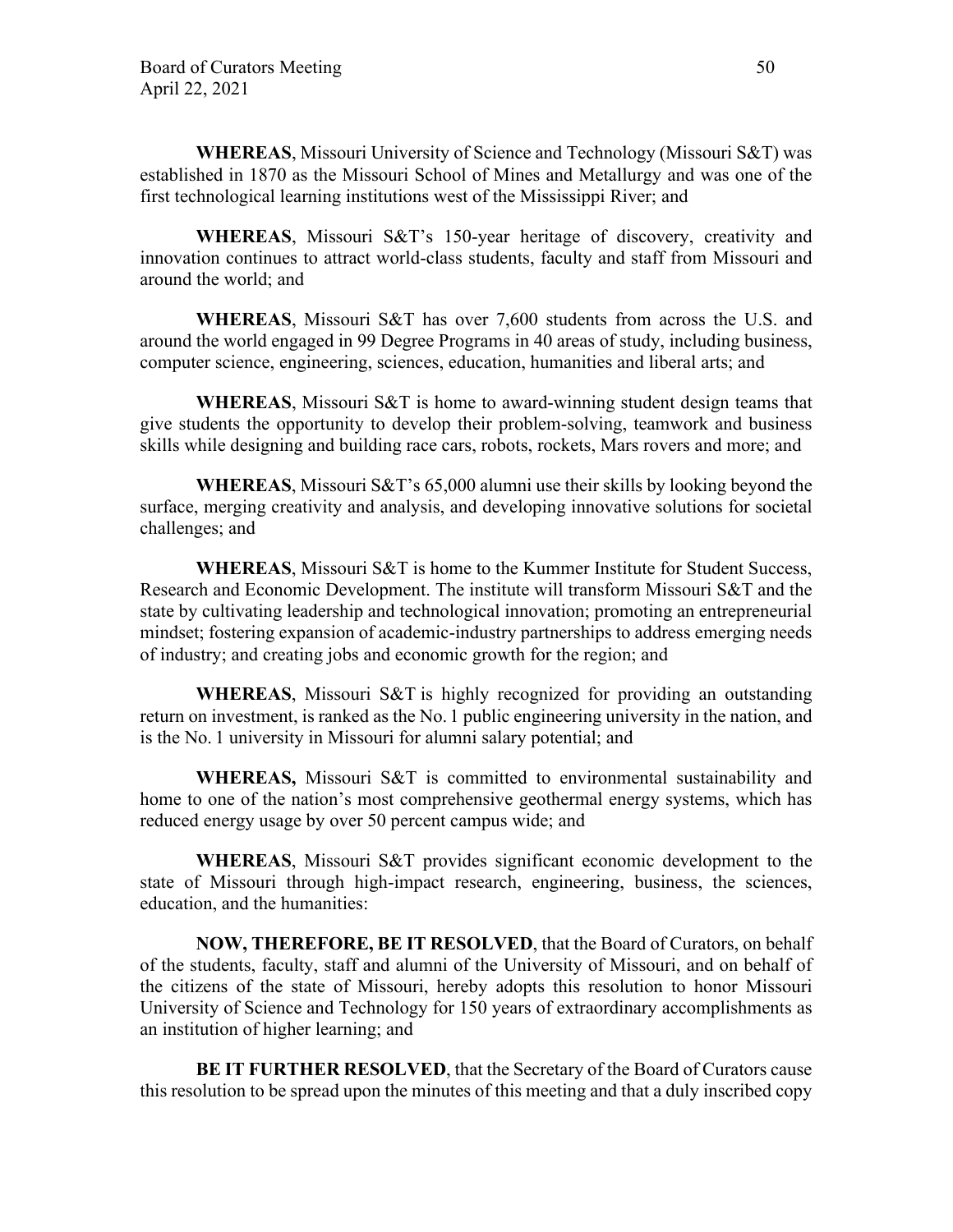**WHEREAS**, Missouri University of Science and Technology (Missouri S&T) was established in 1870 as the Missouri School of Mines and Metallurgy and was one of the first technological learning institutions west of the Mississippi River; and

**WHEREAS**, Missouri S&T's 150-year heritage of discovery, creativity and innovation continues to attract world-class students, faculty and staff from Missouri and around the world; and

**WHEREAS**, Missouri S&T has over 7,600 students from across the U.S. and around the world engaged in 99 Degree Programs in 40 areas of study, including business, computer science, engineering, sciences, education, humanities and liberal arts; and

**WHEREAS**, Missouri S&T is home to award-winning student design teams that give students the opportunity to develop their problem-solving, teamwork and business skills while designing and building race cars, robots, rockets, Mars rovers and more; and

**WHEREAS**, Missouri S&T's 65,000 alumni use their skills by looking beyond the surface, merging creativity and analysis, and developing innovative solutions for societal challenges; and

**WHEREAS**, Missouri S&T is home to the Kummer Institute for Student Success, Research and Economic Development. The institute will transform Missouri S&T and the state by cultivating leadership and technological innovation; promoting an entrepreneurial mindset; fostering expansion of academic-industry partnerships to address emerging needs of industry; and creating jobs and economic growth for the region; and

**WHEREAS**, Missouri S&T is highly recognized for providing an outstanding return on investment, is ranked as the No. 1 public engineering university in the nation, and is the No. 1 university in Missouri for alumni salary potential; and

**WHEREAS,** Missouri S&T is committed to environmental sustainability and home to one of the nation's most comprehensive geothermal energy systems, which has reduced energy usage by over 50 percent campus wide; and

**WHEREAS**, Missouri S&T provides significant economic development to the state of Missouri through high-impact research, engineering, business, the sciences, education, and the humanities:

**NOW, THEREFORE, BE IT RESOLVED**, that the Board of Curators, on behalf of the students, faculty, staff and alumni of the University of Missouri, and on behalf of the citizens of the state of Missouri, hereby adopts this resolution to honor Missouri University of Science and Technology for 150 years of extraordinary accomplishments as an institution of higher learning; and

**BE IT FURTHER RESOLVED**, that the Secretary of the Board of Curators cause this resolution to be spread upon the minutes of this meeting and that a duly inscribed copy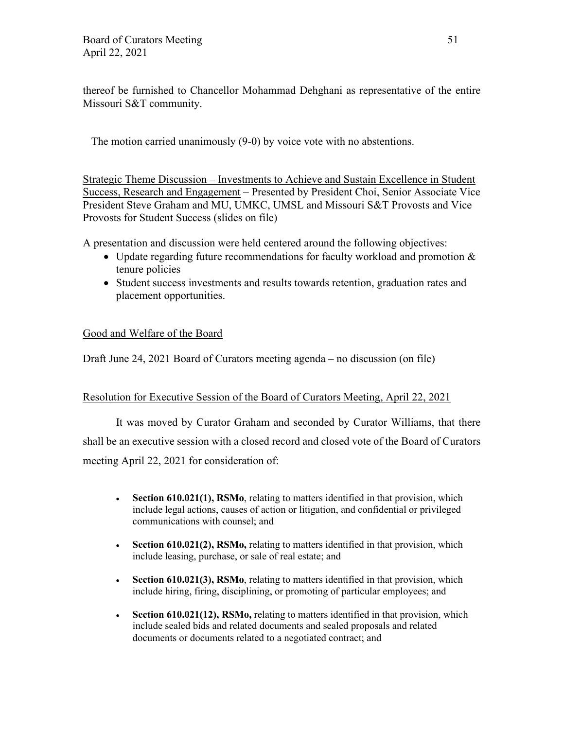thereof be furnished to Chancellor Mohammad Dehghani as representative of the entire Missouri S&T community.

The motion carried unanimously (9-0) by voice vote with no abstentions.

Strategic Theme Discussion – Investments to Achieve and Sustain Excellence in Student Success, Research and Engagement – Presented by President Choi, Senior Associate Vice President Steve Graham and MU, UMKC, UMSL and Missouri S&T Provosts and Vice Provosts for Student Success (slides on file)

A presentation and discussion were held centered around the following objectives:

- Update regarding future recommendations for faculty workload and promotion & tenure policies
- Student success investments and results towards retention, graduation rates and placement opportunities.

Good and Welfare of the Board

Draft June 24, 2021 Board of Curators meeting agenda – no discussion (on file)

Resolution for Executive Session of the Board of Curators Meeting, April 22, 2021

It was moved by Curator Graham and seconded by Curator Williams, that there shall be an executive session with a closed record and closed vote of the Board of Curators meeting April 22, 2021 for consideration of:

- **Section 610.021(1), RSMo**, relating to matters identified in that provision, which include legal actions, causes of action or litigation, and confidential or privileged communications with counsel; and
- **Section 610.021(2), RSMo,** relating to matters identified in that provision, which include leasing, purchase, or sale of real estate; and
- **Section 610.021(3), RSMo**, relating to matters identified in that provision, which include hiring, firing, disciplining, or promoting of particular employees; and
- **Section 610.021(12), RSMo,** relating to matters identified in that provision, which include sealed bids and related documents and sealed proposals and related documents or documents related to a negotiated contract; and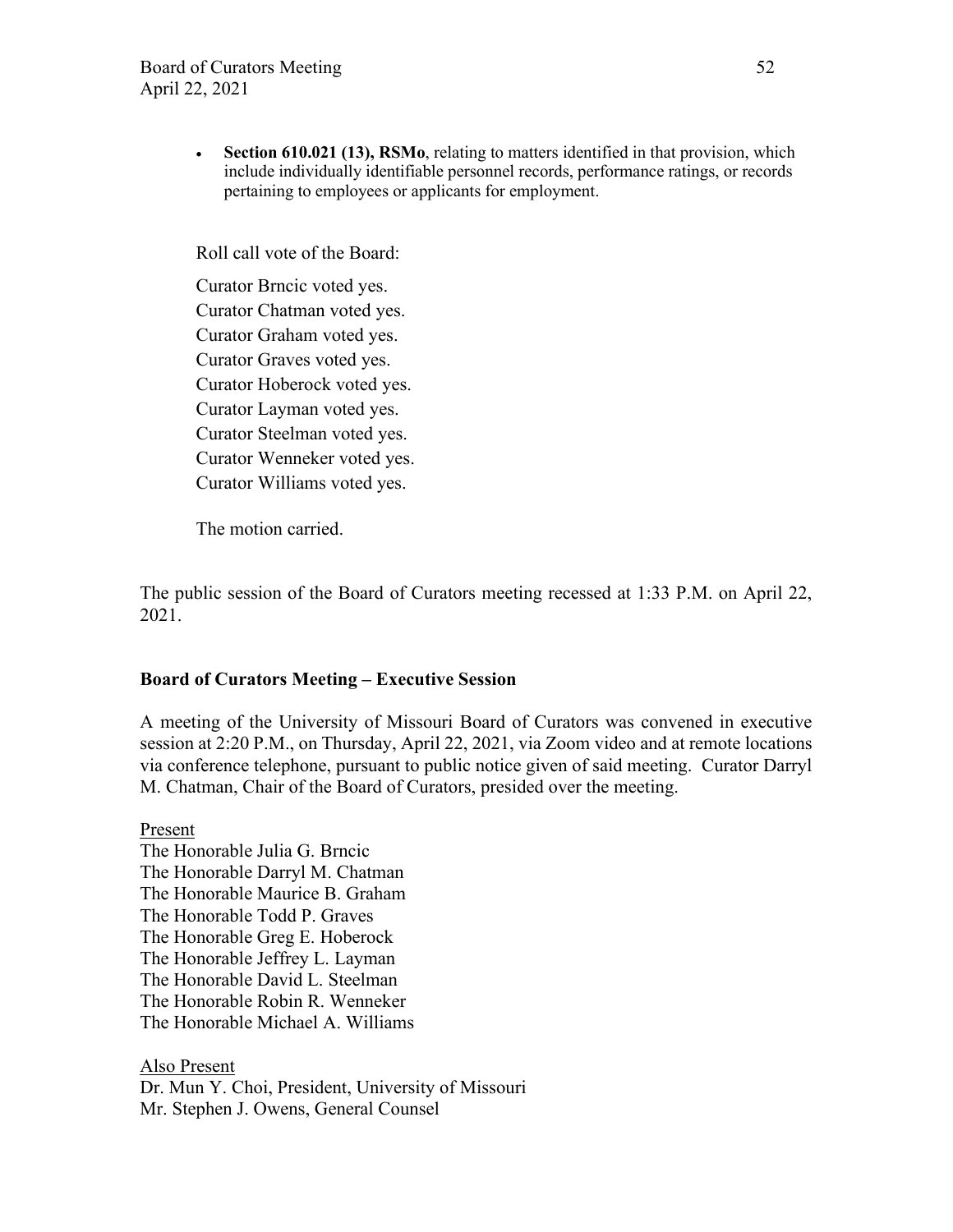- **Section 610.021 (13), RSMo**, relating to matters identified in that provision, which include individually identifiable personnel records, performance ratings, or records pertaining to employees or applicants for employment.

Roll call vote of the Board:

Curator Brncic voted yes.  
Curator Chatman voted yes.  
Curator Graham voted yes.  
Curator Graves voted yes.  
Curator Hoberock voted yes.  
Curator Layman voted yes.  
Curator Steelman voted yes.  
Curator Wenneker voted yes.  
Curator Williams voted yes.

The motion carried.

The public session of the Board of Curators meeting recessed at 1:33 P.M. on April 22, 2021.

**Board of Curators Meeting – Executive Session**

A meeting of the University of Missouri Board of Curators was convened in executive session at 2:20 P.M., on Thursday, April 22, 2021, via Zoom video and at remote locations via conference telephone, pursuant to public notice given of said meeting. Curator Darryl M. Chatman, Chair of the Board of Curators, presided over the meeting.

Present  
The Honorable Julia G. Brncic  
The Honorable Darryl M. Chatman  
The Honorable Maurice B. Graham  
The Honorable Todd P. Graves  
The Honorable Greg E. Hoberock  
The Honorable Jeffrey L. Layman  
The Honorable David L. Steelman  
The Honorable Robin R. Wenneker  
The Honorable Michael A. Williams

Also Present  
Dr. Mun Y. Choi, President, University of Missouri  
Mr. Stephen J. Owens, General Counsel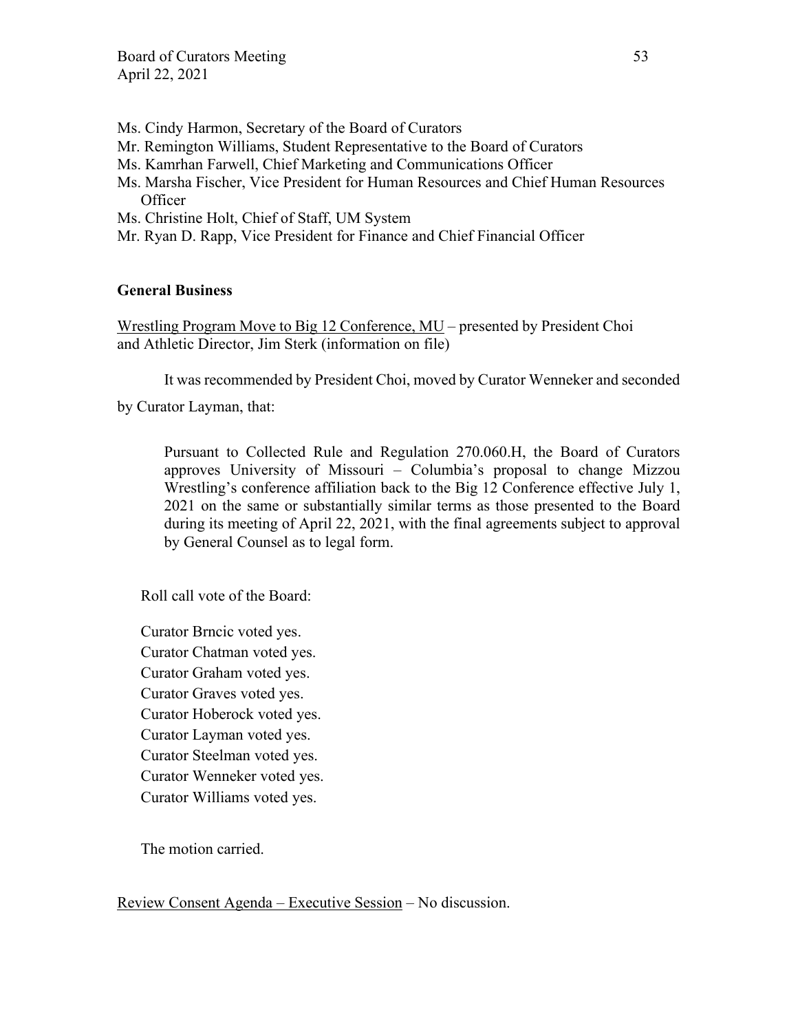Ms. Cindy Harmon, Secretary of the Board of Curators
Mr. Remington Williams, Student Representative to the Board of Curators
Ms. Kamrhan Farwell, Chief Marketing and Communications Officer
Ms. Marsha Fischer, Vice President for Human Resources and Chief Human Resources Officer
Ms. Christine Holt, Chief of Staff, UM System
Mr. Ryan D. Rapp, Vice President for Finance and Chief Financial Officer

**General Business**

Wrestling Program Move to Big 12 Conference, MU – presented by President Choi and Athletic Director, Jim Sterk (information on file)

It was recommended by President Choi, moved by Curator Wenneker and seconded by Curator Layman, that:

> Pursuant to Collected Rule and Regulation 270.060.H, the Board of Curators approves University of Missouri – Columbia's proposal to change Mizzou Wrestling's conference affiliation back to the Big 12 Conference effective July 1, 2021 on the same or substantially similar terms as those presented to the Board during its meeting of April 22, 2021, with the final agreements subject to approval by General Counsel as to legal form.

Roll call vote of the Board:

Curator Brncic voted yes.
Curator Chatman voted yes.
Curator Graham voted yes.
Curator Graves voted yes.
Curator Hoberock voted yes.
Curator Layman voted yes.
Curator Steelman voted yes.
Curator Wenneker voted yes.
Curator Williams voted yes.

The motion carried.

Review Consent Agenda – Executive Session – No discussion.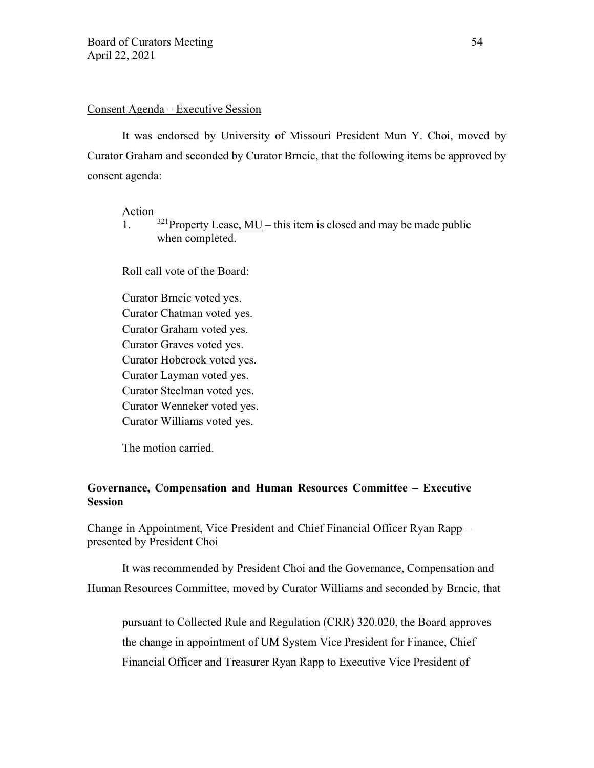Consent Agenda – Executive Session

It was endorsed by University of Missouri President Mun Y. Choi, moved by Curator Graham and seconded by Curator Brncic, that the following items be approved by consent agenda:

Action

1. [321]Property Lease, MU – this item is closed and may be made public when completed.

Roll call vote of the Board:

Curator Brncic voted yes.  
Curator Chatman voted yes.  
Curator Graham voted yes.  
Curator Graves voted yes.  
Curator Hoberock voted yes.  
Curator Layman voted yes.  
Curator Steelman voted yes.  
Curator Wenneker voted yes.  
Curator Williams voted yes.

The motion carried.

**Governance, Compensation and Human Resources Committee – Executive Session**

Change in Appointment, Vice President and Chief Financial Officer Ryan Rapp – presented by President Choi

It was recommended by President Choi and the Governance, Compensation and Human Resources Committee, moved by Curator Williams and seconded by Brncic, that

pursuant to Collected Rule and Regulation (CRR) 320.020, the Board approves the change in appointment of UM System Vice President for Finance, Chief Financial Officer and Treasurer Ryan Rapp to Executive Vice President of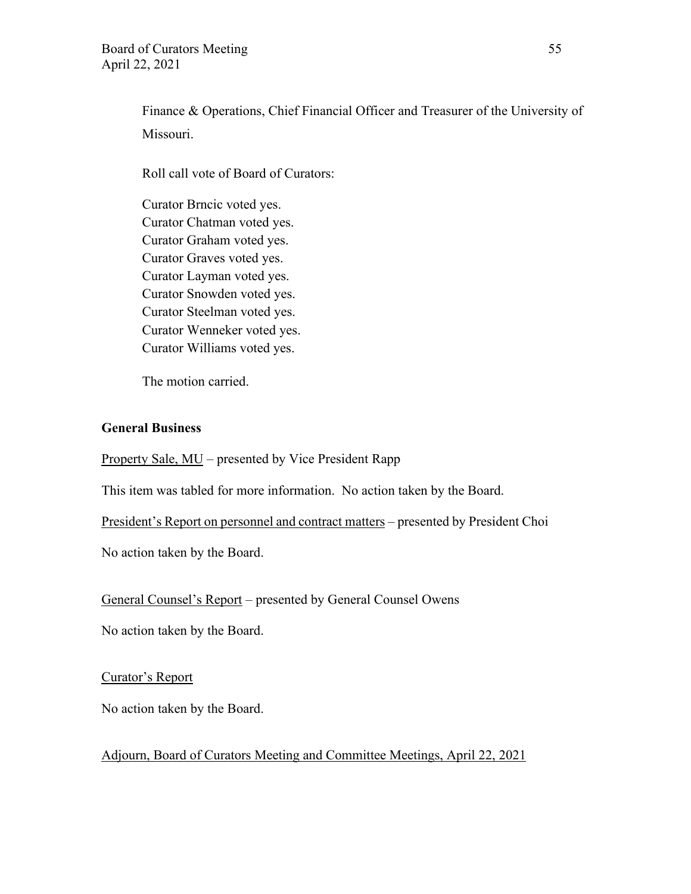Finance & Operations, Chief Financial Officer and Treasurer of the University of Missouri.

Roll call vote of Board of Curators:

Curator Brncic voted yes.
Curator Chatman voted yes.
Curator Graham voted yes.
Curator Graves voted yes.
Curator Layman voted yes.
Curator Snowden voted yes.
Curator Steelman voted yes.
Curator Wenneker voted yes.
Curator Williams voted yes.

The motion carried.

**General Business**

Property Sale, MU – presented by Vice President Rapp

This item was tabled for more information. No action taken by the Board.

President's Report on personnel and contract matters – presented by President Choi

No action taken by the Board.

General Counsel's Report – presented by General Counsel Owens

No action taken by the Board.

Curator's Report

No action taken by the Board.

Adjourn, Board of Curators Meeting and Committee Meetings, April 22, 2021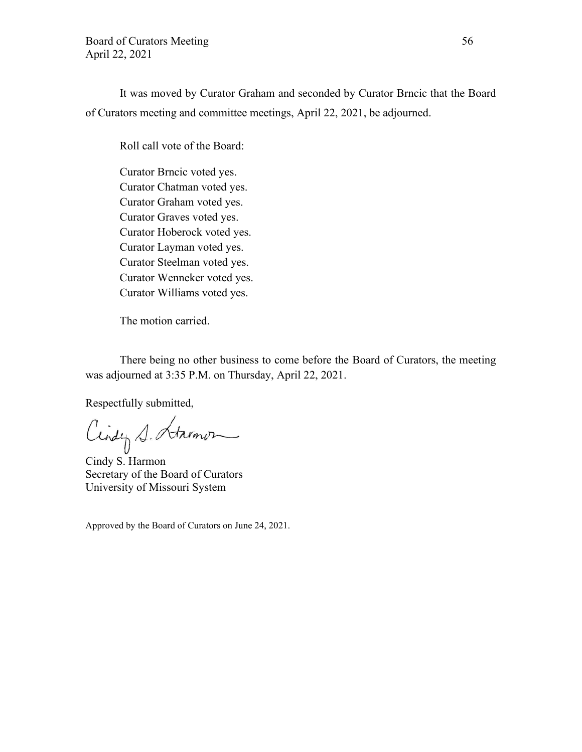It was moved by Curator Graham and seconded by Curator Brncic that the Board of Curators meeting and committee meetings, April 22, 2021, be adjourned.

Roll call vote of the Board:

Curator Brncic voted yes.
Curator Chatman voted yes.
Curator Graham voted yes.
Curator Graves voted yes.
Curator Hoberock voted yes.
Curator Layman voted yes.
Curator Steelman voted yes.
Curator Wenneker voted yes.
Curator Williams voted yes.

The motion carried.

There being no other business to come before the Board of Curators, the meeting was adjourned at 3:35 P.M. on Thursday, April 22, 2021.

Respectfully submitted,

Cindy S. Harmon
Secretary of the Board of Curators
University of Missouri System

Approved by the Board of Curators on June 24, 2021.